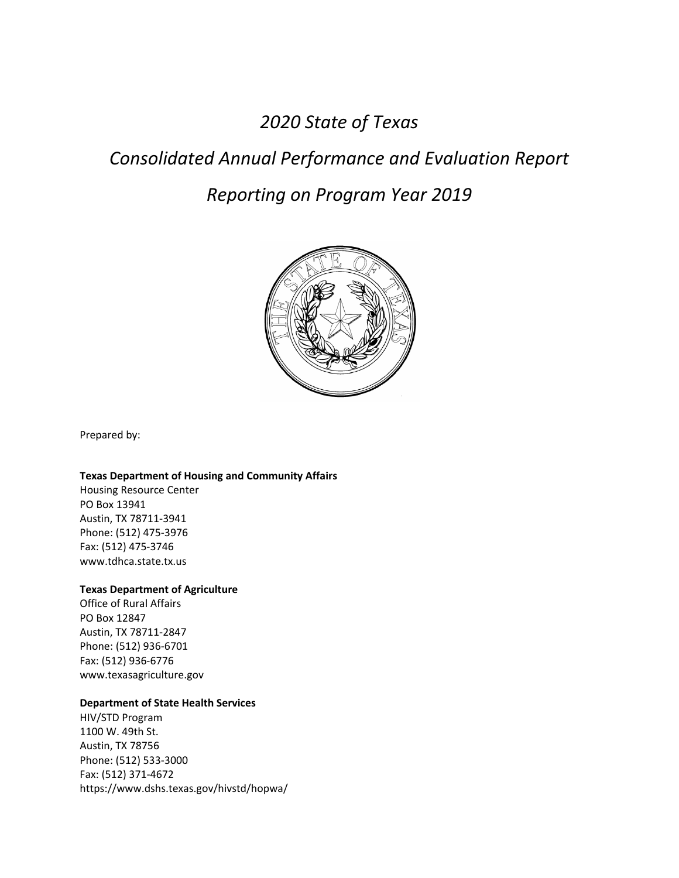# *2020 State of Texas*

# *Consolidated Annual Performance and Evaluation Report*

# *Reporting on Program Year 2019*

Prepared by:

**Texas Department of Housing and Community Affairs**
Housing Resource Center
PO Box 13941
Austin, TX 78711-3941
Phone: (512) 475-3976
Fax: (512) 475-3746
www.tdhca.state.tx.us

**Texas Department of Agriculture**
Office of Rural Affairs
PO Box 12847
Austin, TX 78711-2847
Phone: (512) 936-6701
Fax: (512) 936-6776
www.texasagriculture.gov

**Department of State Health Services**
HIV/STD Program
1100 W. 49th St.
Austin, TX 78756
Phone: (512) 533-3000
Fax: (512) 371-4672
https://www.dshs.texas.gov/hivstd/hopwa/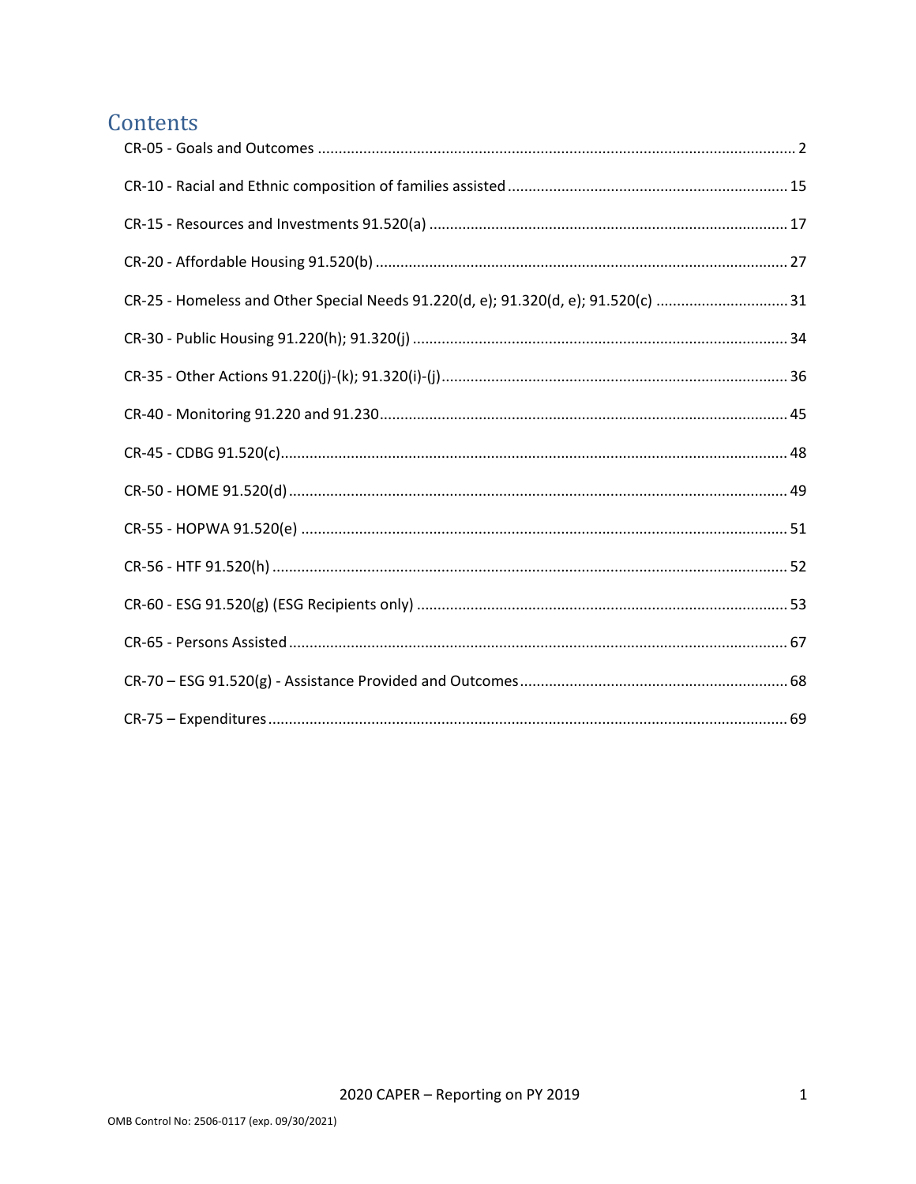# Contents

CR-05 - Goals and Outcomes ... 2

CR-10 - Racial and Ethnic composition of families assisted ... 15

CR-15 - Resources and Investments 91.520(a) ... 17

CR-20 - Affordable Housing 91.520(b) ... 27

CR-25 - Homeless and Other Special Needs 91.220(d, e); 91.320(d, e); 91.520(c) ... 31

CR-30 - Public Housing 91.220(h); 91.320(j) ... 34

CR-35 - Other Actions 91.220(j)-(k); 91.320(i)-(j) ... 36

CR-40 - Monitoring 91.220 and 91.230 ... 45

CR-45 - CDBG 91.520(c) ... 48

CR-50 - HOME 91.520(d) ... 49

CR-55 - HOPWA 91.520(e) ... 51

CR-56 - HTF 91.520(h) ... 52

CR-60 - ESG 91.520(g) (ESG Recipients only) ... 53

CR-65 - Persons Assisted ... 67

CR-70 – ESG 91.520(g) - Assistance Provided and Outcomes ... 68

CR-75 – Expenditures ... 69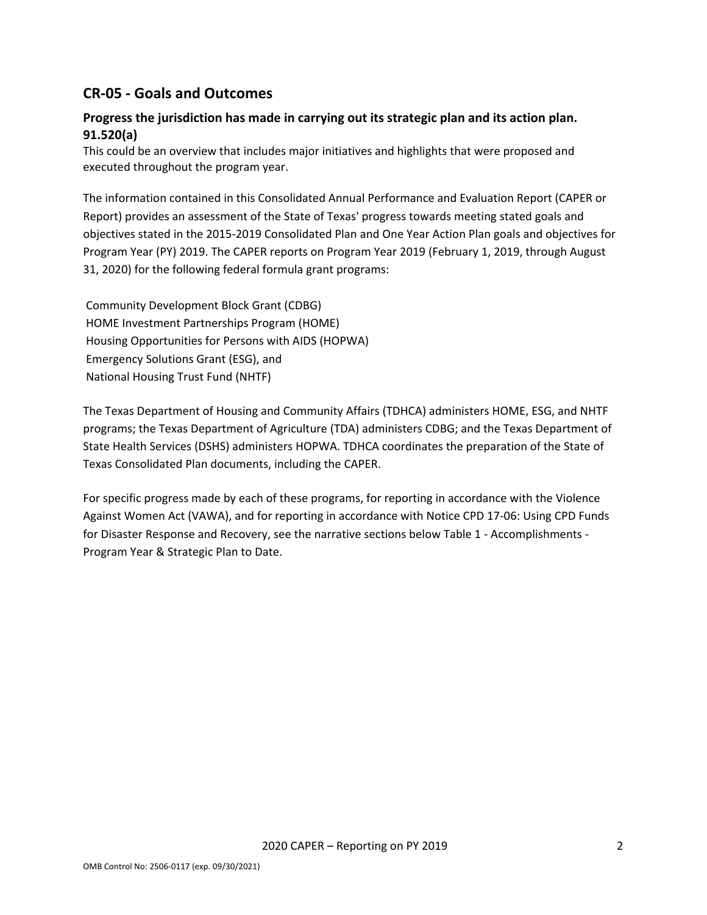## CR-05 - Goals and Outcomes

### Progress the jurisdiction has made in carrying out its strategic plan and its action plan. 91.520(a)

This could be an overview that includes major initiatives and highlights that were proposed and executed throughout the program year.

The information contained in this Consolidated Annual Performance and Evaluation Report (CAPER or Report) provides an assessment of the State of Texas' progress towards meeting stated goals and objectives stated in the 2015-2019 Consolidated Plan and One Year Action Plan goals and objectives for Program Year (PY) 2019. The CAPER reports on Program Year 2019 (February 1, 2019, through August 31, 2020) for the following federal formula grant programs:

Community Development Block Grant (CDBG)
HOME Investment Partnerships Program (HOME)
Housing Opportunities for Persons with AIDS (HOPWA)
Emergency Solutions Grant (ESG), and
National Housing Trust Fund (NHTF)

The Texas Department of Housing and Community Affairs (TDHCA) administers HOME, ESG, and NHTF programs; the Texas Department of Agriculture (TDA) administers CDBG; and the Texas Department of State Health Services (DSHS) administers HOPWA. TDHCA coordinates the preparation of the State of Texas Consolidated Plan documents, including the CAPER.

For specific progress made by each of these programs, for reporting in accordance with the Violence Against Women Act (VAWA), and for reporting in accordance with Notice CPD 17-06: Using CPD Funds for Disaster Response and Recovery, see the narrative sections below Table 1 - Accomplishments - Program Year & Strategic Plan to Date.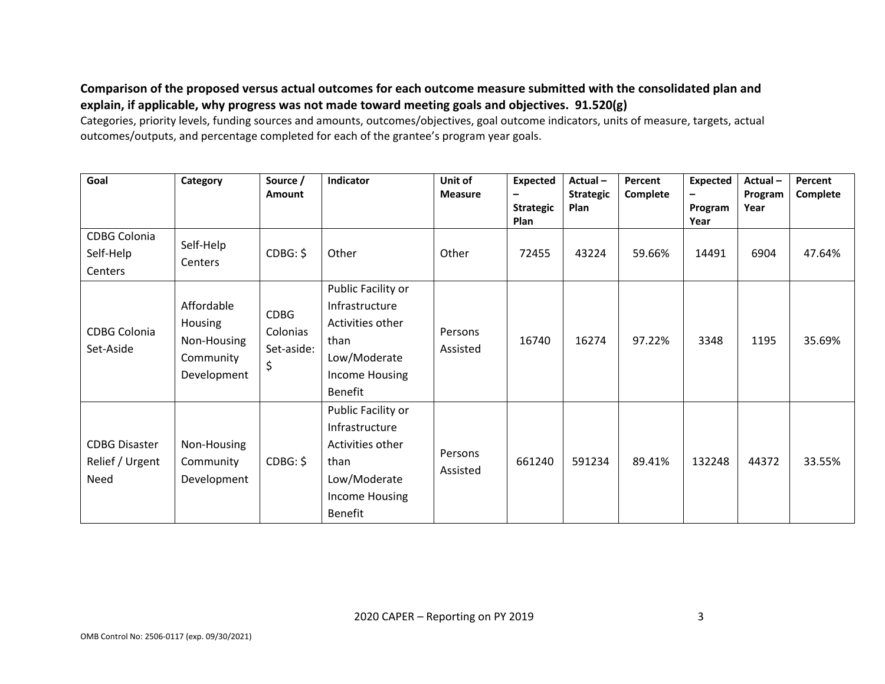**Comparison of the proposed versus actual outcomes for each outcome measure submitted with the consolidated plan and explain, if applicable, why progress was not made toward meeting goals and objectives. 91.520(g)**

Categories, priority levels, funding sources and amounts, outcomes/objectives, goal outcome indicators, units of measure, targets, actual outcomes/outputs, and percentage completed for each of the grantee's program year goals.

| Goal | Category | Source / Amount | Indicator | Unit of Measure | Expected – Strategic Plan | Actual – Strategic Plan | Percent Complete | Expected – Program Year | Actual – Program Year | Percent Complete |
|---|---|---|---|---|---|---|---|---|---|---|
| CDBG Colonia Self-Help Centers | Self-Help Centers | CDBG: $ | Other | Other | 72455 | 43224 | 59.66% | 14491 | 6904 | 47.64% |
| CDBG Colonia Set-Aside | Affordable Housing Non-Housing Community Development | CDBG Colonias Set-aside: $ | Public Facility or Infrastructure Activities other than Low/Moderate Income Housing Benefit | Persons Assisted | 16740 | 16274 | 97.22% | 3348 | 1195 | 35.69% |
| CDBG Disaster Relief / Urgent Need | Non-Housing Community Development | CDBG: $ | Public Facility or Infrastructure Activities other than Low/Moderate Income Housing Benefit | Persons Assisted | 661240 | 591234 | 89.41% | 132248 | 44372 | 33.55% |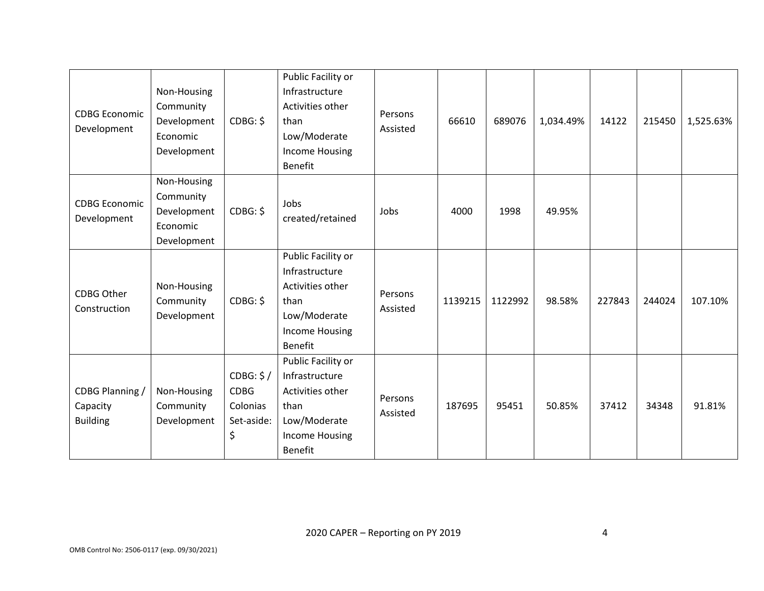| CDBG Economic Development | Non-Housing Community Development Economic Development | CDBG: $ | Public Facility or Infrastructure Activities other than Low/Moderate Income Housing Benefit | Persons Assisted | 66610 | 689076 | 1,034.49% | 14122 | 215450 | 1,525.63% |
|---|---|---|---|---|---|---|---|---|---|---|
| CDBG Economic Development | Non-Housing Community Development Economic Development | CDBG: $ | Jobs created/retained | Jobs | 4000 | 1998 | 49.95% | | | |
| CDBG Other Construction | Non-Housing Community Development | CDBG: $ | Public Facility or Infrastructure Activities other than Low/Moderate Income Housing Benefit | Persons Assisted | 1139215 | 1122992 | 98.58% | 227843 | 244024 | 107.10% |
| CDBG Planning / Capacity Building | Non-Housing Community Development | CDBG: $ / CDBG Colonias Set-aside: $ | Public Facility or Infrastructure Activities other than Low/Moderate Income Housing Benefit | Persons Assisted | 187695 | 95451 | 50.85% | 37412 | 34348 | 91.81% |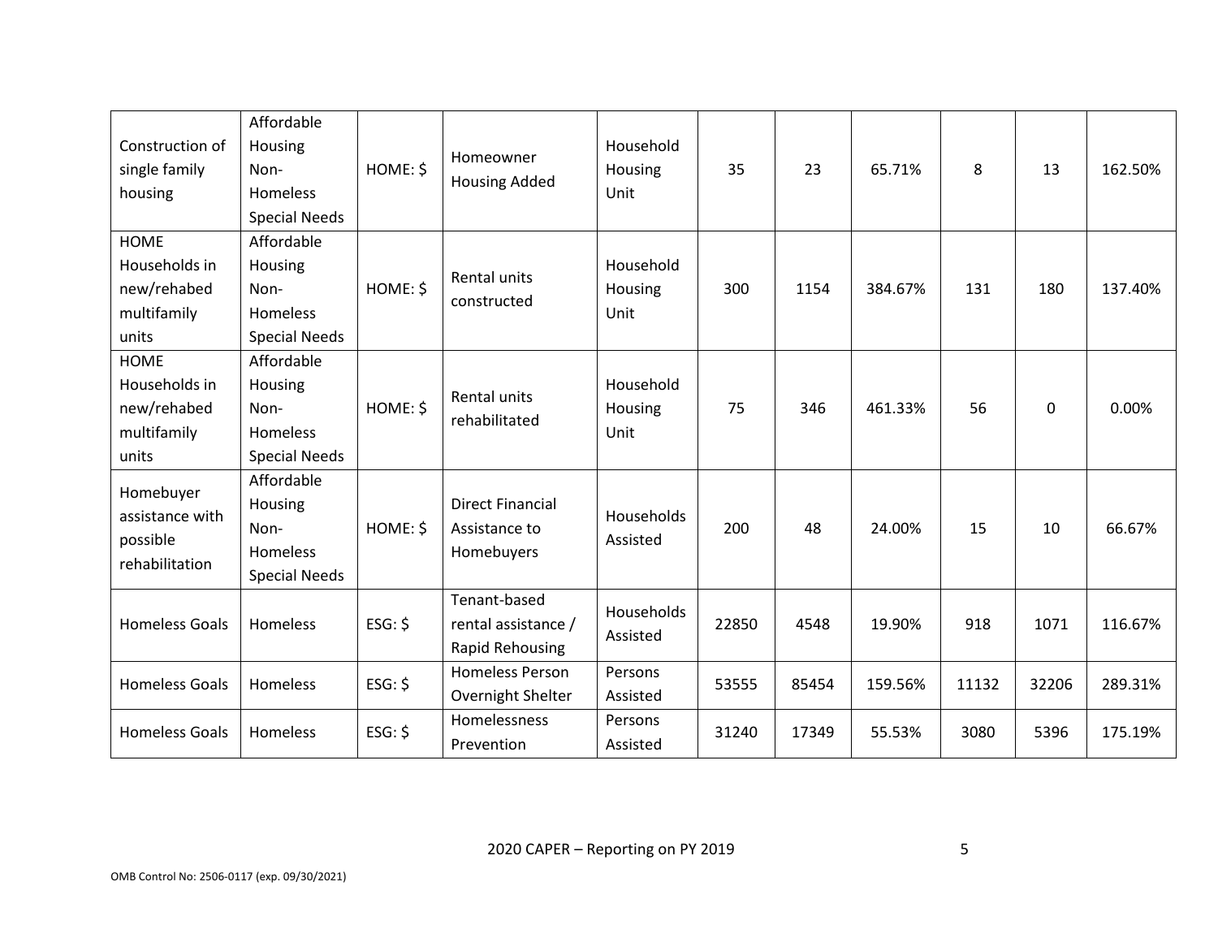| Construction of single family housing | Affordable Housing Non-Homeless Special Needs | HOME: $ | Homeowner Housing Added | Household Housing Unit | 35 | 23 | 65.71% | 8 | 13 | 162.50% |
|---|---|---|---|---|---|---|---|---|---|---|
| HOME Households in new/rehabed multifamily units | Affordable Housing Non-Homeless Special Needs | HOME: $ | Rental units constructed | Household Housing Unit | 300 | 1154 | 384.67% | 131 | 180 | 137.40% |
| HOME Households in new/rehabed multifamily units | Affordable Housing Non-Homeless Special Needs | HOME: $ | Rental units rehabilitated | Household Housing Unit | 75 | 346 | 461.33% | 56 | 0 | 0.00% |
| Homebuyer assistance with possible rehabilitation | Affordable Housing Non-Homeless Special Needs | HOME: $ | Direct Financial Assistance to Homebuyers | Households Assisted | 200 | 48 | 24.00% | 15 | 10 | 66.67% |
| Homeless Goals | Homeless | ESG: $ | Tenant-based rental assistance / Rapid Rehousing | Households Assisted | 22850 | 4548 | 19.90% | 918 | 1071 | 116.67% |
| Homeless Goals | Homeless | ESG: $ | Homeless Person Overnight Shelter | Persons Assisted | 53555 | 85454 | 159.56% | 11132 | 32206 | 289.31% |
| Homeless Goals | Homeless | ESG: $ | Homelessness Prevention | Persons Assisted | 31240 | 17349 | 55.53% | 3080 | 5396 | 175.19% |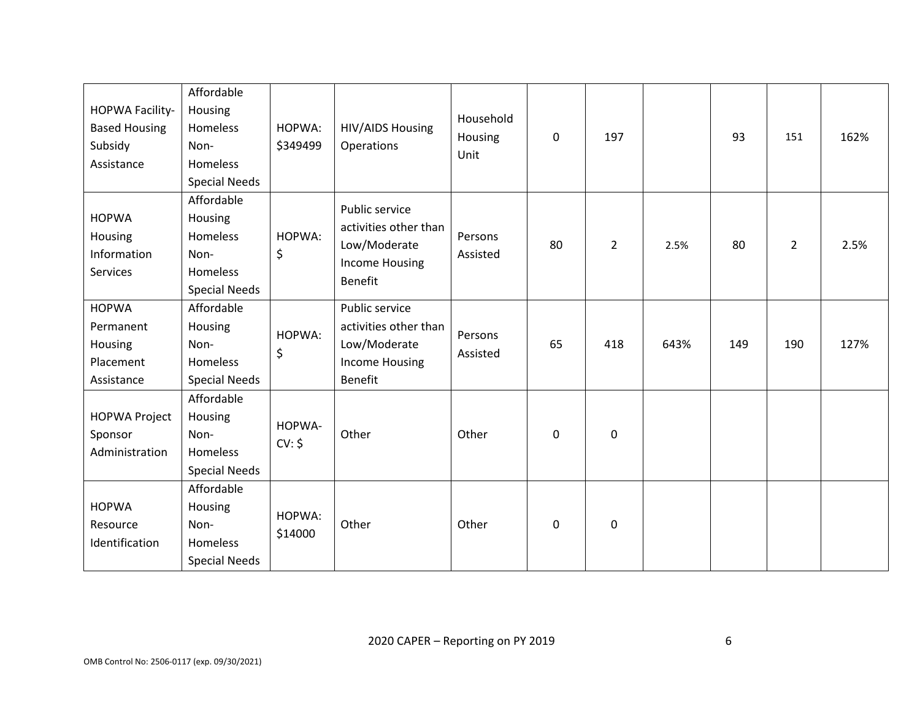| HOPWA Facility-Based Housing Subsidy Assistance | Affordable Housing Homeless Non-Homeless Special Needs | HOPWA: $349499 | HIV/AIDS Housing Operations | Household Housing Unit | 0 | 197 | | 93 | 151 | 162% |
|---|---|---|---|---|---|---|---|---|---|---|
| HOPWA Housing Information Services | Affordable Housing Homeless Non-Homeless Special Needs | HOPWA: $ | Public service activities other than Low/Moderate Income Housing Benefit | Persons Assisted | 80 | 2 | 2.5% | 80 | 2 | 2.5% |
| HOPWA Permanent Housing Placement Assistance | Affordable Housing Non-Homeless Special Needs | HOPWA: $ | Public service activities other than Low/Moderate Income Housing Benefit | Persons Assisted | 65 | 418 | 643% | 149 | 190 | 127% |
| HOPWA Project Sponsor Administration | Affordable Housing Non-Homeless Special Needs | HOPWA-CV: $ | Other | Other | 0 | 0 | | | | |
| HOPWA Resource Identification | Affordable Housing Non-Homeless Special Needs | HOPWA: $14000 | Other | Other | 0 | 0 | | | | |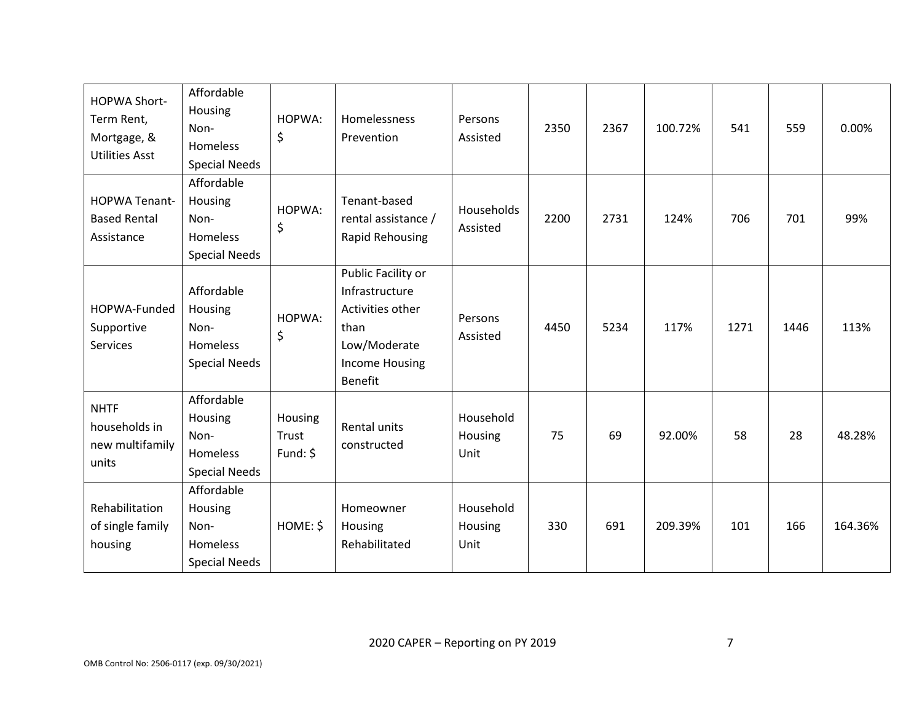| HOPWA Short-Term Rent, Mortgage, & Utilities Asst | Affordable Housing Non-Homeless Special Needs | HOPWA: $ | Homelessness Prevention | Persons Assisted | 2350 | 2367 | 100.72% | 541 | 559 | 0.00% |
|---|---|---|---|---|---|---|---|---|---|---|
| HOPWA Tenant-Based Rental Assistance | Affordable Housing Non-Homeless Special Needs | HOPWA: $ | Tenant-based rental assistance / Rapid Rehousing | Households Assisted | 2200 | 2731 | 124% | 706 | 701 | 99% |
| HOPWA-Funded Supportive Services | Affordable Housing Non-Homeless Special Needs | HOPWA: $ | Public Facility or Infrastructure Activities other than Low/Moderate Income Housing Benefit | Persons Assisted | 4450 | 5234 | 117% | 1271 | 1446 | 113% |
| NHTF households in new multifamily units | Affordable Housing Non-Homeless Special Needs | Housing Trust Fund: $ | Rental units constructed | Household Housing Unit | 75 | 69 | 92.00% | 58 | 28 | 48.28% |
| Rehabilitation of single family housing | Affordable Housing Non-Homeless Special Needs | HOME: $ | Homeowner Housing Rehabilitated | Household Housing Unit | 330 | 691 | 209.39% | 101 | 166 | 164.36% |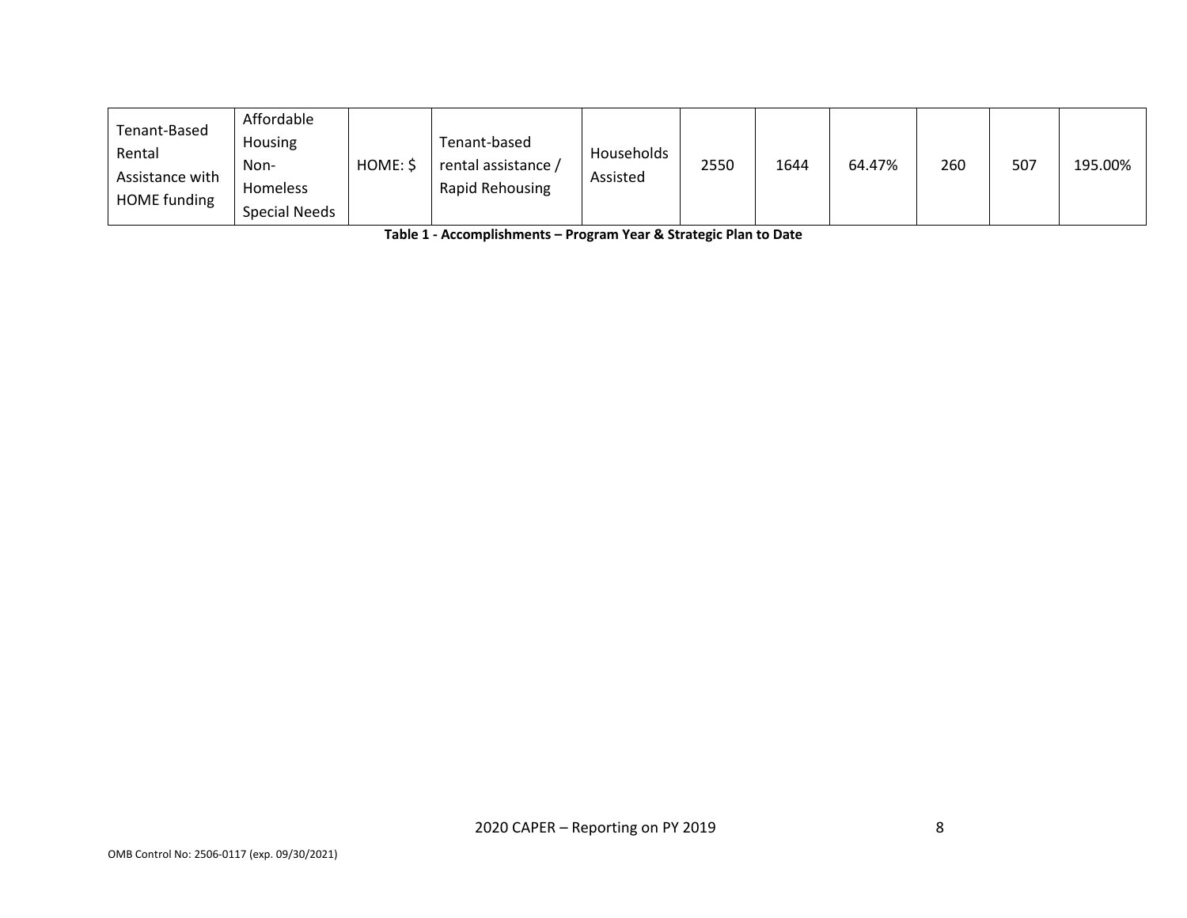| | | | | | | | | | | |
|---|---|---|---|---|---|---|---|---|---|---|
| Tenant-Based Rental Assistance with HOME funding | Affordable Housing Non-Homeless Special Needs | HOME: $ | Tenant-based rental assistance / Rapid Rehousing | Households Assisted | 2550 | 1644 | 64.47% | 260 | 507 | 195.00% |

**Table 1 - Accomplishments – Program Year & Strategic Plan to Date**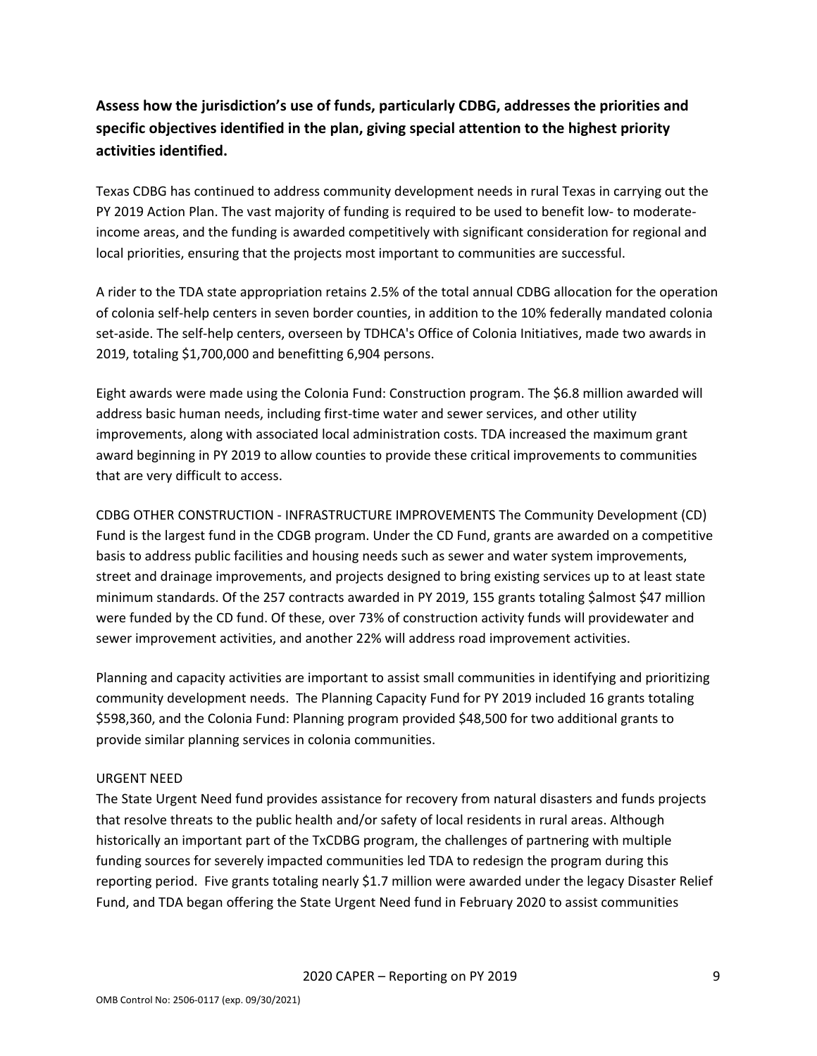**Assess how the jurisdiction's use of funds, particularly CDBG, addresses the priorities and specific objectives identified in the plan, giving special attention to the highest priority activities identified.**

Texas CDBG has continued to address community development needs in rural Texas in carrying out the PY 2019 Action Plan. The vast majority of funding is required to be used to benefit low- to moderate-income areas, and the funding is awarded competitively with significant consideration for regional and local priorities, ensuring that the projects most important to communities are successful.

A rider to the TDA state appropriation retains 2.5% of the total annual CDBG allocation for the operation of colonia self-help centers in seven border counties, in addition to the 10% federally mandated colonia set-aside. The self-help centers, overseen by TDHCA's Office of Colonia Initiatives, made two awards in 2019, totaling $1,700,000 and benefitting 6,904 persons.

Eight awards were made using the Colonia Fund: Construction program. The $6.8 million awarded will address basic human needs, including first-time water and sewer services, and other utility improvements, along with associated local administration costs. TDA increased the maximum grant award beginning in PY 2019 to allow counties to provide these critical improvements to communities that are very difficult to access.

CDBG OTHER CONSTRUCTION - INFRASTRUCTURE IMPROVEMENTS The Community Development (CD) Fund is the largest fund in the CDGB program. Under the CD Fund, grants are awarded on a competitive basis to address public facilities and housing needs such as sewer and water system improvements, street and drainage improvements, and projects designed to bring existing services up to at least state minimum standards. Of the 257 contracts awarded in PY 2019, 155 grants totaling $almost $47 million were funded by the CD fund. Of these, over 73% of construction activity funds will providewater and sewer improvement activities, and another 22% will address road improvement activities.

Planning and capacity activities are important to assist small communities in identifying and prioritizing community development needs. The Planning Capacity Fund for PY 2019 included 16 grants totaling $598,360, and the Colonia Fund: Planning program provided $48,500 for two additional grants to provide similar planning services in colonia communities.

URGENT NEED

The State Urgent Need fund provides assistance for recovery from natural disasters and funds projects that resolve threats to the public health and/or safety of local residents in rural areas. Although historically an important part of the TxCDBG program, the challenges of partnering with multiple funding sources for severely impacted communities led TDA to redesign the program during this reporting period. Five grants totaling nearly $1.7 million were awarded under the legacy Disaster Relief Fund, and TDA began offering the State Urgent Need fund in February 2020 to assist communities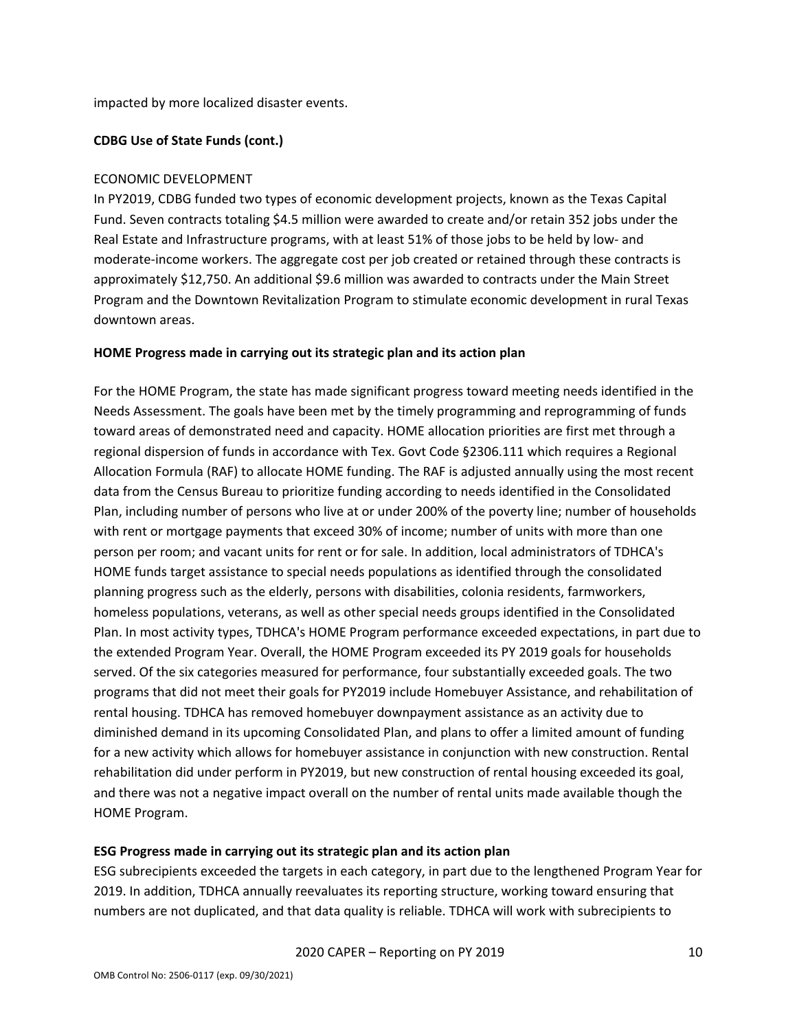impacted by more localized disaster events.

**CDBG Use of State Funds (cont.)**

ECONOMIC DEVELOPMENT

In PY2019, CDBG funded two types of economic development projects, known as the Texas Capital Fund. Seven contracts totaling $4.5 million were awarded to create and/or retain 352 jobs under the Real Estate and Infrastructure programs, with at least 51% of those jobs to be held by low- and moderate-income workers. The aggregate cost per job created or retained through these contracts is approximately $12,750. An additional $9.6 million was awarded to contracts under the Main Street Program and the Downtown Revitalization Program to stimulate economic development in rural Texas downtown areas.

**HOME Progress made in carrying out its strategic plan and its action plan**

For the HOME Program, the state has made significant progress toward meeting needs identified in the Needs Assessment. The goals have been met by the timely programming and reprogramming of funds toward areas of demonstrated need and capacity. HOME allocation priorities are first met through a regional dispersion of funds in accordance with Tex. Govt Code §2306.111 which requires a Regional Allocation Formula (RAF) to allocate HOME funding. The RAF is adjusted annually using the most recent data from the Census Bureau to prioritize funding according to needs identified in the Consolidated Plan, including number of persons who live at or under 200% of the poverty line; number of households with rent or mortgage payments that exceed 30% of income; number of units with more than one person per room; and vacant units for rent or for sale. In addition, local administrators of TDHCA's HOME funds target assistance to special needs populations as identified through the consolidated planning progress such as the elderly, persons with disabilities, colonia residents, farmworkers, homeless populations, veterans, as well as other special needs groups identified in the Consolidated Plan. In most activity types, TDHCA's HOME Program performance exceeded expectations, in part due to the extended Program Year. Overall, the HOME Program exceeded its PY 2019 goals for households served. Of the six categories measured for performance, four substantially exceeded goals. The two programs that did not meet their goals for PY2019 include Homebuyer Assistance, and rehabilitation of rental housing. TDHCA has removed homebuyer downpayment assistance as an activity due to diminished demand in its upcoming Consolidated Plan, and plans to offer a limited amount of funding for a new activity which allows for homebuyer assistance in conjunction with new construction. Rental rehabilitation did under perform in PY2019, but new construction of rental housing exceeded its goal, and there was not a negative impact overall on the number of rental units made available though the HOME Program.

**ESG Progress made in carrying out its strategic plan and its action plan**

ESG subrecipients exceeded the targets in each category, in part due to the lengthened Program Year for 2019. In addition, TDHCA annually reevaluates its reporting structure, working toward ensuring that numbers are not duplicated, and that data quality is reliable. TDHCA will work with subrecipients to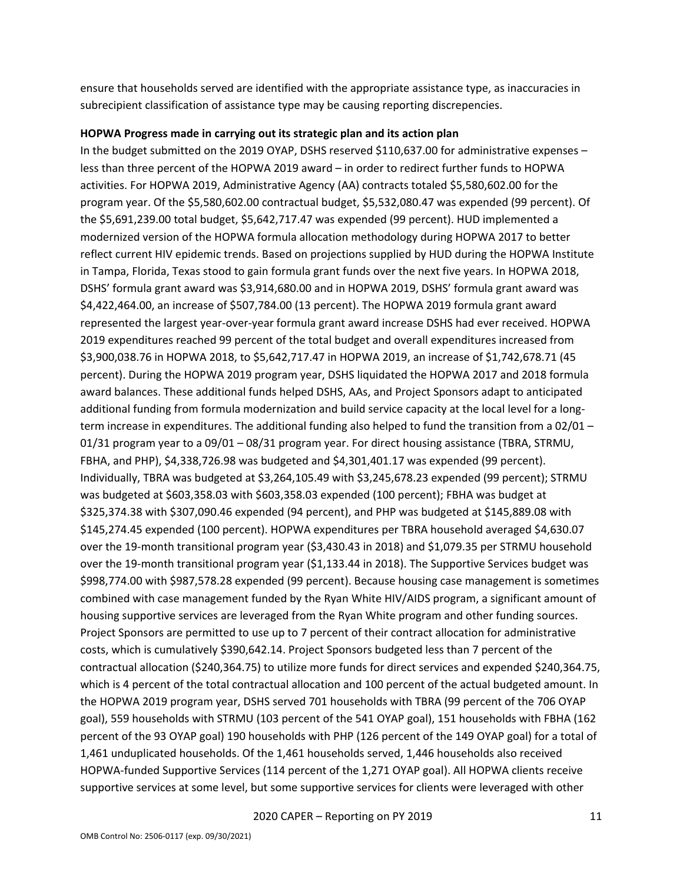ensure that households served are identified with the appropriate assistance type, as inaccuracies in subrecipient classification of assistance type may be causing reporting discrepencies.

**HOPWA Progress made in carrying out its strategic plan and its action plan**

In the budget submitted on the 2019 OYAP, DSHS reserved $110,637.00 for administrative expenses – less than three percent of the HOPWA 2019 award – in order to redirect further funds to HOPWA activities. For HOPWA 2019, Administrative Agency (AA) contracts totaled $5,580,602.00 for the program year. Of the $5,580,602.00 contractual budget, $5,532,080.47 was expended (99 percent). Of the $5,691,239.00 total budget, $5,642,717.47 was expended (99 percent). HUD implemented a modernized version of the HOPWA formula allocation methodology during HOPWA 2017 to better reflect current HIV epidemic trends. Based on projections supplied by HUD during the HOPWA Institute in Tampa, Florida, Texas stood to gain formula grant funds over the next five years. In HOPWA 2018, DSHS' formula grant award was $3,914,680.00 and in HOPWA 2019, DSHS' formula grant award was $4,422,464.00, an increase of $507,784.00 (13 percent). The HOPWA 2019 formula grant award represented the largest year-over-year formula grant award increase DSHS had ever received. HOPWA 2019 expenditures reached 99 percent of the total budget and overall expenditures increased from $3,900,038.76 in HOPWA 2018, to $5,642,717.47 in HOPWA 2019, an increase of $1,742,678.71 (45 percent). During the HOPWA 2019 program year, DSHS liquidated the HOPWA 2017 and 2018 formula award balances. These additional funds helped DSHS, AAs, and Project Sponsors adapt to anticipated additional funding from formula modernization and build service capacity at the local level for a long-term increase in expenditures. The additional funding also helped to fund the transition from a 02/01 – 01/31 program year to a 09/01 – 08/31 program year. For direct housing assistance (TBRA, STRMU, FBHA, and PHP), $4,338,726.98 was budgeted and $4,301,401.17 was expended (99 percent). Individually, TBRA was budgeted at $3,264,105.49 with $3,245,678.23 expended (99 percent); STRMU was budgeted at $603,358.03 with $603,358.03 expended (100 percent); FBHA was budget at $325,374.38 with $307,090.46 expended (94 percent), and PHP was budgeted at $145,889.08 with $145,274.45 expended (100 percent). HOPWA expenditures per TBRA household averaged $4,630.07 over the 19-month transitional program year ($3,430.43 in 2018) and $1,079.35 per STRMU household over the 19-month transitional program year ($1,133.44 in 2018). The Supportive Services budget was $998,774.00 with $987,578.28 expended (99 percent). Because housing case management is sometimes combined with case management funded by the Ryan White HIV/AIDS program, a significant amount of housing supportive services are leveraged from the Ryan White program and other funding sources. Project Sponsors are permitted to use up to 7 percent of their contract allocation for administrative costs, which is cumulatively $390,642.14. Project Sponsors budgeted less than 7 percent of the contractual allocation ($240,364.75) to utilize more funds for direct services and expended $240,364.75, which is 4 percent of the total contractual allocation and 100 percent of the actual budgeted amount. In the HOPWA 2019 program year, DSHS served 701 households with TBRA (99 percent of the 706 OYAP goal), 559 households with STRMU (103 percent of the 541 OYAP goal), 151 households with FBHA (162 percent of the 93 OYAP goal) 190 households with PHP (126 percent of the 149 OYAP goal) for a total of 1,461 unduplicated households. Of the 1,461 households served, 1,446 households also received HOPWA-funded Supportive Services (114 percent of the 1,271 OYAP goal). All HOPWA clients receive supportive services at some level, but some supportive services for clients were leveraged with other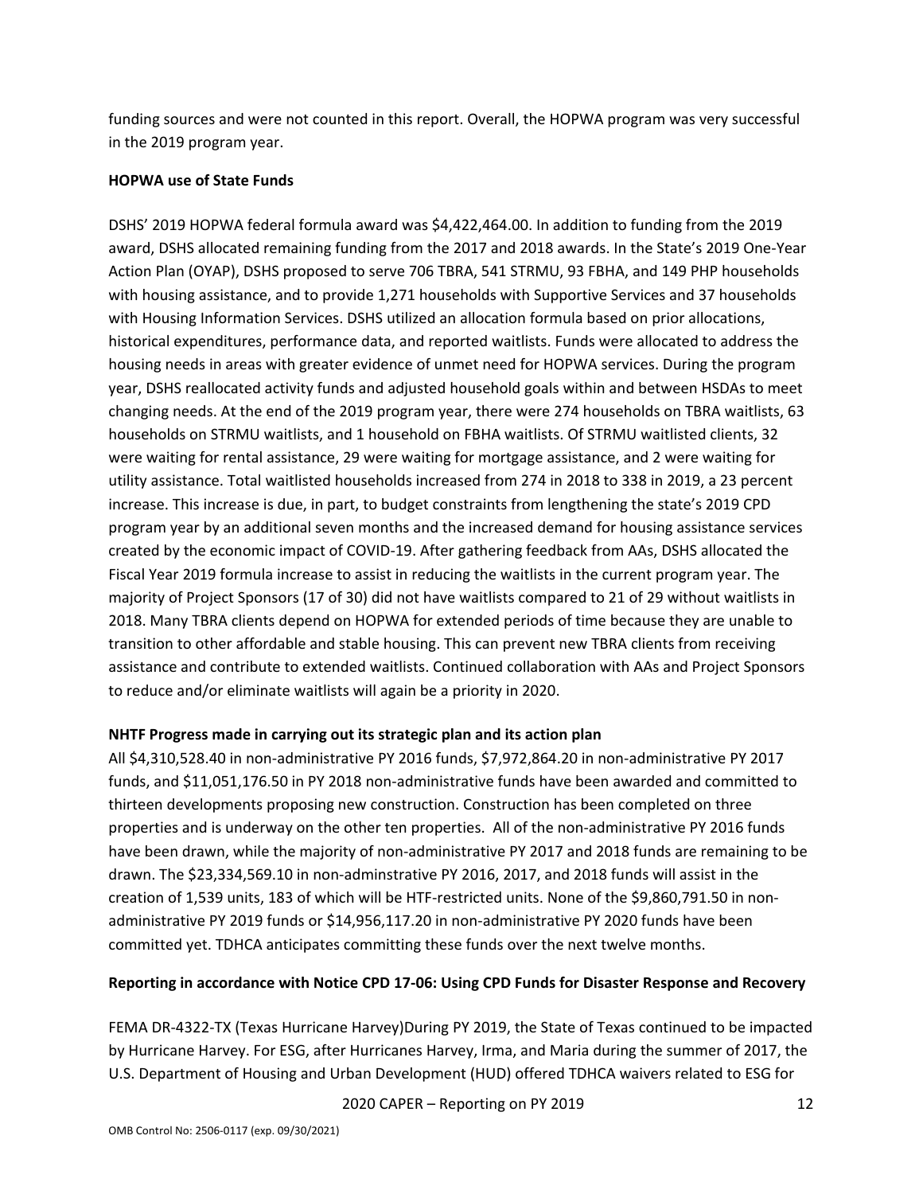funding sources and were not counted in this report. Overall, the HOPWA program was very successful in the 2019 program year.

**HOPWA use of State Funds**

DSHS' 2019 HOPWA federal formula award was $4,422,464.00. In addition to funding from the 2019 award, DSHS allocated remaining funding from the 2017 and 2018 awards. In the State's 2019 One-Year Action Plan (OYAP), DSHS proposed to serve 706 TBRA, 541 STRMU, 93 FBHA, and 149 PHP households with housing assistance, and to provide 1,271 households with Supportive Services and 37 households with Housing Information Services. DSHS utilized an allocation formula based on prior allocations, historical expenditures, performance data, and reported waitlists. Funds were allocated to address the housing needs in areas with greater evidence of unmet need for HOPWA services. During the program year, DSHS reallocated activity funds and adjusted household goals within and between HSDAs to meet changing needs. At the end of the 2019 program year, there were 274 households on TBRA waitlists, 63 households on STRMU waitlists, and 1 household on FBHA waitlists. Of STRMU waitlisted clients, 32 were waiting for rental assistance, 29 were waiting for mortgage assistance, and 2 were waiting for utility assistance. Total waitlisted households increased from 274 in 2018 to 338 in 2019, a 23 percent increase. This increase is due, in part, to budget constraints from lengthening the state's 2019 CPD program year by an additional seven months and the increased demand for housing assistance services created by the economic impact of COVID-19. After gathering feedback from AAs, DSHS allocated the Fiscal Year 2019 formula increase to assist in reducing the waitlists in the current program year. The majority of Project Sponsors (17 of 30) did not have waitlists compared to 21 of 29 without waitlists in 2018. Many TBRA clients depend on HOPWA for extended periods of time because they are unable to transition to other affordable and stable housing. This can prevent new TBRA clients from receiving assistance and contribute to extended waitlists. Continued collaboration with AAs and Project Sponsors to reduce and/or eliminate waitlists will again be a priority in 2020.

**NHTF Progress made in carrying out its strategic plan and its action plan**

All $4,310,528.40 in non-administrative PY 2016 funds, $7,972,864.20 in non-administrative PY 2017 funds, and $11,051,176.50 in PY 2018 non-administrative funds have been awarded and committed to thirteen developments proposing new construction. Construction has been completed on three properties and is underway on the other ten properties. All of the non-administrative PY 2016 funds have been drawn, while the majority of non-administrative PY 2017 and 2018 funds are remaining to be drawn. The $23,334,569.10 in non-adminstrative PY 2016, 2017, and 2018 funds will assist in the creation of 1,539 units, 183 of which will be HTF-restricted units. None of the $9,860,791.50 in non-administrative PY 2019 funds or $14,956,117.20 in non-administrative PY 2020 funds have been committed yet. TDHCA anticipates committing these funds over the next twelve months.

**Reporting in accordance with Notice CPD 17-06: Using CPD Funds for Disaster Response and Recovery**

FEMA DR-4322-TX (Texas Hurricane Harvey)During PY 2019, the State of Texas continued to be impacted by Hurricane Harvey. For ESG, after Hurricanes Harvey, Irma, and Maria during the summer of 2017, the U.S. Department of Housing and Urban Development (HUD) offered TDHCA waivers related to ESG for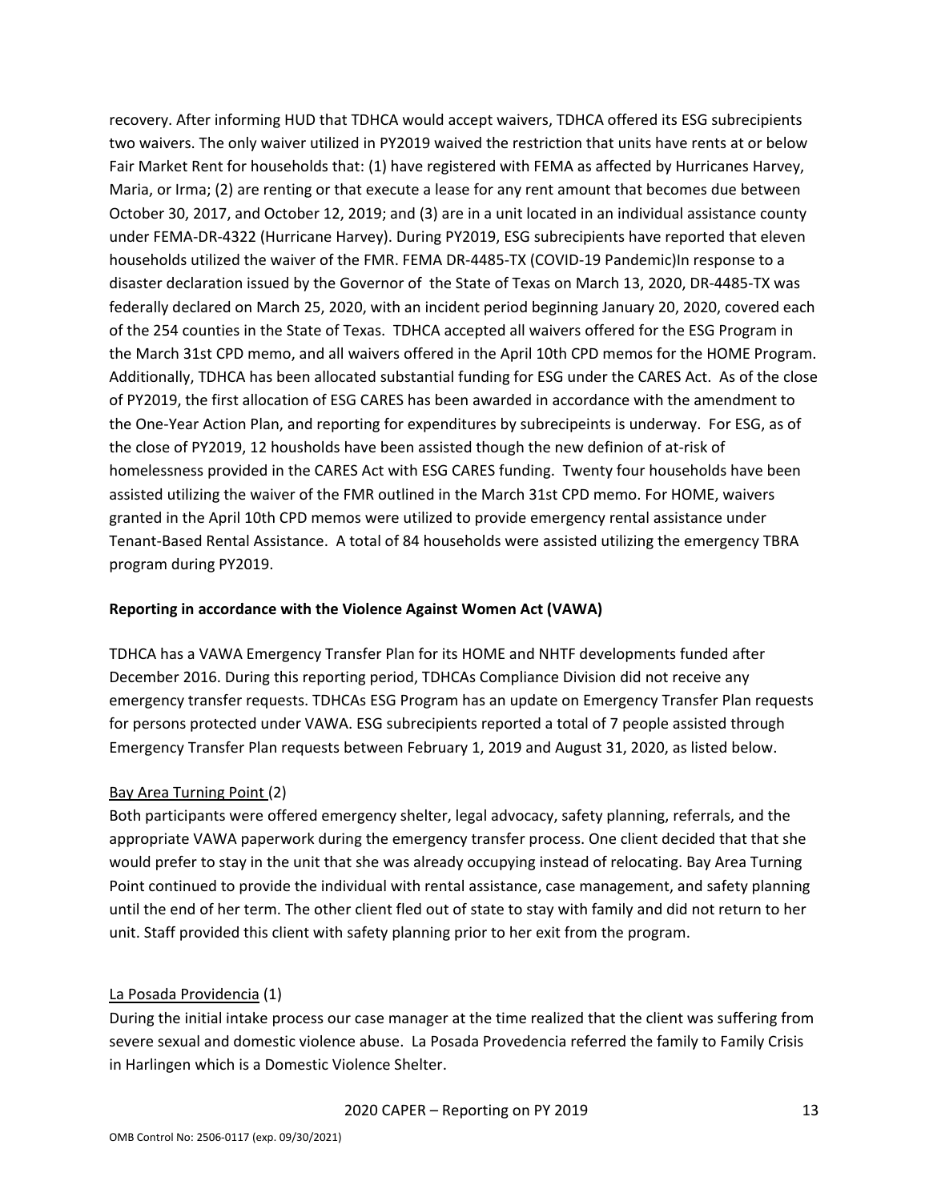recovery. After informing HUD that TDHCA would accept waivers, TDHCA offered its ESG subrecipients two waivers. The only waiver utilized in PY2019 waived the restriction that units have rents at or below Fair Market Rent for households that: (1) have registered with FEMA as affected by Hurricanes Harvey, Maria, or Irma; (2) are renting or that execute a lease for any rent amount that becomes due between October 30, 2017, and October 12, 2019; and (3) are in a unit located in an individual assistance county under FEMA-DR-4322 (Hurricane Harvey). During PY2019, ESG subrecipients have reported that eleven households utilized the waiver of the FMR. FEMA DR-4485-TX (COVID-19 Pandemic)In response to a disaster declaration issued by the Governor of the State of Texas on March 13, 2020, DR-4485-TX was federally declared on March 25, 2020, with an incident period beginning January 20, 2020, covered each of the 254 counties in the State of Texas. TDHCA accepted all waivers offered for the ESG Program in the March 31st CPD memo, and all waivers offered in the April 10th CPD memos for the HOME Program. Additionally, TDHCA has been allocated substantial funding for ESG under the CARES Act. As of the close of PY2019, the first allocation of ESG CARES has been awarded in accordance with the amendment to the One-Year Action Plan, and reporting for expenditures by subrecipeints is underway. For ESG, as of the close of PY2019, 12 housholds have been assisted though the new definion of at-risk of homelessness provided in the CARES Act with ESG CARES funding. Twenty four households have been assisted utilizing the waiver of the FMR outlined in the March 31st CPD memo. For HOME, waivers granted in the April 10th CPD memos were utilized to provide emergency rental assistance under Tenant-Based Rental Assistance. A total of 84 households were assisted utilizing the emergency TBRA program during PY2019.

**Reporting in accordance with the Violence Against Women Act (VAWA)**

TDHCA has a VAWA Emergency Transfer Plan for its HOME and NHTF developments funded after December 2016. During this reporting period, TDHCAs Compliance Division did not receive any emergency transfer requests. TDHCAs ESG Program has an update on Emergency Transfer Plan requests for persons protected under VAWA. ESG subrecipients reported a total of 7 people assisted through Emergency Transfer Plan requests between February 1, 2019 and August 31, 2020, as listed below.

Bay Area Turning Point (2)

Both participants were offered emergency shelter, legal advocacy, safety planning, referrals, and the appropriate VAWA paperwork during the emergency transfer process. One client decided that that she would prefer to stay in the unit that she was already occupying instead of relocating. Bay Area Turning Point continued to provide the individual with rental assistance, case management, and safety planning until the end of her term. The other client fled out of state to stay with family and did not return to her unit. Staff provided this client with safety planning prior to her exit from the program.

La Posada Providencia (1)

During the initial intake process our case manager at the time realized that the client was suffering from severe sexual and domestic violence abuse. La Posada Provedencia referred the family to Family Crisis in Harlingen which is a Domestic Violence Shelter.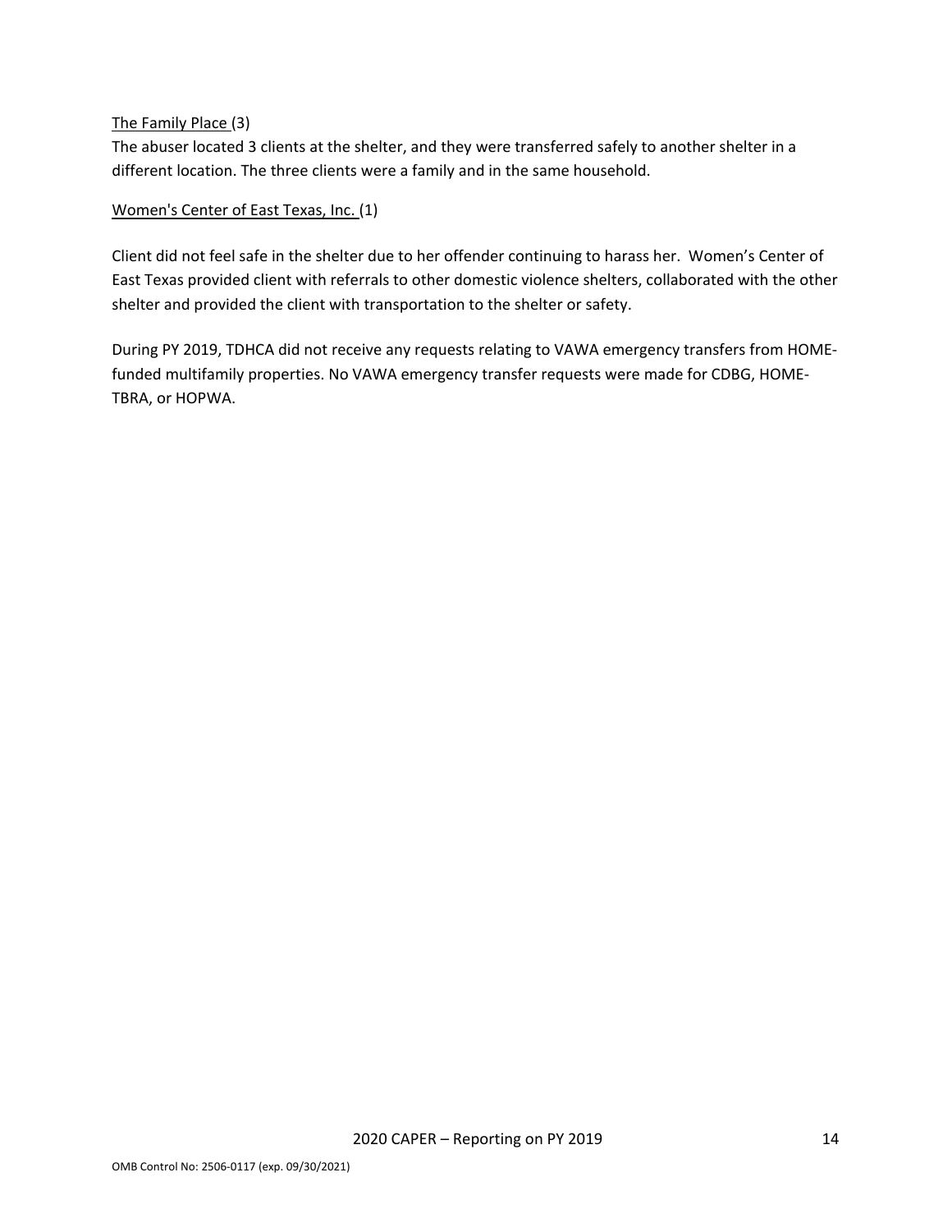The Family Place (3)

The abuser located 3 clients at the shelter, and they were transferred safely to another shelter in a different location. The three clients were a family and in the same household.

Women's Center of East Texas, Inc. (1)

Client did not feel safe in the shelter due to her offender continuing to harass her. Women's Center of East Texas provided client with referrals to other domestic violence shelters, collaborated with the other shelter and provided the client with transportation to the shelter or safety.

During PY 2019, TDHCA did not receive any requests relating to VAWA emergency transfers from HOME-funded multifamily properties. No VAWA emergency transfer requests were made for CDBG, HOME-TBRA, or HOPWA.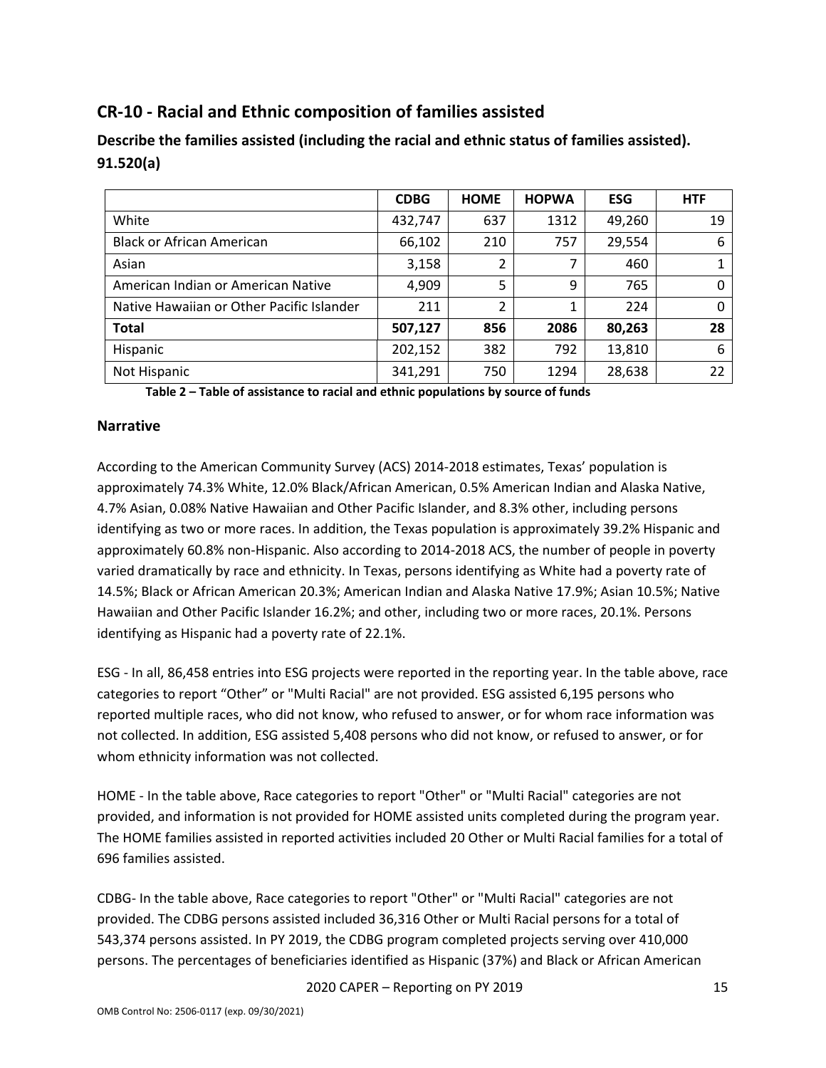## CR-10 - Racial and Ethnic composition of families assisted

### Describe the families assisted (including the racial and ethnic status of families assisted). 91.520(a)

| | CDBG | HOME | HOPWA | ESG | HTF |
|---|---|---|---|---|---|
| White | 432,747 | 637 | 1312 | 49,260 | 19 |
| Black or African American | 66,102 | 210 | 757 | 29,554 | 6 |
| Asian | 3,158 | 2 | 7 | 460 | 1 |
| American Indian or American Native | 4,909 | 5 | 9 | 765 | 0 |
| Native Hawaiian or Other Pacific Islander | 211 | 2 | 1 | 224 | 0 |
| **Total** | **507,127** | **856** | **2086** | **80,263** | **28** |
| Hispanic | 202,152 | 382 | 792 | 13,810 | 6 |
| Not Hispanic | 341,291 | 750 | 1294 | 28,638 | 22 |

**Table 2 – Table of assistance to racial and ethnic populations by source of funds**

### Narrative

According to the American Community Survey (ACS) 2014-2018 estimates, Texas' population is approximately 74.3% White, 12.0% Black/African American, 0.5% American Indian and Alaska Native, 4.7% Asian, 0.08% Native Hawaiian and Other Pacific Islander, and 8.3% other, including persons identifying as two or more races. In addition, the Texas population is approximately 39.2% Hispanic and approximately 60.8% non-Hispanic. Also according to 2014-2018 ACS, the number of people in poverty varied dramatically by race and ethnicity. In Texas, persons identifying as White had a poverty rate of 14.5%; Black or African American 20.3%; American Indian and Alaska Native 17.9%; Asian 10.5%; Native Hawaiian and Other Pacific Islander 16.2%; and other, including two or more races, 20.1%. Persons identifying as Hispanic had a poverty rate of 22.1%.

ESG - In all, 86,458 entries into ESG projects were reported in the reporting year. In the table above, race categories to report "Other" or "Multi Racial" are not provided. ESG assisted 6,195 persons who reported multiple races, who did not know, who refused to answer, or for whom race information was not collected. In addition, ESG assisted 5,408 persons who did not know, or refused to answer, or for whom ethnicity information was not collected.

HOME - In the table above, Race categories to report "Other" or "Multi Racial" categories are not provided, and information is not provided for HOME assisted units completed during the program year. The HOME families assisted in reported activities included 20 Other or Multi Racial families for a total of 696 families assisted.

CDBG- In the table above, Race categories to report "Other" or "Multi Racial" categories are not provided. The CDBG persons assisted included 36,316 Other or Multi Racial persons for a total of 543,374 persons assisted. In PY 2019, the CDBG program completed projects serving over 410,000 persons. The percentages of beneficiaries identified as Hispanic (37%) and Black or African American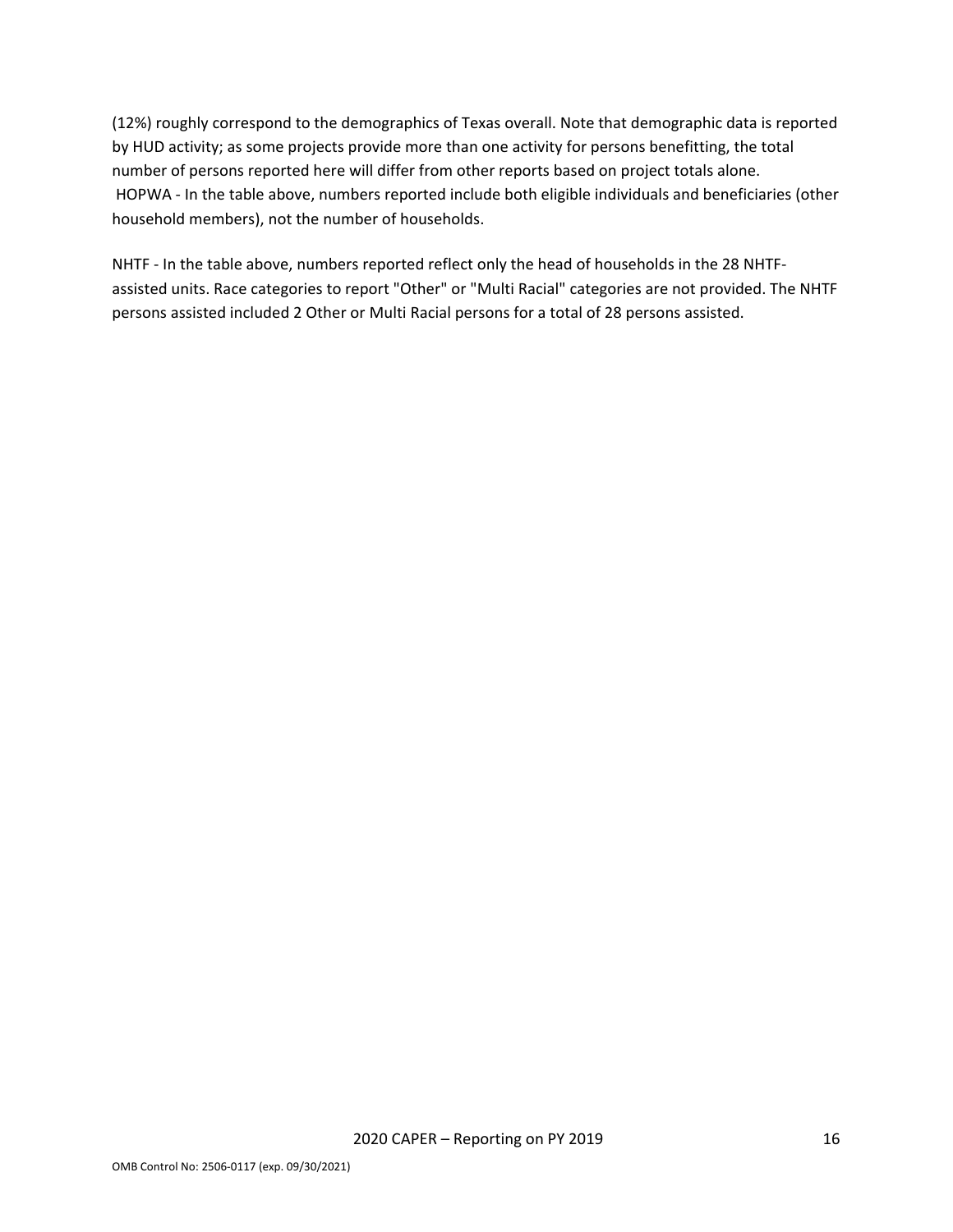(12%) roughly correspond to the demographics of Texas overall. Note that demographic data is reported by HUD activity; as some projects provide more than one activity for persons benefitting, the total number of persons reported here will differ from other reports based on project totals alone.
HOPWA - In the table above, numbers reported include both eligible individuals and beneficiaries (other household members), not the number of households.

NHTF - In the table above, numbers reported reflect only the head of households in the 28 NHTF-assisted units. Race categories to report "Other" or "Multi Racial" categories are not provided. The NHTF persons assisted included 2 Other or Multi Racial persons for a total of 28 persons assisted.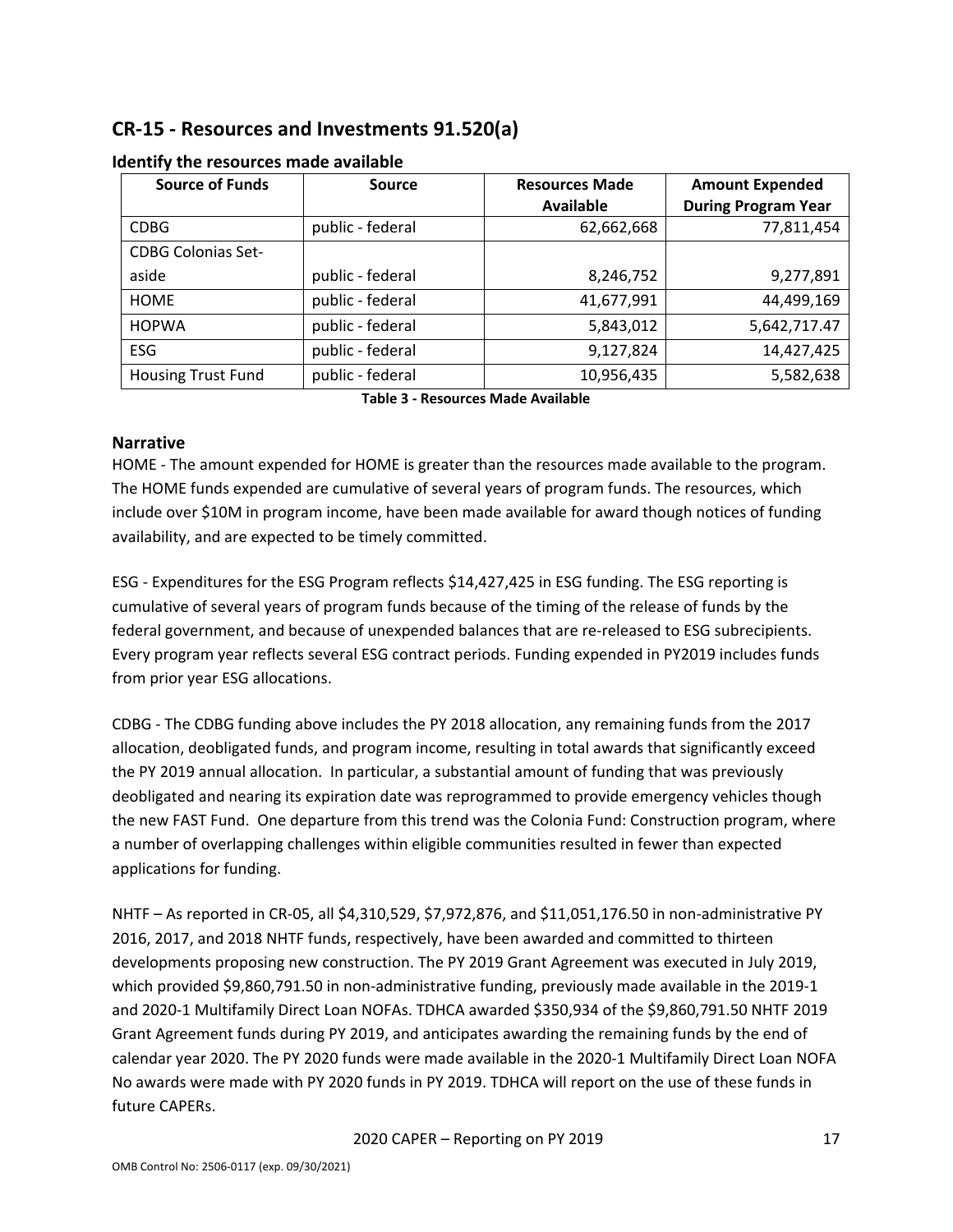## CR-15 - Resources and Investments 91.520(a)

### Identify the resources made available

| Source of Funds | Source | Resources Made Available | Amount Expended During Program Year |
|---|---|---|---|
| CDBG | public - federal | 62,662,668 | 77,811,454 |
| CDBG Colonias Set-aside | public - federal | 8,246,752 | 9,277,891 |
| HOME | public - federal | 41,677,991 | 44,499,169 |
| HOPWA | public - federal | 5,843,012 | 5,642,717.47 |
| ESG | public - federal | 9,127,824 | 14,427,425 |
| Housing Trust Fund | public - federal | 10,956,435 | 5,582,638 |

**Table 3 - Resources Made Available**

### Narrative

HOME - The amount expended for HOME is greater than the resources made available to the program. The HOME funds expended are cumulative of several years of program funds. The resources, which include over $10M in program income, have been made available for award though notices of funding availability, and are expected to be timely committed.

ESG - Expenditures for the ESG Program reflects $14,427,425 in ESG funding. The ESG reporting is cumulative of several years of program funds because of the timing of the release of funds by the federal government, and because of unexpended balances that are re-released to ESG subrecipients. Every program year reflects several ESG contract periods. Funding expended in PY2019 includes funds from prior year ESG allocations.

CDBG - The CDBG funding above includes the PY 2018 allocation, any remaining funds from the 2017 allocation, deobligated funds, and program income, resulting in total awards that significantly exceed the PY 2019 annual allocation. In particular, a substantial amount of funding that was previously deobligated and nearing its expiration date was reprogrammed to provide emergency vehicles though the new FAST Fund. One departure from this trend was the Colonia Fund: Construction program, where a number of overlapping challenges within eligible communities resulted in fewer than expected applications for funding.

NHTF – As reported in CR-05, all $4,310,529, $7,972,876, and $11,051,176.50 in non-administrative PY 2016, 2017, and 2018 NHTF funds, respectively, have been awarded and committed to thirteen developments proposing new construction. The PY 2019 Grant Agreement was executed in July 2019, which provided $9,860,791.50 in non-administrative funding, previously made available in the 2019-1 and 2020-1 Multifamily Direct Loan NOFAs. TDHCA awarded $350,934 of the $9,860,791.50 NHTF 2019 Grant Agreement funds during PY 2019, and anticipates awarding the remaining funds by the end of calendar year 2020. The PY 2020 funds were made available in the 2020-1 Multifamily Direct Loan NOFA No awards were made with PY 2020 funds in PY 2019. TDHCA will report on the use of these funds in future CAPERs.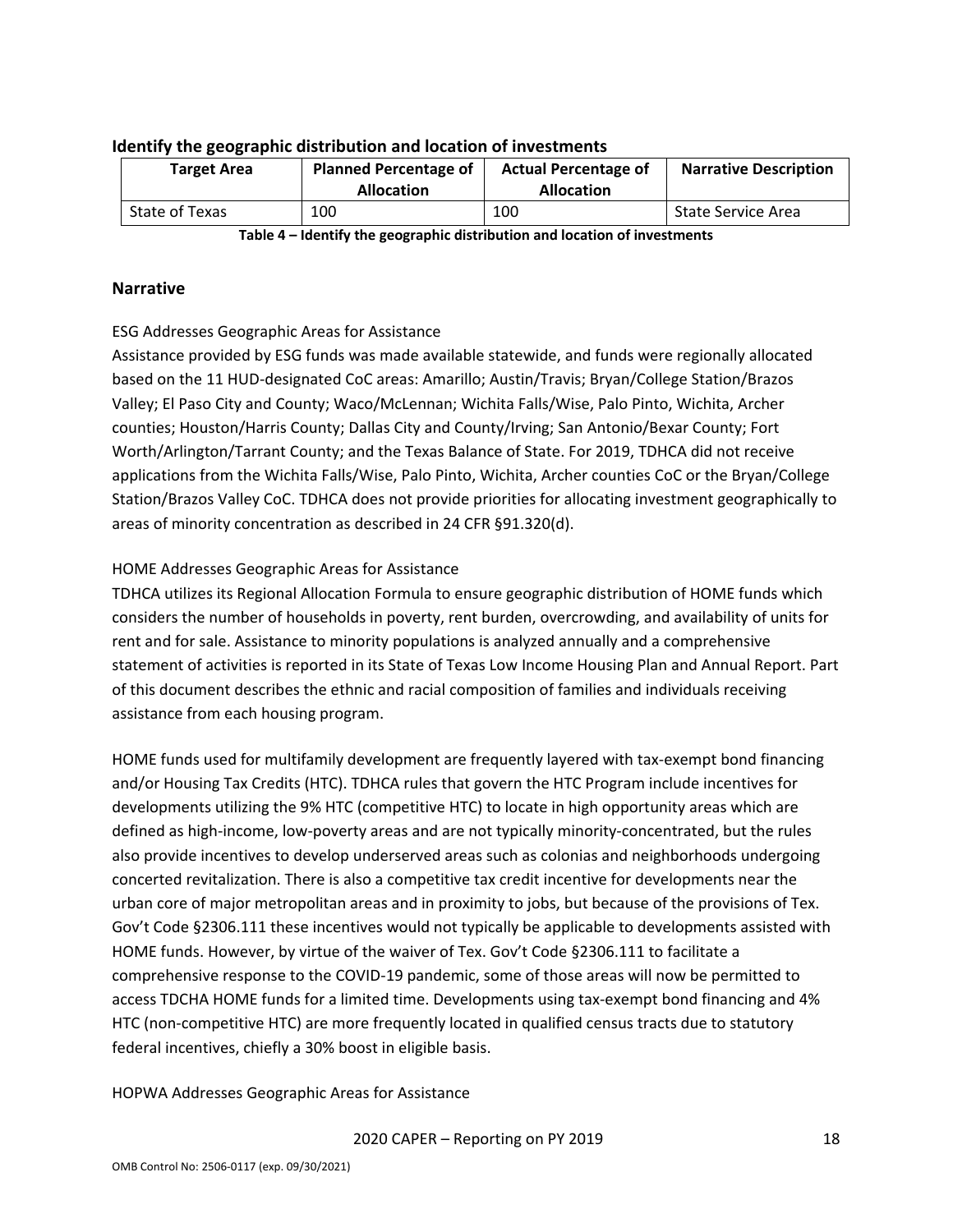## Identify the geographic distribution and location of investments

| Target Area | Planned Percentage of Allocation | Actual Percentage of Allocation | Narrative Description |
|---|---|---|---|
| State of Texas | 100 | 100 | State Service Area |

**Table 4 – Identify the geographic distribution and location of investments**

## Narrative

ESG Addresses Geographic Areas for Assistance

Assistance provided by ESG funds was made available statewide, and funds were regionally allocated based on the 11 HUD-designated CoC areas: Amarillo; Austin/Travis; Bryan/College Station/Brazos Valley; El Paso City and County; Waco/McLennan; Wichita Falls/Wise, Palo Pinto, Wichita, Archer counties; Houston/Harris County; Dallas City and County/Irving; San Antonio/Bexar County; Fort Worth/Arlington/Tarrant County; and the Texas Balance of State. For 2019, TDHCA did not receive applications from the Wichita Falls/Wise, Palo Pinto, Wichita, Archer counties CoC or the Bryan/College Station/Brazos Valley CoC. TDHCA does not provide priorities for allocating investment geographically to areas of minority concentration as described in 24 CFR §91.320(d).

HOME Addresses Geographic Areas for Assistance

TDHCA utilizes its Regional Allocation Formula to ensure geographic distribution of HOME funds which considers the number of households in poverty, rent burden, overcrowding, and availability of units for rent and for sale. Assistance to minority populations is analyzed annually and a comprehensive statement of activities is reported in its State of Texas Low Income Housing Plan and Annual Report. Part of this document describes the ethnic and racial composition of families and individuals receiving assistance from each housing program.

HOME funds used for multifamily development are frequently layered with tax-exempt bond financing and/or Housing Tax Credits (HTC). TDHCA rules that govern the HTC Program include incentives for developments utilizing the 9% HTC (competitive HTC) to locate in high opportunity areas which are defined as high-income, low-poverty areas and are not typically minority-concentrated, but the rules also provide incentives to develop underserved areas such as colonias and neighborhoods undergoing concerted revitalization. There is also a competitive tax credit incentive for developments near the urban core of major metropolitan areas and in proximity to jobs, but because of the provisions of Tex. Gov't Code §2306.111 these incentives would not typically be applicable to developments assisted with HOME funds. However, by virtue of the waiver of Tex. Gov't Code §2306.111 to facilitate a comprehensive response to the COVID-19 pandemic, some of those areas will now be permitted to access TDCHA HOME funds for a limited time. Developments using tax-exempt bond financing and 4% HTC (non-competitive HTC) are more frequently located in qualified census tracts due to statutory federal incentives, chiefly a 30% boost in eligible basis.

HOPWA Addresses Geographic Areas for Assistance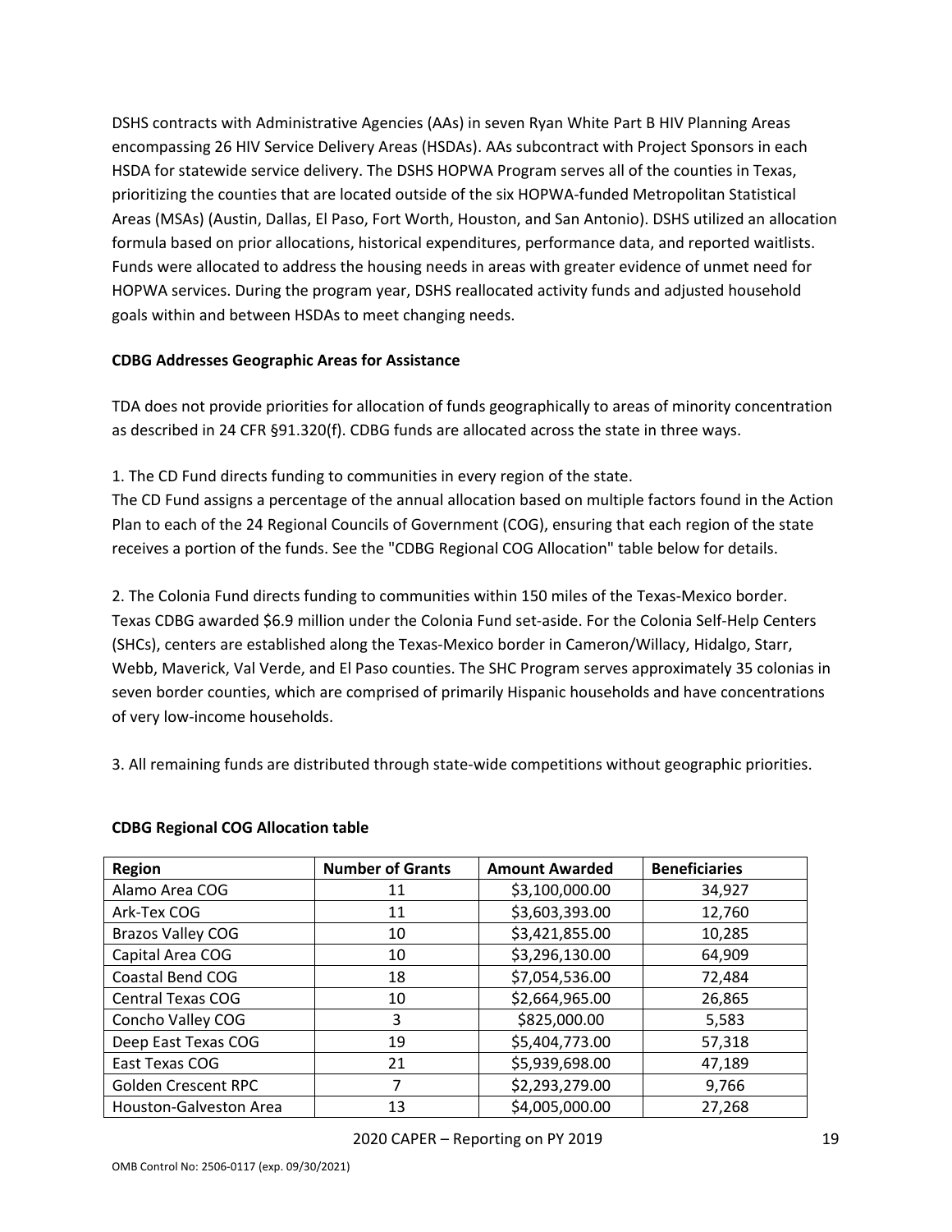DSHS contracts with Administrative Agencies (AAs) in seven Ryan White Part B HIV Planning Areas encompassing 26 HIV Service Delivery Areas (HSDAs). AAs subcontract with Project Sponsors in each HSDA for statewide service delivery. The DSHS HOPWA Program serves all of the counties in Texas, prioritizing the counties that are located outside of the six HOPWA-funded Metropolitan Statistical Areas (MSAs) (Austin, Dallas, El Paso, Fort Worth, Houston, and San Antonio). DSHS utilized an allocation formula based on prior allocations, historical expenditures, performance data, and reported waitlists. Funds were allocated to address the housing needs in areas with greater evidence of unmet need for HOPWA services. During the program year, DSHS reallocated activity funds and adjusted household goals within and between HSDAs to meet changing needs.

**CDBG Addresses Geographic Areas for Assistance**

TDA does not provide priorities for allocation of funds geographically to areas of minority concentration as described in 24 CFR §91.320(f). CDBG funds are allocated across the state in three ways.

1. The CD Fund directs funding to communities in every region of the state.
The CD Fund assigns a percentage of the annual allocation based on multiple factors found in the Action Plan to each of the 24 Regional Councils of Government (COG), ensuring that each region of the state receives a portion of the funds. See the "CDBG Regional COG Allocation" table below for details.

2. The Colonia Fund directs funding to communities within 150 miles of the Texas-Mexico border.
Texas CDBG awarded $6.9 million under the Colonia Fund set-aside. For the Colonia Self-Help Centers (SHCs), centers are established along the Texas-Mexico border in Cameron/Willacy, Hidalgo, Starr, Webb, Maverick, Val Verde, and El Paso counties. The SHC Program serves approximately 35 colonias in seven border counties, which are comprised of primarily Hispanic households and have concentrations of very low-income households.

3. All remaining funds are distributed through state-wide competitions without geographic priorities.

**CDBG Regional COG Allocation table**

| Region | Number of Grants | Amount Awarded | Beneficiaries |
|---|---|---|---|
| Alamo Area COG | 11 | $3,100,000.00 | 34,927 |
| Ark-Tex COG | 11 | $3,603,393.00 | 12,760 |
| Brazos Valley COG | 10 | $3,421,855.00 | 10,285 |
| Capital Area COG | 10 | $3,296,130.00 | 64,909 |
| Coastal Bend COG | 18 | $7,054,536.00 | 72,484 |
| Central Texas COG | 10 | $2,664,965.00 | 26,865 |
| Concho Valley COG | 3 | $825,000.00 | 5,583 |
| Deep East Texas COG | 19 | $5,404,773.00 | 57,318 |
| East Texas COG | 21 | $5,939,698.00 | 47,189 |
| Golden Crescent RPC | 7 | $2,293,279.00 | 9,766 |
| Houston-Galveston Area | 13 | $4,005,000.00 | 27,268 |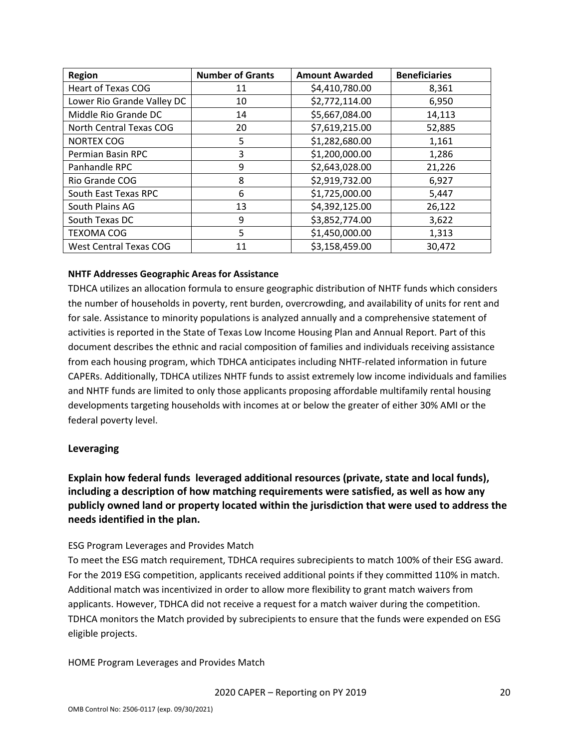| Region | Number of Grants | Amount Awarded | Beneficiaries |
|---|---|---|---|
| Heart of Texas COG | 11 | $4,410,780.00 | 8,361 |
| Lower Rio Grande Valley DC | 10 | $2,772,114.00 | 6,950 |
| Middle Rio Grande DC | 14 | $5,667,084.00 | 14,113 |
| North Central Texas COG | 20 | $7,619,215.00 | 52,885 |
| NORTEX COG | 5 | $1,282,680.00 | 1,161 |
| Permian Basin RPC | 3 | $1,200,000.00 | 1,286 |
| Panhandle RPC | 9 | $2,643,028.00 | 21,226 |
| Rio Grande COG | 8 | $2,919,732.00 | 6,927 |
| South East Texas RPC | 6 | $1,725,000.00 | 5,447 |
| South Plains AG | 13 | $4,392,125.00 | 26,122 |
| South Texas DC | 9 | $3,852,774.00 | 3,622 |
| TEXOMA COG | 5 | $1,450,000.00 | 1,313 |
| West Central Texas COG | 11 | $3,158,459.00 | 30,472 |

**NHTF Addresses Geographic Areas for Assistance**

TDHCA utilizes an allocation formula to ensure geographic distribution of NHTF funds which considers the number of households in poverty, rent burden, overcrowding, and availability of units for rent and for sale. Assistance to minority populations is analyzed annually and a comprehensive statement of activities is reported in the State of Texas Low Income Housing Plan and Annual Report. Part of this document describes the ethnic and racial composition of families and individuals receiving assistance from each housing program, which TDHCA anticipates including NHTF-related information in future CAPERs. Additionally, TDHCA utilizes NHTF funds to assist extremely low income individuals and families and NHTF funds are limited to only those applicants proposing affordable multifamily rental housing developments targeting households with incomes at or below the greater of either 30% AMI or the federal poverty level.

## Leveraging

**Explain how federal funds leveraged additional resources (private, state and local funds), including a description of how matching requirements were satisfied, as well as how any publicly owned land or property located within the jurisdiction that were used to address the needs identified in the plan.**

ESG Program Leverages and Provides Match

To meet the ESG match requirement, TDHCA requires subrecipients to match 100% of their ESG award. For the 2019 ESG competition, applicants received additional points if they committed 110% in match. Additional match was incentivized in order to allow more flexibility to grant match waivers from applicants. However, TDHCA did not receive a request for a match waiver during the competition. TDHCA monitors the Match provided by subrecipients to ensure that the funds were expended on ESG eligible projects.

HOME Program Leverages and Provides Match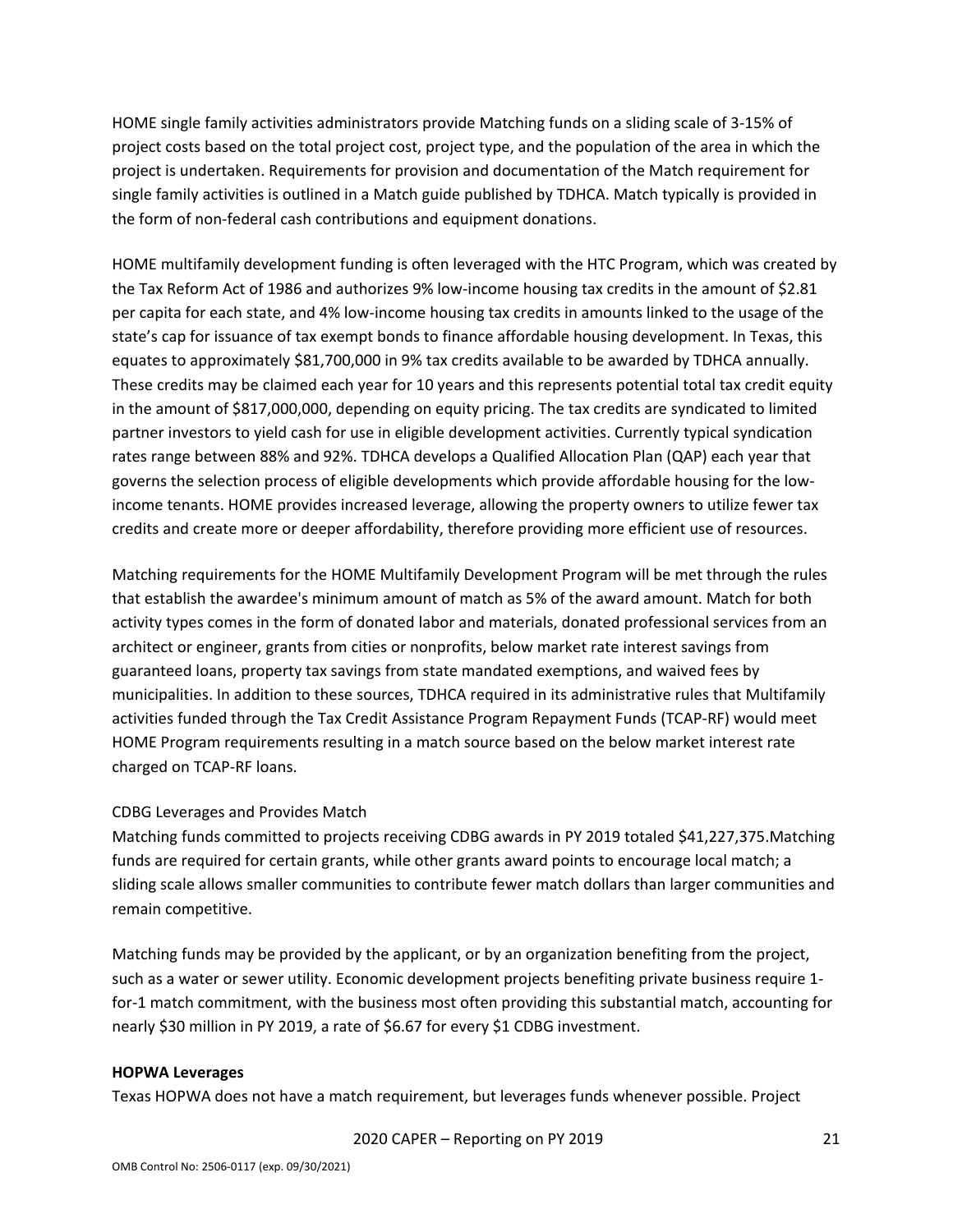HOME single family activities administrators provide Matching funds on a sliding scale of 3-15% of project costs based on the total project cost, project type, and the population of the area in which the project is undertaken. Requirements for provision and documentation of the Match requirement for single family activities is outlined in a Match guide published by TDHCA. Match typically is provided in the form of non-federal cash contributions and equipment donations.

HOME multifamily development funding is often leveraged with the HTC Program, which was created by the Tax Reform Act of 1986 and authorizes 9% low-income housing tax credits in the amount of $2.81 per capita for each state, and 4% low-income housing tax credits in amounts linked to the usage of the state's cap for issuance of tax exempt bonds to finance affordable housing development. In Texas, this equates to approximately $81,700,000 in 9% tax credits available to be awarded by TDHCA annually. These credits may be claimed each year for 10 years and this represents potential total tax credit equity in the amount of $817,000,000, depending on equity pricing. The tax credits are syndicated to limited partner investors to yield cash for use in eligible development activities. Currently typical syndication rates range between 88% and 92%. TDHCA develops a Qualified Allocation Plan (QAP) each year that governs the selection process of eligible developments which provide affordable housing for the low-income tenants. HOME provides increased leverage, allowing the property owners to utilize fewer tax credits and create more or deeper affordability, therefore providing more efficient use of resources.

Matching requirements for the HOME Multifamily Development Program will be met through the rules that establish the awardee's minimum amount of match as 5% of the award amount. Match for both activity types comes in the form of donated labor and materials, donated professional services from an architect or engineer, grants from cities or nonprofits, below market rate interest savings from guaranteed loans, property tax savings from state mandated exemptions, and waived fees by municipalities. In addition to these sources, TDHCA required in its administrative rules that Multifamily activities funded through the Tax Credit Assistance Program Repayment Funds (TCAP-RF) would meet HOME Program requirements resulting in a match source based on the below market interest rate charged on TCAP-RF loans.

CDBG Leverages and Provides Match

Matching funds committed to projects receiving CDBG awards in PY 2019 totaled $41,227,375.Matching funds are required for certain grants, while other grants award points to encourage local match; a sliding scale allows smaller communities to contribute fewer match dollars than larger communities and remain competitive.

Matching funds may be provided by the applicant, or by an organization benefiting from the project, such as a water or sewer utility. Economic development projects benefiting private business require 1-for-1 match commitment, with the business most often providing this substantial match, accounting for nearly $30 million in PY 2019, a rate of $6.67 for every $1 CDBG investment.

**HOPWA Leverages**

Texas HOPWA does not have a match requirement, but leverages funds whenever possible. Project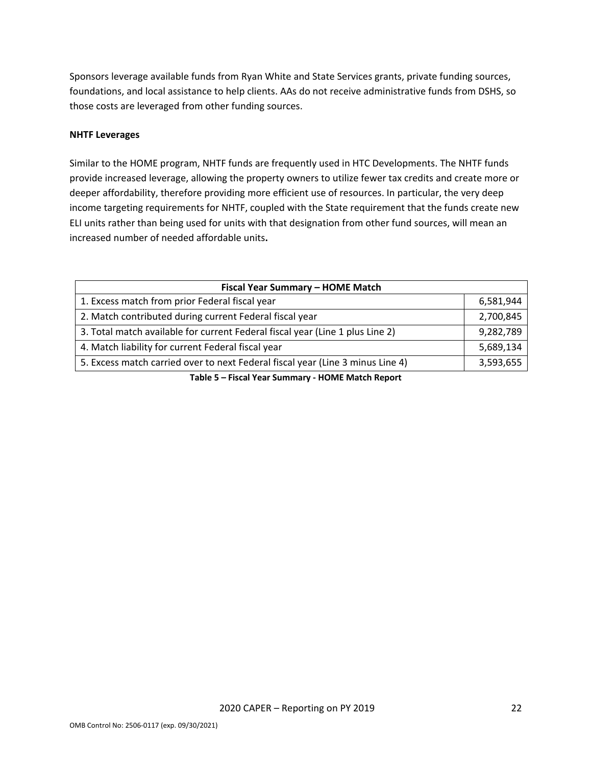Sponsors leverage available funds from Ryan White and State Services grants, private funding sources, foundations, and local assistance to help clients. AAs do not receive administrative funds from DSHS, so those costs are leveraged from other funding sources.

**NHTF Leverages**

Similar to the HOME program, NHTF funds are frequently used in HTC Developments. The NHTF funds provide increased leverage, allowing the property owners to utilize fewer tax credits and create more or deeper affordability, therefore providing more efficient use of resources. In particular, the very deep income targeting requirements for NHTF, coupled with the State requirement that the funds create new ELI units rather than being used for units with that designation from other fund sources, will mean an increased number of needed affordable units**.**

| Fiscal Year Summary – HOME Match | |
|---|---|
| 1. Excess match from prior Federal fiscal year | 6,581,944 |
| 2. Match contributed during current Federal fiscal year | 2,700,845 |
| 3. Total match available for current Federal fiscal year (Line 1 plus Line 2) | 9,282,789 |
| 4. Match liability for current Federal fiscal year | 5,689,134 |
| 5. Excess match carried over to next Federal fiscal year (Line 3 minus Line 4) | 3,593,655 |

**Table 5 – Fiscal Year Summary - HOME Match Report**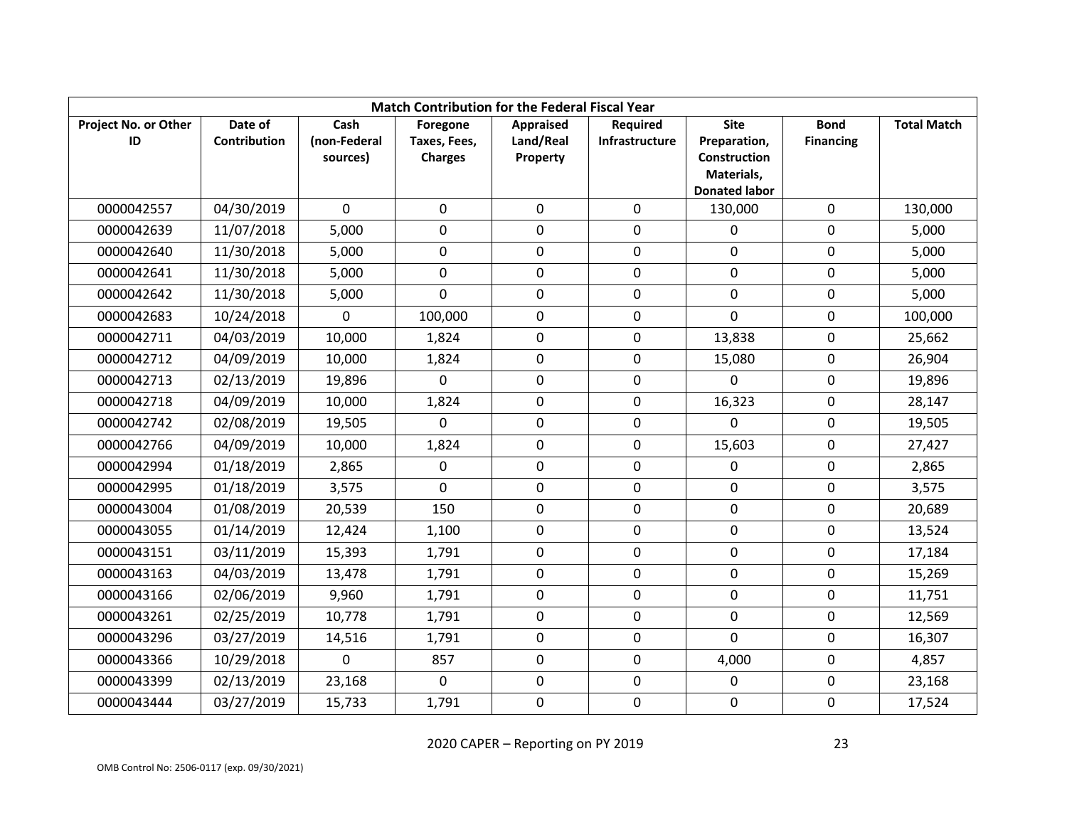| Match Contribution for the Federal Fiscal Year | | | | | | | | |
|---|---|---|---|---|---|---|---|---|
| Project No. or Other ID | Date of Contribution | Cash (non-Federal sources) | Foregone Taxes, Fees, Charges | Appraised Land/Real Property | Required Infrastructure | Site Preparation, Construction Materials, Donated labor | Bond Financing | Total Match |
| 0000042557 | 04/30/2019 | 0 | 0 | 0 | 0 | 130,000 | 0 | 130,000 |
| 0000042639 | 11/07/2018 | 5,000 | 0 | 0 | 0 | 0 | 0 | 5,000 |
| 0000042640 | 11/30/2018 | 5,000 | 0 | 0 | 0 | 0 | 0 | 5,000 |
| 0000042641 | 11/30/2018 | 5,000 | 0 | 0 | 0 | 0 | 0 | 5,000 |
| 0000042642 | 11/30/2018 | 5,000 | 0 | 0 | 0 | 0 | 0 | 5,000 |
| 0000042683 | 10/24/2018 | 0 | 100,000 | 0 | 0 | 0 | 0 | 100,000 |
| 0000042711 | 04/03/2019 | 10,000 | 1,824 | 0 | 0 | 13,838 | 0 | 25,662 |
| 0000042712 | 04/09/2019 | 10,000 | 1,824 | 0 | 0 | 15,080 | 0 | 26,904 |
| 0000042713 | 02/13/2019 | 19,896 | 0 | 0 | 0 | 0 | 0 | 19,896 |
| 0000042718 | 04/09/2019 | 10,000 | 1,824 | 0 | 0 | 16,323 | 0 | 28,147 |
| 0000042742 | 02/08/2019 | 19,505 | 0 | 0 | 0 | 0 | 0 | 19,505 |
| 0000042766 | 04/09/2019 | 10,000 | 1,824 | 0 | 0 | 15,603 | 0 | 27,427 |
| 0000042994 | 01/18/2019 | 2,865 | 0 | 0 | 0 | 0 | 0 | 2,865 |
| 0000042995 | 01/18/2019 | 3,575 | 0 | 0 | 0 | 0 | 0 | 3,575 |
| 0000043004 | 01/08/2019 | 20,539 | 150 | 0 | 0 | 0 | 0 | 20,689 |
| 0000043055 | 01/14/2019 | 12,424 | 1,100 | 0 | 0 | 0 | 0 | 13,524 |
| 0000043151 | 03/11/2019 | 15,393 | 1,791 | 0 | 0 | 0 | 0 | 17,184 |
| 0000043163 | 04/03/2019 | 13,478 | 1,791 | 0 | 0 | 0 | 0 | 15,269 |
| 0000043166 | 02/06/2019 | 9,960 | 1,791 | 0 | 0 | 0 | 0 | 11,751 |
| 0000043261 | 02/25/2019 | 10,778 | 1,791 | 0 | 0 | 0 | 0 | 12,569 |
| 0000043296 | 03/27/2019 | 14,516 | 1,791 | 0 | 0 | 0 | 0 | 16,307 |
| 0000043366 | 10/29/2018 | 0 | 857 | 0 | 0 | 4,000 | 0 | 4,857 |
| 0000043399 | 02/13/2019 | 23,168 | 0 | 0 | 0 | 0 | 0 | 23,168 |
| 0000043444 | 03/27/2019 | 15,733 | 1,791 | 0 | 0 | 0 | 0 | 17,524 |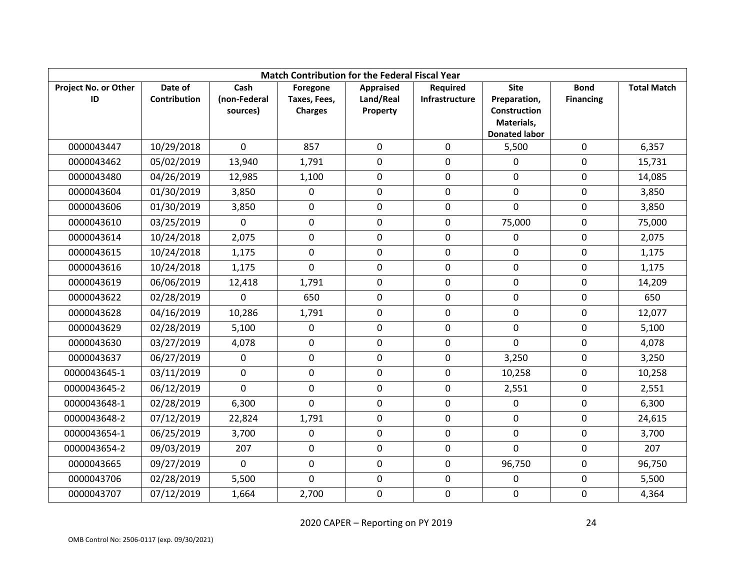| Match Contribution for the Federal Fiscal Year | | | | | | | | |
|---|---|---|---|---|---|---|---|---|
| Project No. or Other ID | Date of Contribution | Cash (non-Federal sources) | Foregone Taxes, Fees, Charges | Appraised Land/Real Property | Required Infrastructure | Site Preparation, Construction Materials, Donated labor | Bond Financing | Total Match |
| 0000043447 | 10/29/2018 | 0 | 857 | 0 | 0 | 5,500 | 0 | 6,357 |
| 0000043462 | 05/02/2019 | 13,940 | 1,791 | 0 | 0 | 0 | 0 | 15,731 |
| 0000043480 | 04/26/2019 | 12,985 | 1,100 | 0 | 0 | 0 | 0 | 14,085 |
| 0000043604 | 01/30/2019 | 3,850 | 0 | 0 | 0 | 0 | 0 | 3,850 |
| 0000043606 | 01/30/2019 | 3,850 | 0 | 0 | 0 | 0 | 0 | 3,850 |
| 0000043610 | 03/25/2019 | 0 | 0 | 0 | 0 | 75,000 | 0 | 75,000 |
| 0000043614 | 10/24/2018 | 2,075 | 0 | 0 | 0 | 0 | 0 | 2,075 |
| 0000043615 | 10/24/2018 | 1,175 | 0 | 0 | 0 | 0 | 0 | 1,175 |
| 0000043616 | 10/24/2018 | 1,175 | 0 | 0 | 0 | 0 | 0 | 1,175 |
| 0000043619 | 06/06/2019 | 12,418 | 1,791 | 0 | 0 | 0 | 0 | 14,209 |
| 0000043622 | 02/28/2019 | 0 | 650 | 0 | 0 | 0 | 0 | 650 |
| 0000043628 | 04/16/2019 | 10,286 | 1,791 | 0 | 0 | 0 | 0 | 12,077 |
| 0000043629 | 02/28/2019 | 5,100 | 0 | 0 | 0 | 0 | 0 | 5,100 |
| 0000043630 | 03/27/2019 | 4,078 | 0 | 0 | 0 | 0 | 0 | 4,078 |
| 0000043637 | 06/27/2019 | 0 | 0 | 0 | 0 | 3,250 | 0 | 3,250 |
| 0000043645-1 | 03/11/2019 | 0 | 0 | 0 | 0 | 10,258 | 0 | 10,258 |
| 0000043645-2 | 06/12/2019 | 0 | 0 | 0 | 0 | 2,551 | 0 | 2,551 |
| 0000043648-1 | 02/28/2019 | 6,300 | 0 | 0 | 0 | 0 | 0 | 6,300 |
| 0000043648-2 | 07/12/2019 | 22,824 | 1,791 | 0 | 0 | 0 | 0 | 24,615 |
| 0000043654-1 | 06/25/2019 | 3,700 | 0 | 0 | 0 | 0 | 0 | 3,700 |
| 0000043654-2 | 09/03/2019 | 207 | 0 | 0 | 0 | 0 | 0 | 207 |
| 0000043665 | 09/27/2019 | 0 | 0 | 0 | 0 | 96,750 | 0 | 96,750 |
| 0000043706 | 02/28/2019 | 5,500 | 0 | 0 | 0 | 0 | 0 | 5,500 |
| 0000043707 | 07/12/2019 | 1,664 | 2,700 | 0 | 0 | 0 | 0 | 4,364 |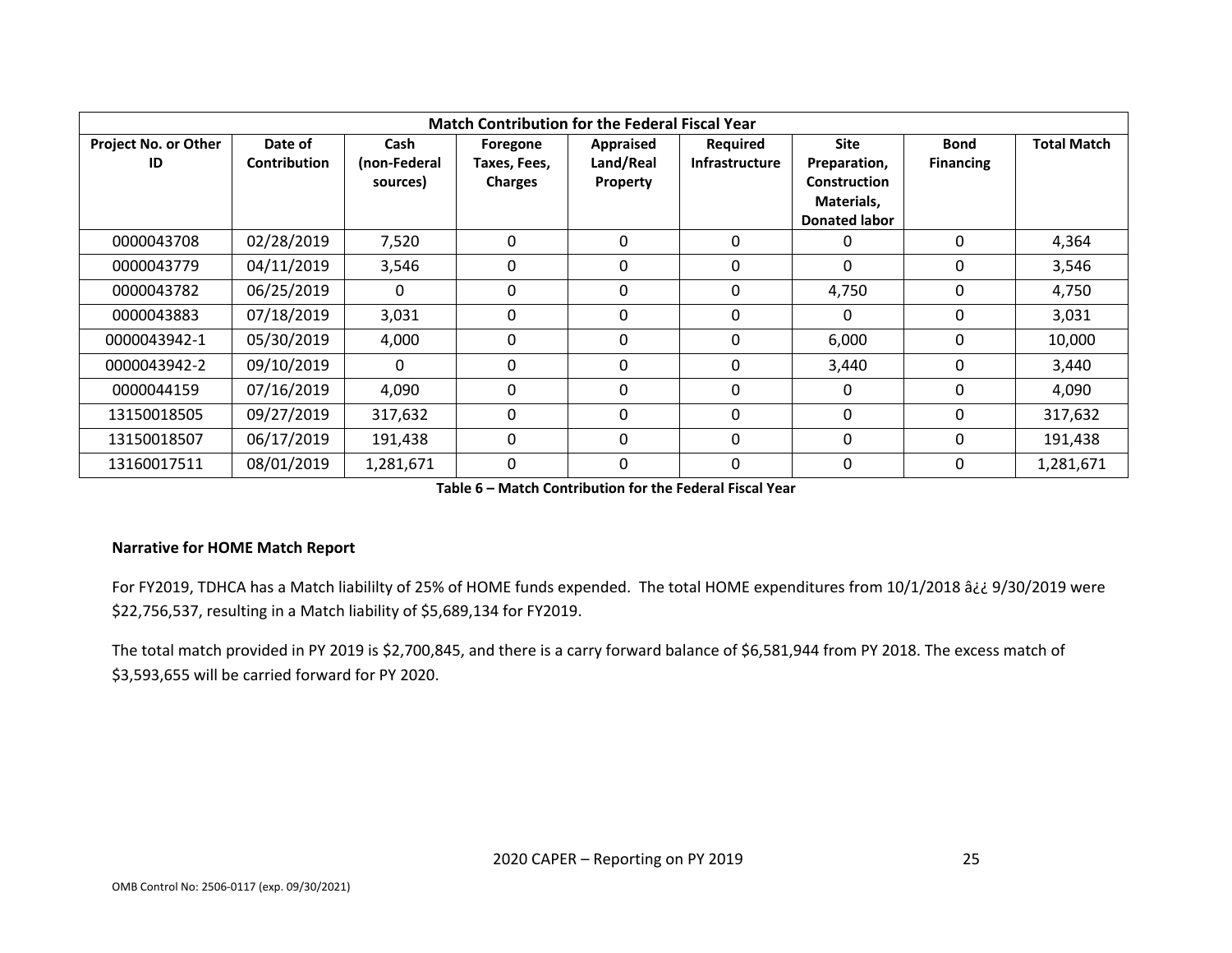| Match Contribution for the Federal Fiscal Year | | | | | | | | |
|---|---|---|---|---|---|---|---|---|
| Project No. or Other ID | Date of Contribution | Cash (non-Federal sources) | Foregone Taxes, Fees, Charges | Appraised Land/Real Property | Required Infrastructure | Site Preparation, Construction Materials, Donated labor | Bond Financing | Total Match |
| 0000043708 | 02/28/2019 | 7,520 | 0 | 0 | 0 | 0 | 0 | 4,364 |
| 0000043779 | 04/11/2019 | 3,546 | 0 | 0 | 0 | 0 | 0 | 3,546 |
| 0000043782 | 06/25/2019 | 0 | 0 | 0 | 0 | 4,750 | 0 | 4,750 |
| 0000043883 | 07/18/2019 | 3,031 | 0 | 0 | 0 | 0 | 0 | 3,031 |
| 0000043942-1 | 05/30/2019 | 4,000 | 0 | 0 | 0 | 6,000 | 0 | 10,000 |
| 0000043942-2 | 09/10/2019 | 0 | 0 | 0 | 0 | 3,440 | 0 | 3,440 |
| 0000044159 | 07/16/2019 | 4,090 | 0 | 0 | 0 | 0 | 0 | 4,090 |
| 13150018505 | 09/27/2019 | 317,632 | 0 | 0 | 0 | 0 | 0 | 317,632 |
| 13150018507 | 06/17/2019 | 191,438 | 0 | 0 | 0 | 0 | 0 | 191,438 |
| 13160017511 | 08/01/2019 | 1,281,671 | 0 | 0 | 0 | 0 | 0 | 1,281,671 |

**Table 6 – Match Contribution for the Federal Fiscal Year**

**Narrative for HOME Match Report**

For FY2019, TDHCA has a Match liabililty of 25% of HOME funds expended. The total HOME expenditures from 10/1/2018 â¿¿ 9/30/2019 were $22,756,537, resulting in a Match liability of $5,689,134 for FY2019.

The total match provided in PY 2019 is $2,700,845, and there is a carry forward balance of $6,581,944 from PY 2018. The excess match of $3,593,655 will be carried forward for PY 2020.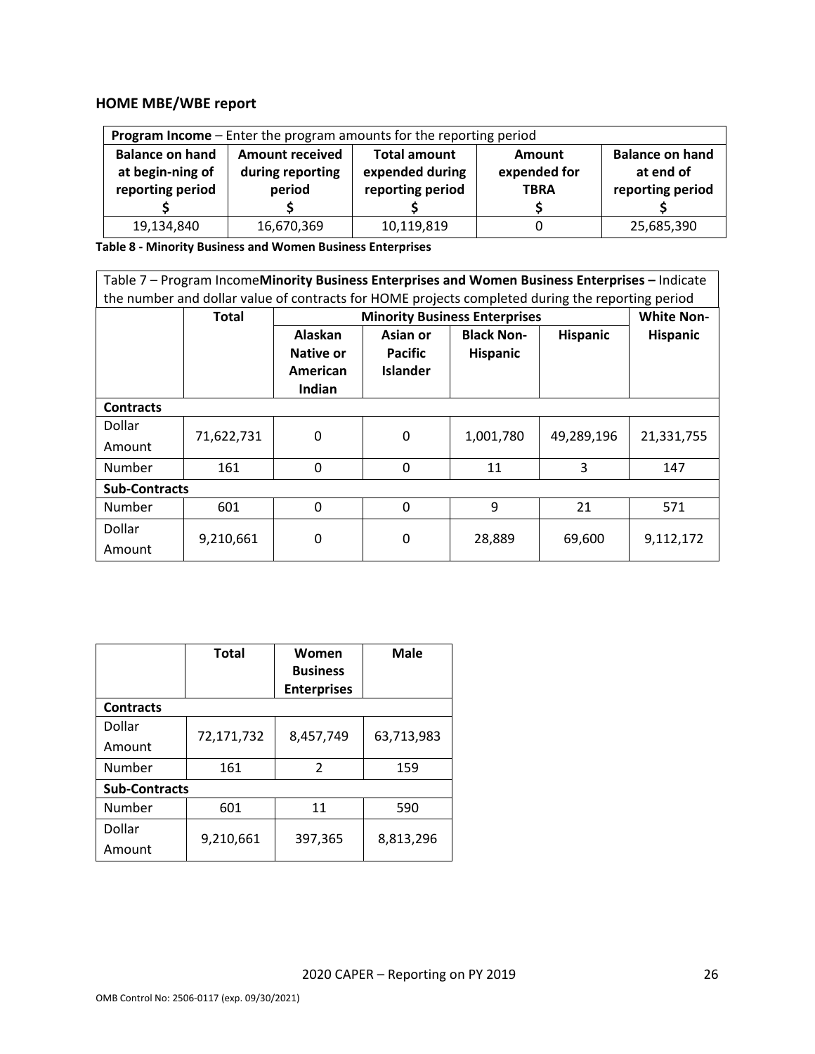## HOME MBE/WBE report

| **Program Income** – Enter the program amounts for the reporting period | | | | |
|---|---|---|---|---|
| **Balance on hand at begin-ning of reporting period $** | **Amount received during reporting period $** | **Total amount expended during reporting period $** | **Amount expended for TBRA $** | **Balance on hand at end of reporting period $** |
| 19,134,840 | 16,670,369 | 10,119,819 | 0 | 25,685,390 |

**Table 8 - Minority Business and Women Business Enterprises**

| Table 7 – Program Income**Minority Business Enterprises and Women Business Enterprises –** Indicate the number and dollar value of contracts for HOME projects completed during the reporting period | | | | | | |
|---|---|---|---|---|---|---|
| | **Total** | **Minority Business Enterprises** | | | | **White Non-Hispanic** |
| | | **Alaskan Native or American Indian** | **Asian or Pacific Islander** | **Black Non-Hispanic** | **Hispanic** | |
| **Contracts** | | | | | | |
| Dollar Amount | 71,622,731 | 0 | 0 | 1,001,780 | 49,289,196 | 21,331,755 |
| Number | 161 | 0 | 0 | 11 | 3 | 147 |
| **Sub-Contracts** | | | | | | |
| Number | 601 | 0 | 0 | 9 | 21 | 571 |
| Dollar Amount | 9,210,661 | 0 | 0 | 28,889 | 69,600 | 9,112,172 |

| | **Total** | **Women Business Enterprises** | **Male** |
|---|---|---|---|
| **Contracts** | | | |
| Dollar Amount | 72,171,732 | 8,457,749 | 63,713,983 |
| Number | 161 | 2 | 159 |
| **Sub-Contracts** | | | |
| Number | 601 | 11 | 590 |
| Dollar Amount | 9,210,661 | 397,365 | 8,813,296 |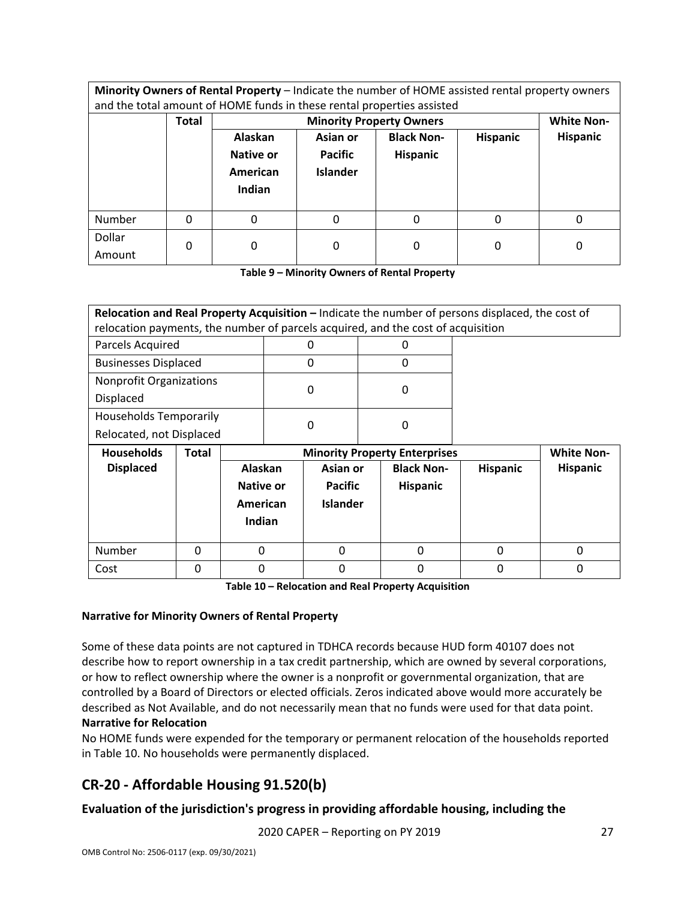| **Minority Owners of Rental Property** – Indicate the number of HOME assisted rental property owners and the total amount of HOME funds in these rental properties assisted | | | | | | |
|---|---|---|---|---|---|---|
| | **Total** | **Minority Property Owners** | | | | **White Non-Hispanic** |
| | | **Alaskan Native or American Indian** | **Asian or Pacific Islander** | **Black Non-Hispanic** | **Hispanic** | |
| Number | 0 | 0 | 0 | 0 | 0 | 0 |
| Dollar Amount | 0 | 0 | 0 | 0 | 0 | 0 |

**Table 9 – Minority Owners of Rental Property**

| **Relocation and Real Property Acquisition –** Indicate the number of persons displaced, the cost of relocation payments, the number of parcels acquired, and the cost of acquisition | | | | | | |
|---|---|---|---|---|---|---|
| Parcels Acquired | | 0 | 0 | | | |
| Businesses Displaced | | 0 | 0 | | | |
| Nonprofit Organizations Displaced | | 0 | 0 | | | |
| Households Temporarily Relocated, not Displaced | | 0 | 0 | | | |
| **Households Displaced** | **Total** | **Minority Property Enterprises** | | | | **White Non-Hispanic** |
| | | **Alaskan Native or American Indian** | **Asian or Pacific Islander** | **Black Non-Hispanic** | **Hispanic** | |
| Number | 0 | 0 | 0 | 0 | 0 | 0 |
| Cost | 0 | 0 | 0 | 0 | 0 | 0 |

**Table 10 – Relocation and Real Property Acquisition**

**Narrative for Minority Owners of Rental Property**

Some of these data points are not captured in TDHCA records because HUD form 40107 does not describe how to report ownership in a tax credit partnership, which are owned by several corporations, or how to reflect ownership where the owner is a nonprofit or governmental organization, that are controlled by a Board of Directors or elected officials. Zeros indicated above would more accurately be described as Not Available, and do not necessarily mean that no funds were used for that data point.

**Narrative for Relocation**

No HOME funds were expended for the temporary or permanent relocation of the households reported in Table 10. No households were permanently displaced.

## CR-20 - Affordable Housing 91.520(b)

**Evaluation of the jurisdiction's progress in providing affordable housing, including the**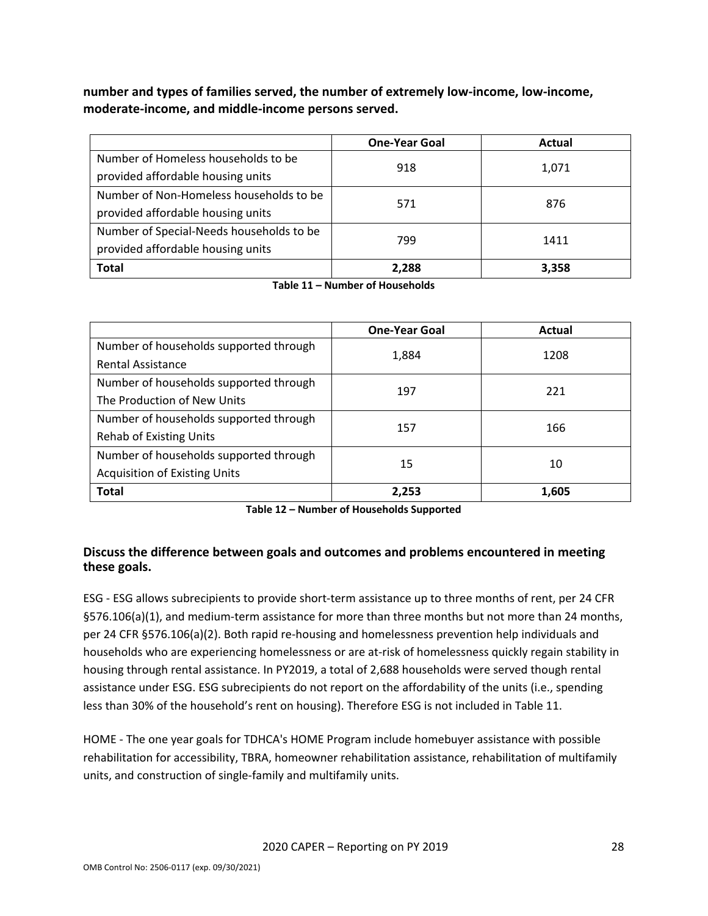**number and types of families served, the number of extremely low-income, low-income, moderate-income, and middle-income persons served.**

| | One-Year Goal | Actual |
|---|---|---|
| Number of Homeless households to be provided affordable housing units | 918 | 1,071 |
| Number of Non-Homeless households to be provided affordable housing units | 571 | 876 |
| Number of Special-Needs households to be provided affordable housing units | 799 | 1411 |
| **Total** | **2,288** | **3,358** |

**Table 11 – Number of Households**

| | One-Year Goal | Actual |
|---|---|---|
| Number of households supported through Rental Assistance | 1,884 | 1208 |
| Number of households supported through The Production of New Units | 197 | 221 |
| Number of households supported through Rehab of Existing Units | 157 | 166 |
| Number of households supported through Acquisition of Existing Units | 15 | 10 |
| **Total** | **2,253** | **1,605** |

**Table 12 – Number of Households Supported**

## Discuss the difference between goals and outcomes and problems encountered in meeting these goals.

ESG - ESG allows subrecipients to provide short-term assistance up to three months of rent, per 24 CFR §576.106(a)(1), and medium-term assistance for more than three months but not more than 24 months, per 24 CFR §576.106(a)(2). Both rapid re-housing and homelessness prevention help individuals and households who are experiencing homelessness or are at-risk of homelessness quickly regain stability in housing through rental assistance. In PY2019, a total of 2,688 households were served though rental assistance under ESG. ESG subrecipients do not report on the affordability of the units (i.e., spending less than 30% of the household's rent on housing). Therefore ESG is not included in Table 11.

HOME - The one year goals for TDHCA's HOME Program include homebuyer assistance with possible rehabilitation for accessibility, TBRA, homeowner rehabilitation assistance, rehabilitation of multifamily units, and construction of single-family and multifamily units.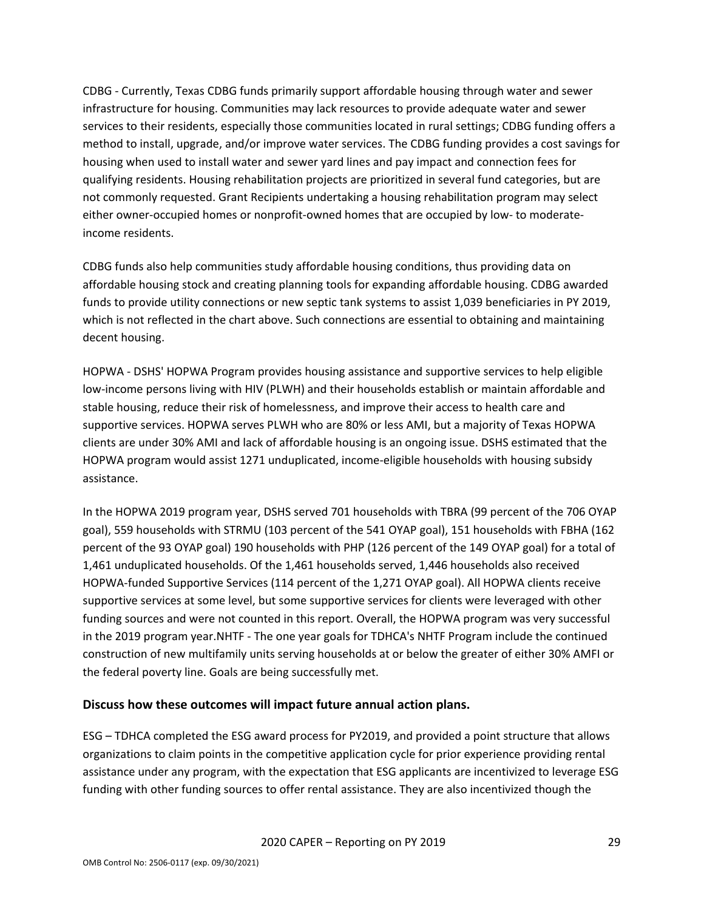CDBG - Currently, Texas CDBG funds primarily support affordable housing through water and sewer infrastructure for housing. Communities may lack resources to provide adequate water and sewer services to their residents, especially those communities located in rural settings; CDBG funding offers a method to install, upgrade, and/or improve water services. The CDBG funding provides a cost savings for housing when used to install water and sewer yard lines and pay impact and connection fees for qualifying residents. Housing rehabilitation projects are prioritized in several fund categories, but are not commonly requested. Grant Recipients undertaking a housing rehabilitation program may select either owner-occupied homes or nonprofit-owned homes that are occupied by low- to moderate-income residents.

CDBG funds also help communities study affordable housing conditions, thus providing data on affordable housing stock and creating planning tools for expanding affordable housing. CDBG awarded funds to provide utility connections or new septic tank systems to assist 1,039 beneficiaries in PY 2019, which is not reflected in the chart above. Such connections are essential to obtaining and maintaining decent housing.

HOPWA - DSHS' HOPWA Program provides housing assistance and supportive services to help eligible low-income persons living with HIV (PLWH) and their households establish or maintain affordable and stable housing, reduce their risk of homelessness, and improve their access to health care and supportive services. HOPWA serves PLWH who are 80% or less AMI, but a majority of Texas HOPWA clients are under 30% AMI and lack of affordable housing is an ongoing issue. DSHS estimated that the HOPWA program would assist 1271 unduplicated, income-eligible households with housing subsidy assistance.

In the HOPWA 2019 program year, DSHS served 701 households with TBRA (99 percent of the 706 OYAP goal), 559 households with STRMU (103 percent of the 541 OYAP goal), 151 households with FBHA (162 percent of the 93 OYAP goal) 190 households with PHP (126 percent of the 149 OYAP goal) for a total of 1,461 unduplicated households. Of the 1,461 households served, 1,446 households also received HOPWA-funded Supportive Services (114 percent of the 1,271 OYAP goal). All HOPWA clients receive supportive services at some level, but some supportive services for clients were leveraged with other funding sources and were not counted in this report. Overall, the HOPWA program was very successful in the 2019 program year.NHTF - The one year goals for TDHCA's NHTF Program include the continued construction of new multifamily units serving households at or below the greater of either 30% AMFI or the federal poverty line. Goals are being successfully met.

### Discuss how these outcomes will impact future annual action plans.

ESG – TDHCA completed the ESG award process for PY2019, and provided a point structure that allows organizations to claim points in the competitive application cycle for prior experience providing rental assistance under any program, with the expectation that ESG applicants are incentivized to leverage ESG funding with other funding sources to offer rental assistance. They are also incentivized though the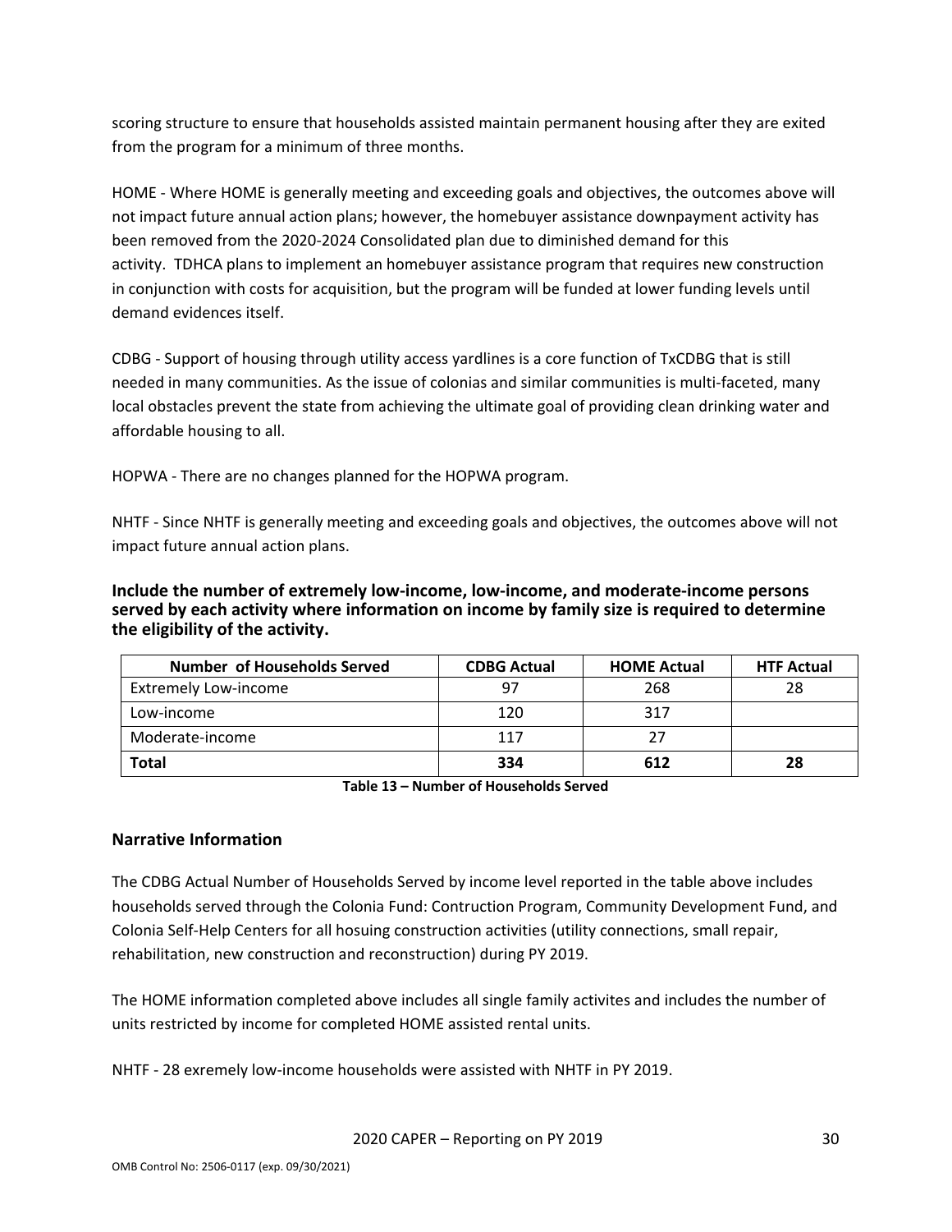scoring structure to ensure that households assisted maintain permanent housing after they are exited from the program for a minimum of three months.

HOME - Where HOME is generally meeting and exceeding goals and objectives, the outcomes above will not impact future annual action plans; however, the homebuyer assistance downpayment activity has been removed from the 2020-2024 Consolidated plan due to diminished demand for this activity. TDHCA plans to implement an homebuyer assistance program that requires new construction in conjunction with costs for acquisition, but the program will be funded at lower funding levels until demand evidences itself.

CDBG - Support of housing through utility access yardlines is a core function of TxCDBG that is still needed in many communities. As the issue of colonias and similar communities is multi-faceted, many local obstacles prevent the state from achieving the ultimate goal of providing clean drinking water and affordable housing to all.

HOPWA - There are no changes planned for the HOPWA program.

NHTF - Since NHTF is generally meeting and exceeding goals and objectives, the outcomes above will not impact future annual action plans.

**Include the number of extremely low-income, low-income, and moderate-income persons served by each activity where information on income by family size is required to determine the eligibility of the activity.**

| Number of Households Served | CDBG Actual | HOME Actual | HTF Actual |
|---|---|---|---|
| Extremely Low-income | 97 | 268 | 28 |
| Low-income | 120 | 317 | |
| Moderate-income | 117 | 27 | |
| **Total** | **334** | **612** | **28** |

**Table 13 – Number of Households Served**

## Narrative Information

The CDBG Actual Number of Households Served by income level reported in the table above includes households served through the Colonia Fund: Contruction Program, Community Development Fund, and Colonia Self-Help Centers for all hosuing construction activities (utility connections, small repair, rehabilitation, new construction and reconstruction) during PY 2019.

The HOME information completed above includes all single family activites and includes the number of units restricted by income for completed HOME assisted rental units.

NHTF - 28 exremely low-income households were assisted with NHTF in PY 2019.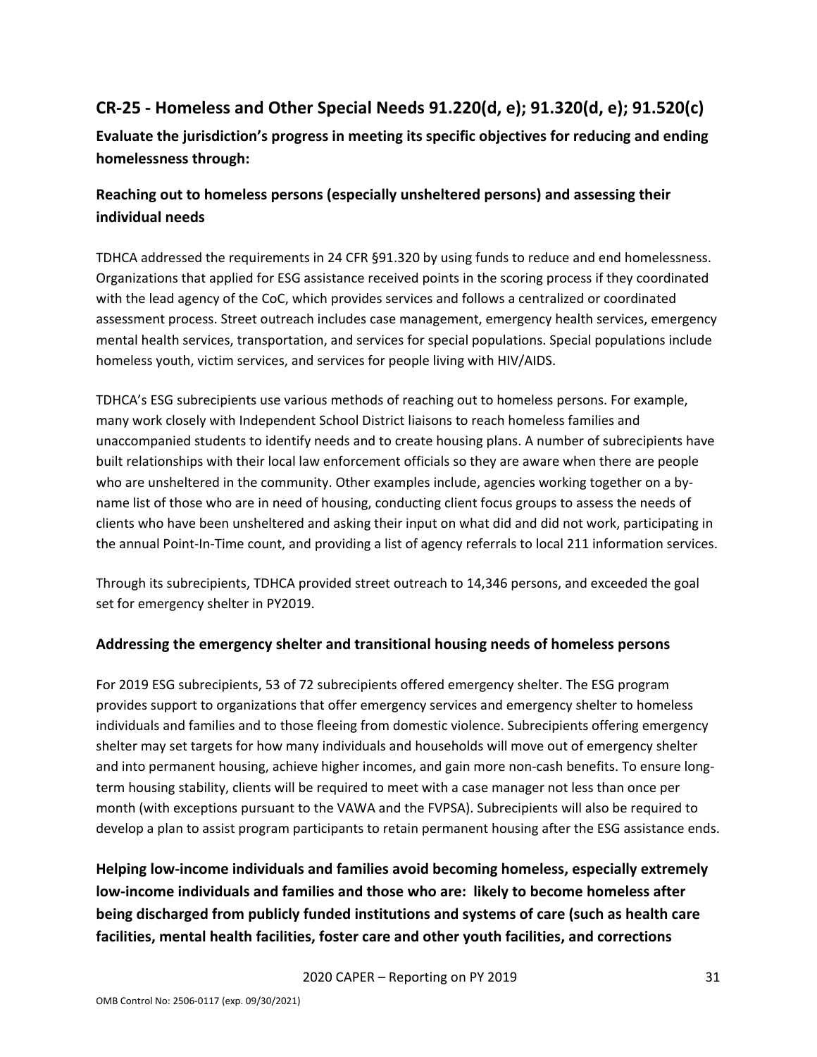## CR-25 - Homeless and Other Special Needs 91.220(d, e); 91.320(d, e); 91.520(c)

**Evaluate the jurisdiction's progress in meeting its specific objectives for reducing and ending homelessness through:**

### Reaching out to homeless persons (especially unsheltered persons) and assessing their individual needs

TDHCA addressed the requirements in 24 CFR §91.320 by using funds to reduce and end homelessness. Organizations that applied for ESG assistance received points in the scoring process if they coordinated with the lead agency of the CoC, which provides services and follows a centralized or coordinated assessment process. Street outreach includes case management, emergency health services, emergency mental health services, transportation, and services for special populations. Special populations include homeless youth, victim services, and services for people living with HIV/AIDS.

TDHCA's ESG subrecipients use various methods of reaching out to homeless persons. For example, many work closely with Independent School District liaisons to reach homeless families and unaccompanied students to identify needs and to create housing plans. A number of subrecipients have built relationships with their local law enforcement officials so they are aware when there are people who are unsheltered in the community. Other examples include, agencies working together on a by-name list of those who are in need of housing, conducting client focus groups to assess the needs of clients who have been unsheltered and asking their input on what did and did not work, participating in the annual Point-In-Time count, and providing a list of agency referrals to local 211 information services.

Through its subrecipients, TDHCA provided street outreach to 14,346 persons, and exceeded the goal set for emergency shelter in PY2019.

### Addressing the emergency shelter and transitional housing needs of homeless persons

For 2019 ESG subrecipients, 53 of 72 subrecipients offered emergency shelter. The ESG program provides support to organizations that offer emergency services and emergency shelter to homeless individuals and families and to those fleeing from domestic violence. Subrecipients offering emergency shelter may set targets for how many individuals and households will move out of emergency shelter and into permanent housing, achieve higher incomes, and gain more non-cash benefits. To ensure long-term housing stability, clients will be required to meet with a case manager not less than once per month (with exceptions pursuant to the VAWA and the FVPSA). Subrecipients will also be required to develop a plan to assist program participants to retain permanent housing after the ESG assistance ends.

**Helping low-income individuals and families avoid becoming homeless, especially extremely low-income individuals and families and those who are: likely to become homeless after being discharged from publicly funded institutions and systems of care (such as health care facilities, mental health facilities, foster care and other youth facilities, and corrections**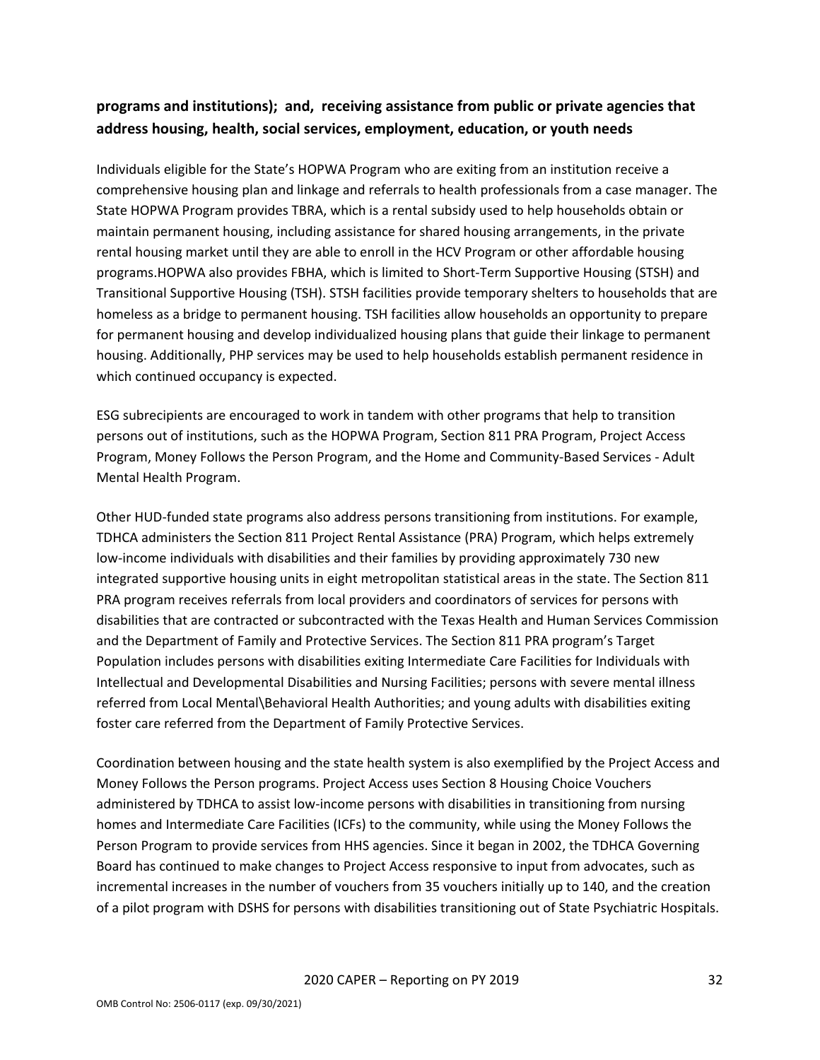**programs and institutions); and, receiving assistance from public or private agencies that address housing, health, social services, employment, education, or youth needs**

Individuals eligible for the State's HOPWA Program who are exiting from an institution receive a comprehensive housing plan and linkage and referrals to health professionals from a case manager. The State HOPWA Program provides TBRA, which is a rental subsidy used to help households obtain or maintain permanent housing, including assistance for shared housing arrangements, in the private rental housing market until they are able to enroll in the HCV Program or other affordable housing programs.HOPWA also provides FBHA, which is limited to Short-Term Supportive Housing (STSH) and Transitional Supportive Housing (TSH). STSH facilities provide temporary shelters to households that are homeless as a bridge to permanent housing. TSH facilities allow households an opportunity to prepare for permanent housing and develop individualized housing plans that guide their linkage to permanent housing. Additionally, PHP services may be used to help households establish permanent residence in which continued occupancy is expected.

ESG subrecipients are encouraged to work in tandem with other programs that help to transition persons out of institutions, such as the HOPWA Program, Section 811 PRA Program, Project Access Program, Money Follows the Person Program, and the Home and Community-Based Services - Adult Mental Health Program.

Other HUD-funded state programs also address persons transitioning from institutions. For example, TDHCA administers the Section 811 Project Rental Assistance (PRA) Program, which helps extremely low-income individuals with disabilities and their families by providing approximately 730 new integrated supportive housing units in eight metropolitan statistical areas in the state. The Section 811 PRA program receives referrals from local providers and coordinators of services for persons with disabilities that are contracted or subcontracted with the Texas Health and Human Services Commission and the Department of Family and Protective Services. The Section 811 PRA program's Target Population includes persons with disabilities exiting Intermediate Care Facilities for Individuals with Intellectual and Developmental Disabilities and Nursing Facilities; persons with severe mental illness referred from Local Mental\Behavioral Health Authorities; and young adults with disabilities exiting foster care referred from the Department of Family Protective Services.

Coordination between housing and the state health system is also exemplified by the Project Access and Money Follows the Person programs. Project Access uses Section 8 Housing Choice Vouchers administered by TDHCA to assist low-income persons with disabilities in transitioning from nursing homes and Intermediate Care Facilities (ICFs) to the community, while using the Money Follows the Person Program to provide services from HHS agencies. Since it began in 2002, the TDHCA Governing Board has continued to make changes to Project Access responsive to input from advocates, such as incremental increases in the number of vouchers from 35 vouchers initially up to 140, and the creation of a pilot program with DSHS for persons with disabilities transitioning out of State Psychiatric Hospitals.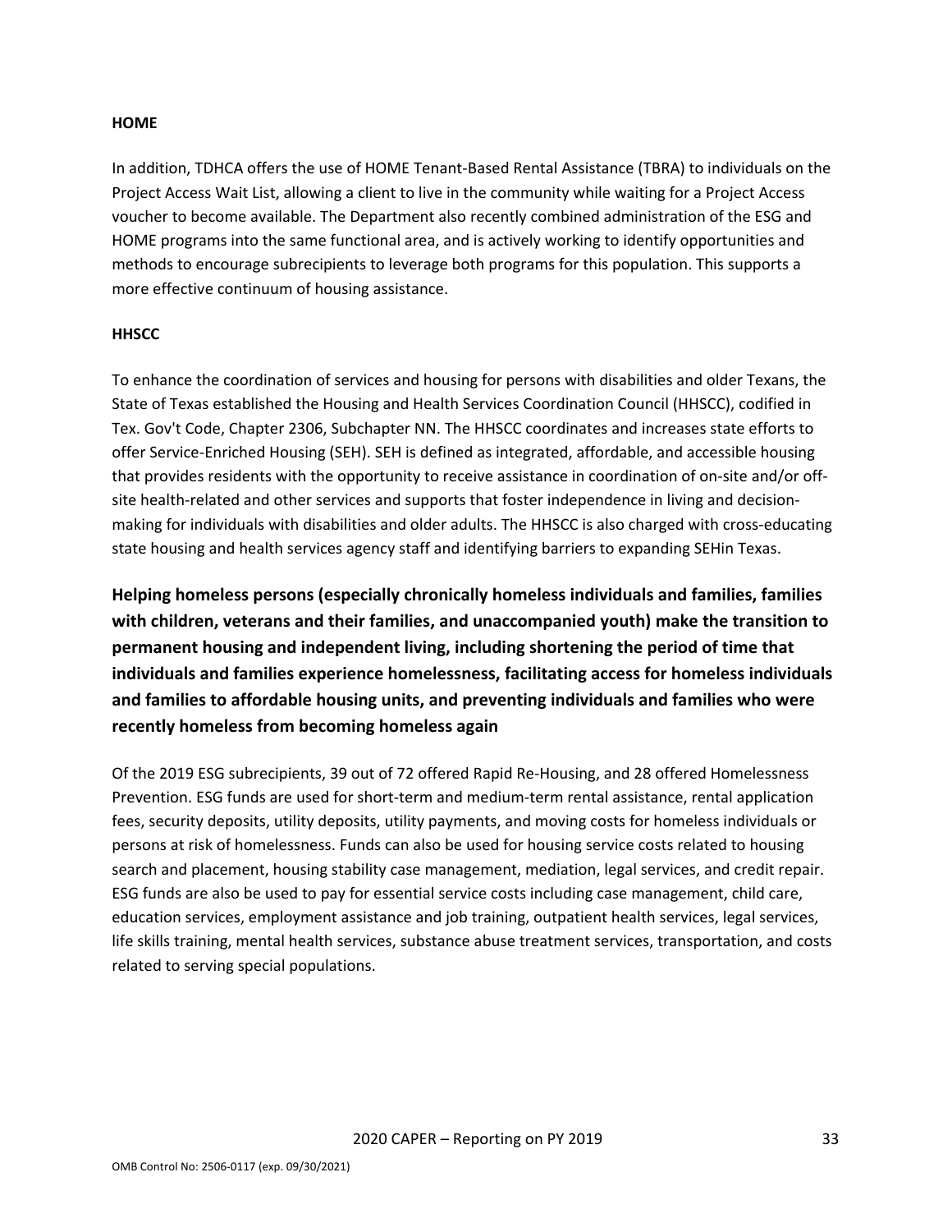**HOME**

In addition, TDHCA offers the use of HOME Tenant-Based Rental Assistance (TBRA) to individuals on the Project Access Wait List, allowing a client to live in the community while waiting for a Project Access voucher to become available. The Department also recently combined administration of the ESG and HOME programs into the same functional area, and is actively working to identify opportunities and methods to encourage subrecipients to leverage both programs for this population. This supports a more effective continuum of housing assistance.

**HHSCC**

To enhance the coordination of services and housing for persons with disabilities and older Texans, the State of Texas established the Housing and Health Services Coordination Council (HHSCC), codified in Tex. Gov't Code, Chapter 2306, Subchapter NN. The HHSCC coordinates and increases state efforts to offer Service-Enriched Housing (SEH). SEH is defined as integrated, affordable, and accessible housing that provides residents with the opportunity to receive assistance in coordination of on-site and/or off-site health-related and other services and supports that foster independence in living and decision-making for individuals with disabilities and older adults. The HHSCC is also charged with cross-educating state housing and health services agency staff and identifying barriers to expanding SEHin Texas.

## Helping homeless persons (especially chronically homeless individuals and families, families with children, veterans and their families, and unaccompanied youth) make the transition to permanent housing and independent living, including shortening the period of time that individuals and families experience homelessness, facilitating access for homeless individuals and families to affordable housing units, and preventing individuals and families who were recently homeless from becoming homeless again

Of the 2019 ESG subrecipients, 39 out of 72 offered Rapid Re-Housing, and 28 offered Homelessness Prevention. ESG funds are used for short-term and medium-term rental assistance, rental application fees, security deposits, utility deposits, utility payments, and moving costs for homeless individuals or persons at risk of homelessness. Funds can also be used for housing service costs related to housing search and placement, housing stability case management, mediation, legal services, and credit repair. ESG funds are also be used to pay for essential service costs including case management, child care, education services, employment assistance and job training, outpatient health services, legal services, life skills training, mental health services, substance abuse treatment services, transportation, and costs related to serving special populations.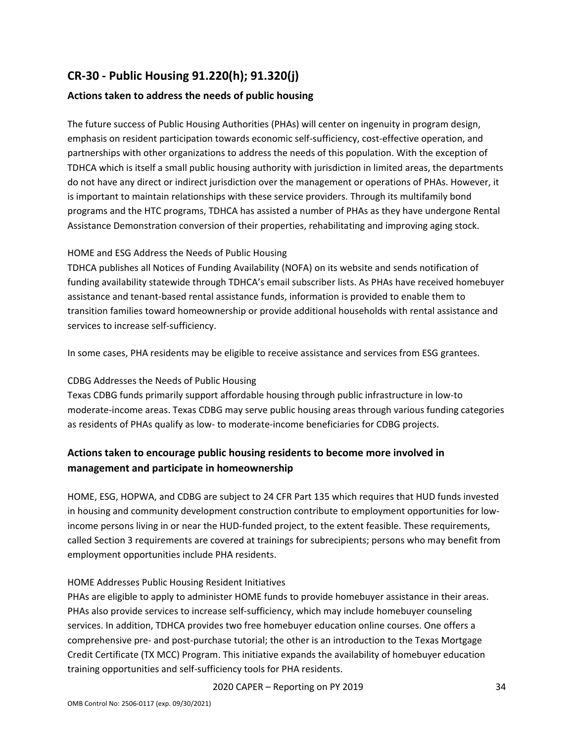## CR-30 - Public Housing 91.220(h); 91.320(j)

### Actions taken to address the needs of public housing

The future success of Public Housing Authorities (PHAs) will center on ingenuity in program design, emphasis on resident participation towards economic self-sufficiency, cost-effective operation, and partnerships with other organizations to address the needs of this population. With the exception of TDHCA which is itself a small public housing authority with jurisdiction in limited areas, the departments do not have any direct or indirect jurisdiction over the management or operations of PHAs. However, it is important to maintain relationships with these service providers. Through its multifamily bond programs and the HTC programs, TDHCA has assisted a number of PHAs as they have undergone Rental Assistance Demonstration conversion of their properties, rehabilitating and improving aging stock.

HOME and ESG Address the Needs of Public Housing

TDHCA publishes all Notices of Funding Availability (NOFA) on its website and sends notification of funding availability statewide through TDHCA's email subscriber lists. As PHAs have received homebuyer assistance and tenant-based rental assistance funds, information is provided to enable them to transition families toward homeownership or provide additional households with rental assistance and services to increase self-sufficiency.

In some cases, PHA residents may be eligible to receive assistance and services from ESG grantees.

CDBG Addresses the Needs of Public Housing

Texas CDBG funds primarily support affordable housing through public infrastructure in low-to moderate-income areas. Texas CDBG may serve public housing areas through various funding categories as residents of PHAs qualify as low- to moderate-income beneficiaries for CDBG projects.

### Actions taken to encourage public housing residents to become more involved in management and participate in homeownership

HOME, ESG, HOPWA, and CDBG are subject to 24 CFR Part 135 which requires that HUD funds invested in housing and community development construction contribute to employment opportunities for low-income persons living in or near the HUD-funded project, to the extent feasible. These requirements, called Section 3 requirements are covered at trainings for subrecipients; persons who may benefit from employment opportunities include PHA residents.

HOME Addresses Public Housing Resident Initiatives

PHAs are eligible to apply to administer HOME funds to provide homebuyer assistance in their areas. PHAs also provide services to increase self-sufficiency, which may include homebuyer counseling services. In addition, TDHCA provides two free homebuyer education online courses. One offers a comprehensive pre- and post-purchase tutorial; the other is an introduction to the Texas Mortgage Credit Certificate (TX MCC) Program. This initiative expands the availability of homebuyer education training opportunities and self-sufficiency tools for PHA residents.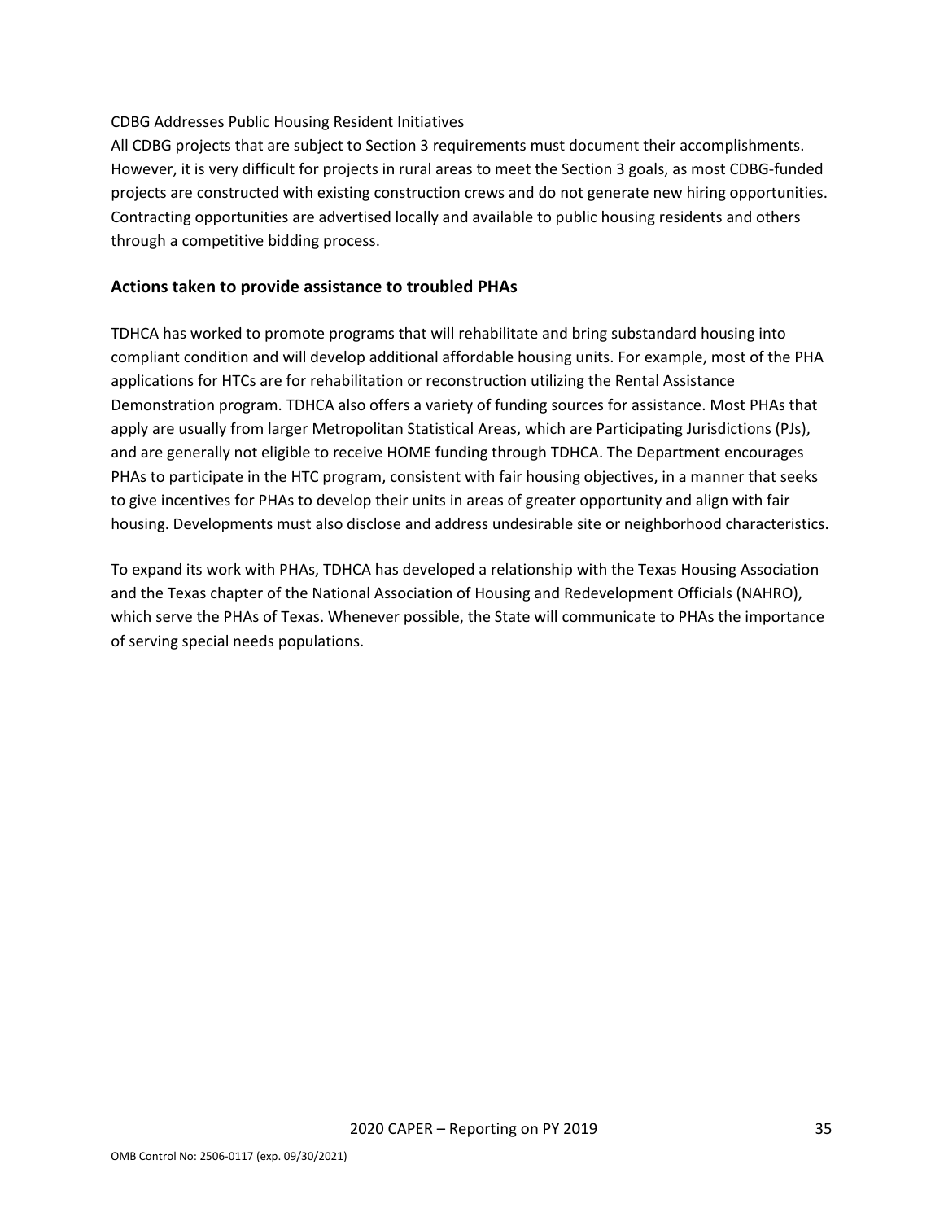CDBG Addresses Public Housing Resident Initiatives

All CDBG projects that are subject to Section 3 requirements must document their accomplishments. However, it is very difficult for projects in rural areas to meet the Section 3 goals, as most CDBG-funded projects are constructed with existing construction crews and do not generate new hiring opportunities. Contracting opportunities are advertised locally and available to public housing residents and others through a competitive bidding process.

## Actions taken to provide assistance to troubled PHAs

TDHCA has worked to promote programs that will rehabilitate and bring substandard housing into compliant condition and will develop additional affordable housing units. For example, most of the PHA applications for HTCs are for rehabilitation or reconstruction utilizing the Rental Assistance Demonstration program. TDHCA also offers a variety of funding sources for assistance. Most PHAs that apply are usually from larger Metropolitan Statistical Areas, which are Participating Jurisdictions (PJs), and are generally not eligible to receive HOME funding through TDHCA. The Department encourages PHAs to participate in the HTC program, consistent with fair housing objectives, in a manner that seeks to give incentives for PHAs to develop their units in areas of greater opportunity and align with fair housing. Developments must also disclose and address undesirable site or neighborhood characteristics.

To expand its work with PHAs, TDHCA has developed a relationship with the Texas Housing Association and the Texas chapter of the National Association of Housing and Redevelopment Officials (NAHRO), which serve the PHAs of Texas. Whenever possible, the State will communicate to PHAs the importance of serving special needs populations.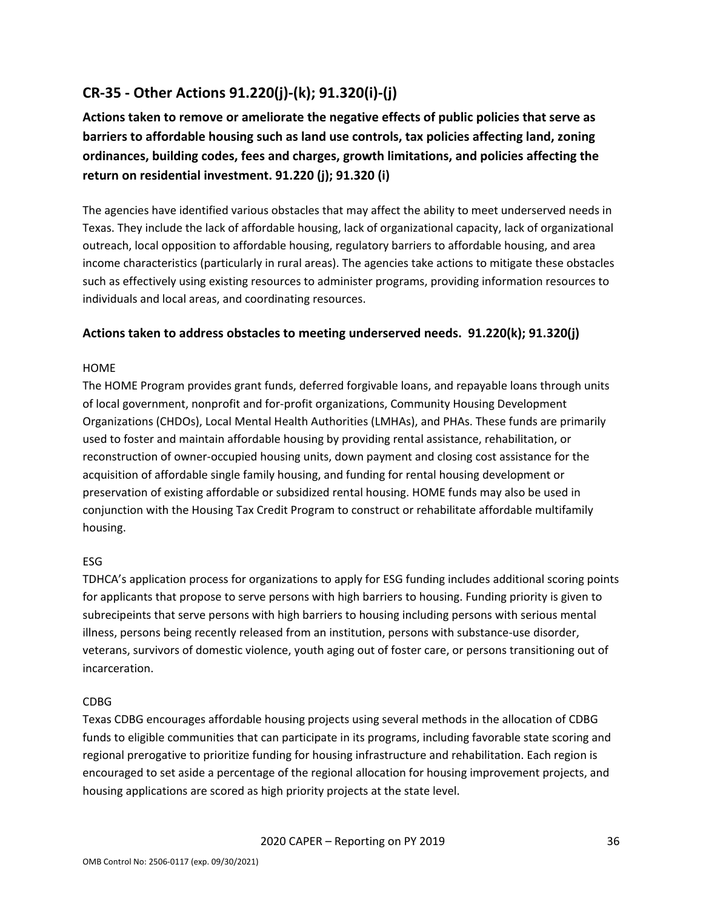## CR-35 - Other Actions 91.220(j)-(k); 91.320(i)-(j)

**Actions taken to remove or ameliorate the negative effects of public policies that serve as barriers to affordable housing such as land use controls, tax policies affecting land, zoning ordinances, building codes, fees and charges, growth limitations, and policies affecting the return on residential investment. 91.220 (j); 91.320 (i)**

The agencies have identified various obstacles that may affect the ability to meet underserved needs in Texas. They include the lack of affordable housing, lack of organizational capacity, lack of organizational outreach, local opposition to affordable housing, regulatory barriers to affordable housing, and area income characteristics (particularly in rural areas). The agencies take actions to mitigate these obstacles such as effectively using existing resources to administer programs, providing information resources to individuals and local areas, and coordinating resources.

### Actions taken to address obstacles to meeting underserved needs. 91.220(k); 91.320(j)

HOME

The HOME Program provides grant funds, deferred forgivable loans, and repayable loans through units of local government, nonprofit and for-profit organizations, Community Housing Development Organizations (CHDOs), Local Mental Health Authorities (LMHAs), and PHAs. These funds are primarily used to foster and maintain affordable housing by providing rental assistance, rehabilitation, or reconstruction of owner-occupied housing units, down payment and closing cost assistance for the acquisition of affordable single family housing, and funding for rental housing development or preservation of existing affordable or subsidized rental housing. HOME funds may also be used in conjunction with the Housing Tax Credit Program to construct or rehabilitate affordable multifamily housing.

ESG

TDHCA's application process for organizations to apply for ESG funding includes additional scoring points for applicants that propose to serve persons with high barriers to housing. Funding priority is given to subrecipeints that serve persons with high barriers to housing including persons with serious mental illness, persons being recently released from an institution, persons with substance-use disorder, veterans, survivors of domestic violence, youth aging out of foster care, or persons transitioning out of incarceration.

CDBG

Texas CDBG encourages affordable housing projects using several methods in the allocation of CDBG funds to eligible communities that can participate in its programs, including favorable state scoring and regional prerogative to prioritize funding for housing infrastructure and rehabilitation. Each region is encouraged to set aside a percentage of the regional allocation for housing improvement projects, and housing applications are scored as high priority projects at the state level.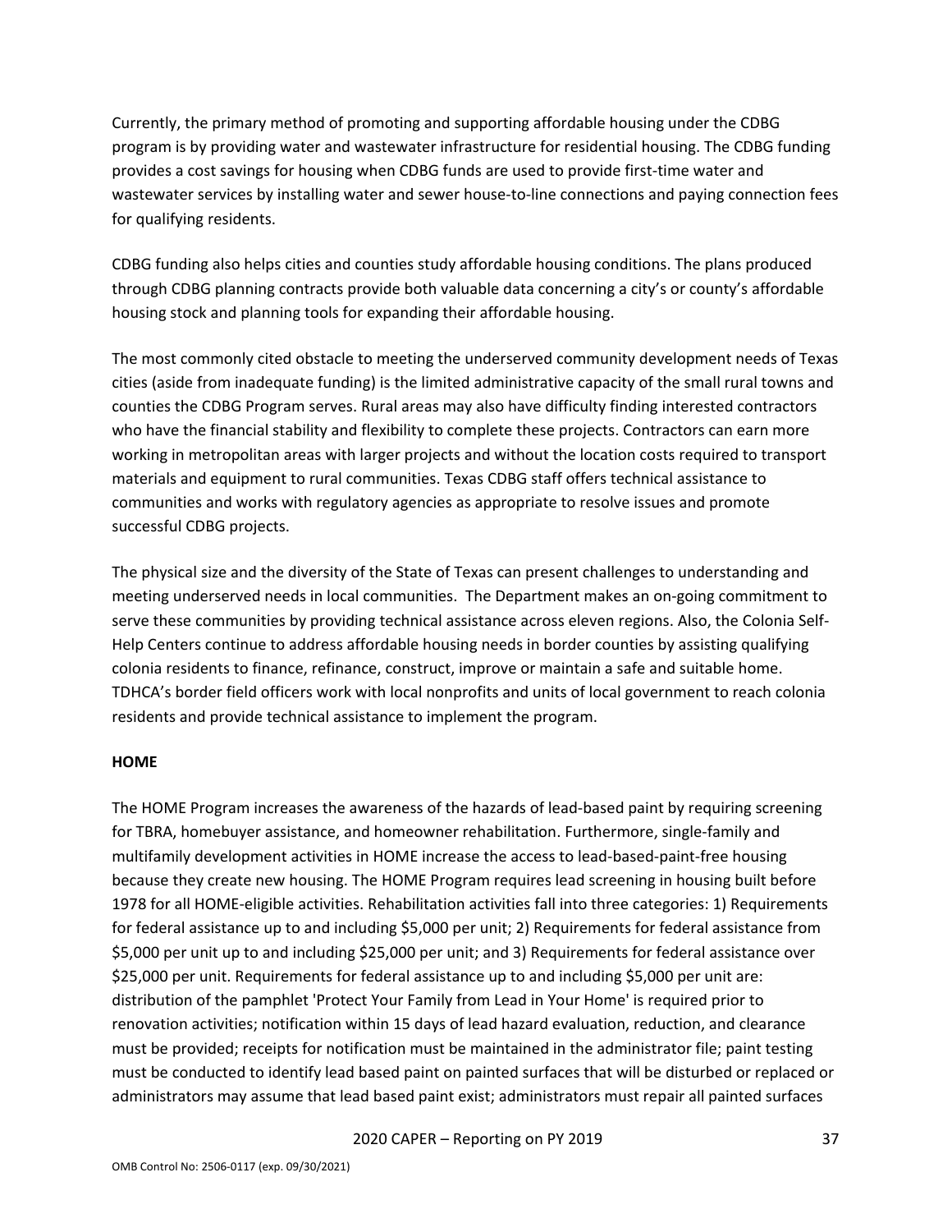Currently, the primary method of promoting and supporting affordable housing under the CDBG program is by providing water and wastewater infrastructure for residential housing. The CDBG funding provides a cost savings for housing when CDBG funds are used to provide first-time water and wastewater services by installing water and sewer house-to-line connections and paying connection fees for qualifying residents.

CDBG funding also helps cities and counties study affordable housing conditions. The plans produced through CDBG planning contracts provide both valuable data concerning a city's or county's affordable housing stock and planning tools for expanding their affordable housing.

The most commonly cited obstacle to meeting the underserved community development needs of Texas cities (aside from inadequate funding) is the limited administrative capacity of the small rural towns and counties the CDBG Program serves. Rural areas may also have difficulty finding interested contractors who have the financial stability and flexibility to complete these projects. Contractors can earn more working in metropolitan areas with larger projects and without the location costs required to transport materials and equipment to rural communities. Texas CDBG staff offers technical assistance to communities and works with regulatory agencies as appropriate to resolve issues and promote successful CDBG projects.

The physical size and the diversity of the State of Texas can present challenges to understanding and meeting underserved needs in local communities. The Department makes an on-going commitment to serve these communities by providing technical assistance across eleven regions. Also, the Colonia Self-Help Centers continue to address affordable housing needs in border counties by assisting qualifying colonia residents to finance, refinance, construct, improve or maintain a safe and suitable home. TDHCA's border field officers work with local nonprofits and units of local government to reach colonia residents and provide technical assistance to implement the program.

**HOME**

The HOME Program increases the awareness of the hazards of lead-based paint by requiring screening for TBRA, homebuyer assistance, and homeowner rehabilitation. Furthermore, single-family and multifamily development activities in HOME increase the access to lead-based-paint-free housing because they create new housing. The HOME Program requires lead screening in housing built before 1978 for all HOME-eligible activities. Rehabilitation activities fall into three categories: 1) Requirements for federal assistance up to and including $5,000 per unit; 2) Requirements for federal assistance from $5,000 per unit up to and including $25,000 per unit; and 3) Requirements for federal assistance over $25,000 per unit. Requirements for federal assistance up to and including $5,000 per unit are: distribution of the pamphlet 'Protect Your Family from Lead in Your Home' is required prior to renovation activities; notification within 15 days of lead hazard evaluation, reduction, and clearance must be provided; receipts for notification must be maintained in the administrator file; paint testing must be conducted to identify lead based paint on painted surfaces that will be disturbed or replaced or administrators may assume that lead based paint exist; administrators must repair all painted surfaces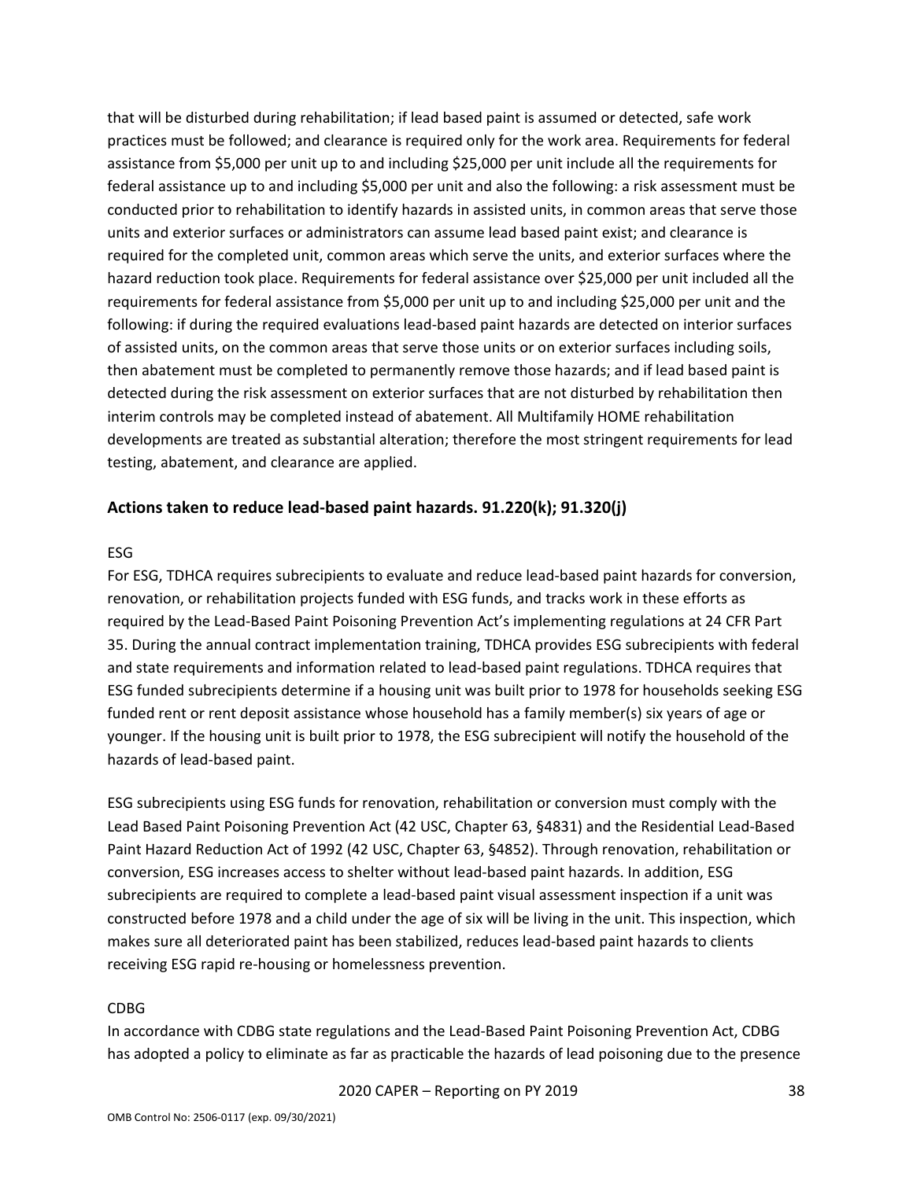that will be disturbed during rehabilitation; if lead based paint is assumed or detected, safe work practices must be followed; and clearance is required only for the work area. Requirements for federal assistance from $5,000 per unit up to and including $25,000 per unit include all the requirements for federal assistance up to and including $5,000 per unit and also the following: a risk assessment must be conducted prior to rehabilitation to identify hazards in assisted units, in common areas that serve those units and exterior surfaces or administrators can assume lead based paint exist; and clearance is required for the completed unit, common areas which serve the units, and exterior surfaces where the hazard reduction took place. Requirements for federal assistance over $25,000 per unit included all the requirements for federal assistance from $5,000 per unit up to and including $25,000 per unit and the following: if during the required evaluations lead-based paint hazards are detected on interior surfaces of assisted units, on the common areas that serve those units or on exterior surfaces including soils, then abatement must be completed to permanently remove those hazards; and if lead based paint is detected during the risk assessment on exterior surfaces that are not disturbed by rehabilitation then interim controls may be completed instead of abatement. All Multifamily HOME rehabilitation developments are treated as substantial alteration; therefore the most stringent requirements for lead testing, abatement, and clearance are applied.

## Actions taken to reduce lead-based paint hazards. 91.220(k); 91.320(j)

ESG

For ESG, TDHCA requires subrecipients to evaluate and reduce lead-based paint hazards for conversion, renovation, or rehabilitation projects funded with ESG funds, and tracks work in these efforts as required by the Lead-Based Paint Poisoning Prevention Act's implementing regulations at 24 CFR Part 35. During the annual contract implementation training, TDHCA provides ESG subrecipients with federal and state requirements and information related to lead-based paint regulations. TDHCA requires that ESG funded subrecipients determine if a housing unit was built prior to 1978 for households seeking ESG funded rent or rent deposit assistance whose household has a family member(s) six years of age or younger. If the housing unit is built prior to 1978, the ESG subrecipient will notify the household of the hazards of lead-based paint.

ESG subrecipients using ESG funds for renovation, rehabilitation or conversion must comply with the Lead Based Paint Poisoning Prevention Act (42 USC, Chapter 63, §4831) and the Residential Lead-Based Paint Hazard Reduction Act of 1992 (42 USC, Chapter 63, §4852). Through renovation, rehabilitation or conversion, ESG increases access to shelter without lead-based paint hazards. In addition, ESG subrecipients are required to complete a lead-based paint visual assessment inspection if a unit was constructed before 1978 and a child under the age of six will be living in the unit. This inspection, which makes sure all deteriorated paint has been stabilized, reduces lead-based paint hazards to clients receiving ESG rapid re-housing or homelessness prevention.

CDBG

In accordance with CDBG state regulations and the Lead-Based Paint Poisoning Prevention Act, CDBG has adopted a policy to eliminate as far as practicable the hazards of lead poisoning due to the presence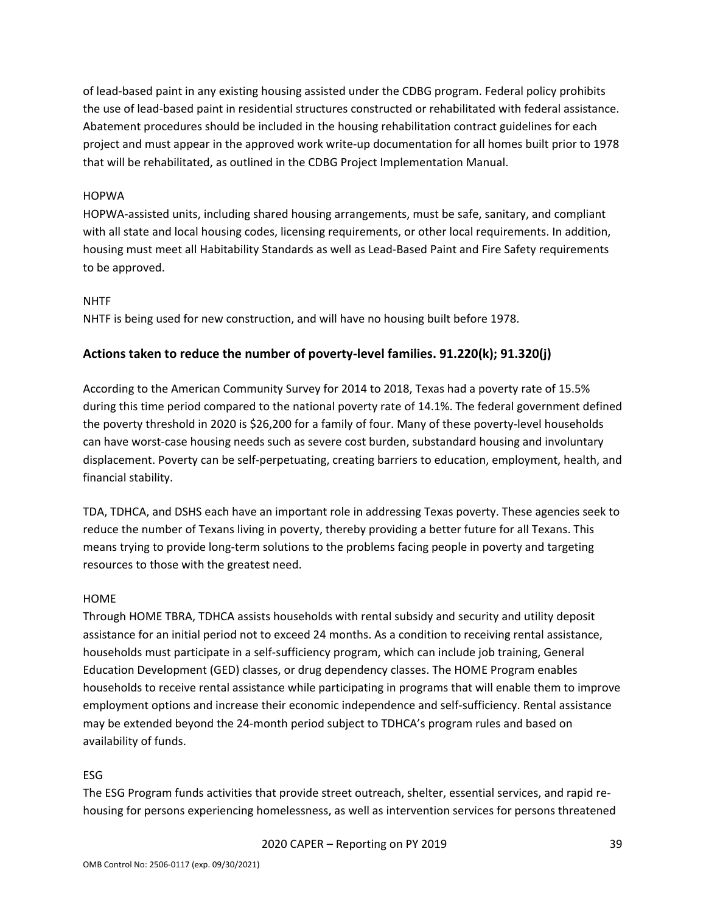of lead-based paint in any existing housing assisted under the CDBG program. Federal policy prohibits the use of lead-based paint in residential structures constructed or rehabilitated with federal assistance. Abatement procedures should be included in the housing rehabilitation contract guidelines for each project and must appear in the approved work write-up documentation for all homes built prior to 1978 that will be rehabilitated, as outlined in the CDBG Project Implementation Manual.

HOPWA

HOPWA-assisted units, including shared housing arrangements, must be safe, sanitary, and compliant with all state and local housing codes, licensing requirements, or other local requirements. In addition, housing must meet all Habitability Standards as well as Lead-Based Paint and Fire Safety requirements to be approved.

NHTF

NHTF is being used for new construction, and will have no housing built before 1978.

## Actions taken to reduce the number of poverty-level families. 91.220(k); 91.320(j)

According to the American Community Survey for 2014 to 2018, Texas had a poverty rate of 15.5% during this time period compared to the national poverty rate of 14.1%. The federal government defined the poverty threshold in 2020 is $26,200 for a family of four. Many of these poverty-level households can have worst-case housing needs such as severe cost burden, substandard housing and involuntary displacement. Poverty can be self-perpetuating, creating barriers to education, employment, health, and financial stability.

TDA, TDHCA, and DSHS each have an important role in addressing Texas poverty. These agencies seek to reduce the number of Texans living in poverty, thereby providing a better future for all Texans. This means trying to provide long-term solutions to the problems facing people in poverty and targeting resources to those with the greatest need.

HOME

Through HOME TBRA, TDHCA assists households with rental subsidy and security and utility deposit assistance for an initial period not to exceed 24 months. As a condition to receiving rental assistance, households must participate in a self-sufficiency program, which can include job training, General Education Development (GED) classes, or drug dependency classes. The HOME Program enables households to receive rental assistance while participating in programs that will enable them to improve employment options and increase their economic independence and self-sufficiency. Rental assistance may be extended beyond the 24-month period subject to TDHCA's program rules and based on availability of funds.

ESG

The ESG Program funds activities that provide street outreach, shelter, essential services, and rapid re-housing for persons experiencing homelessness, as well as intervention services for persons threatened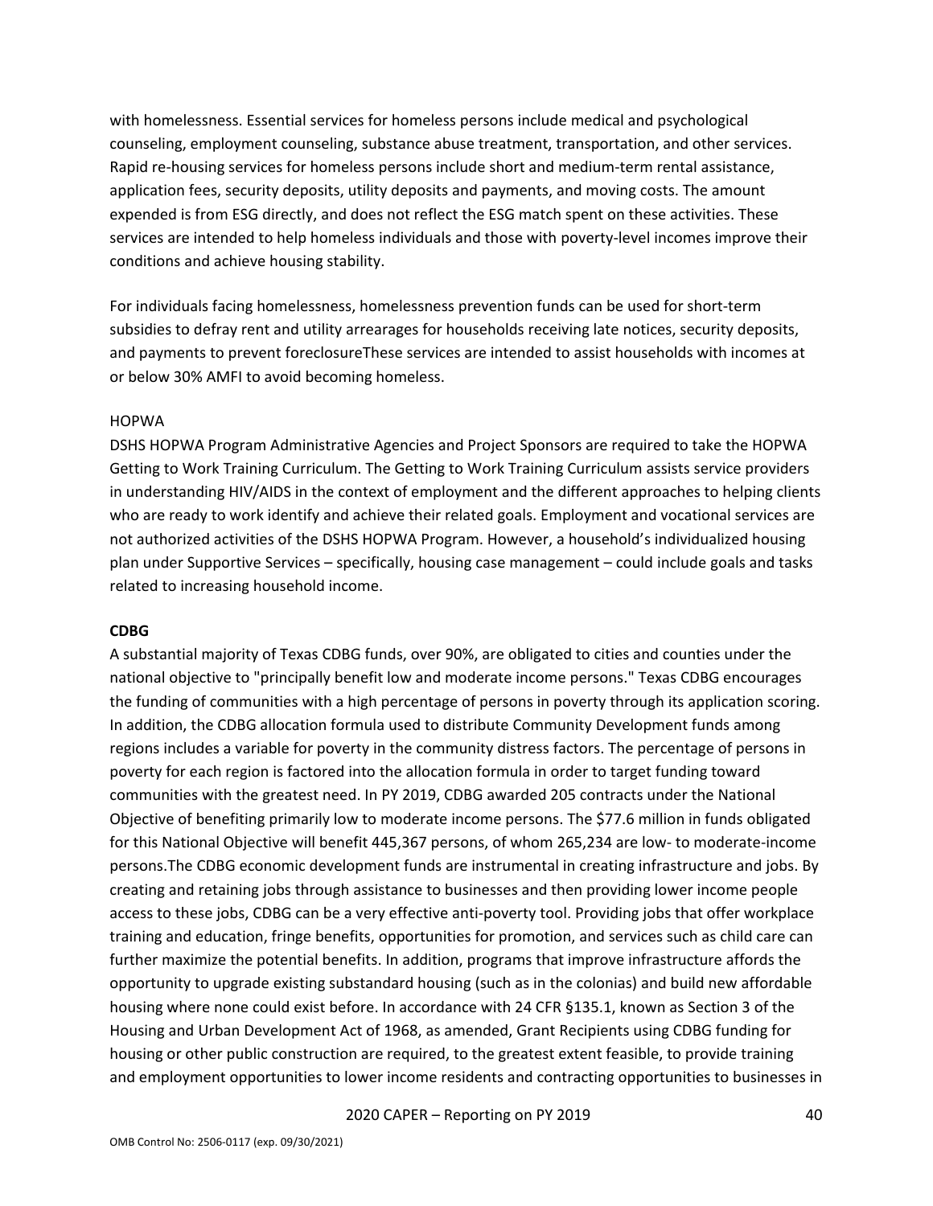with homelessness. Essential services for homeless persons include medical and psychological counseling, employment counseling, substance abuse treatment, transportation, and other services. Rapid re-housing services for homeless persons include short and medium-term rental assistance, application fees, security deposits, utility deposits and payments, and moving costs. The amount expended is from ESG directly, and does not reflect the ESG match spent on these activities. These services are intended to help homeless individuals and those with poverty-level incomes improve their conditions and achieve housing stability.

For individuals facing homelessness, homelessness prevention funds can be used for short-term subsidies to defray rent and utility arrearages for households receiving late notices, security deposits, and payments to prevent foreclosureThese services are intended to assist households with incomes at or below 30% AMFI to avoid becoming homeless.

HOPWA

DSHS HOPWA Program Administrative Agencies and Project Sponsors are required to take the HOPWA Getting to Work Training Curriculum. The Getting to Work Training Curriculum assists service providers in understanding HIV/AIDS in the context of employment and the different approaches to helping clients who are ready to work identify and achieve their related goals. Employment and vocational services are not authorized activities of the DSHS HOPWA Program. However, a household's individualized housing plan under Supportive Services – specifically, housing case management – could include goals and tasks related to increasing household income.

**CDBG**

A substantial majority of Texas CDBG funds, over 90%, are obligated to cities and counties under the national objective to "principally benefit low and moderate income persons." Texas CDBG encourages the funding of communities with a high percentage of persons in poverty through its application scoring. In addition, the CDBG allocation formula used to distribute Community Development funds among regions includes a variable for poverty in the community distress factors. The percentage of persons in poverty for each region is factored into the allocation formula in order to target funding toward communities with the greatest need. In PY 2019, CDBG awarded 205 contracts under the National Objective of benefiting primarily low to moderate income persons. The $77.6 million in funds obligated for this National Objective will benefit 445,367 persons, of whom 265,234 are low- to moderate-income persons.The CDBG economic development funds are instrumental in creating infrastructure and jobs. By creating and retaining jobs through assistance to businesses and then providing lower income people access to these jobs, CDBG can be a very effective anti-poverty tool. Providing jobs that offer workplace training and education, fringe benefits, opportunities for promotion, and services such as child care can further maximize the potential benefits. In addition, programs that improve infrastructure affords the opportunity to upgrade existing substandard housing (such as in the colonias) and build new affordable housing where none could exist before. In accordance with 24 CFR §135.1, known as Section 3 of the Housing and Urban Development Act of 1968, as amended, Grant Recipients using CDBG funding for housing or other public construction are required, to the greatest extent feasible, to provide training and employment opportunities to lower income residents and contracting opportunities to businesses in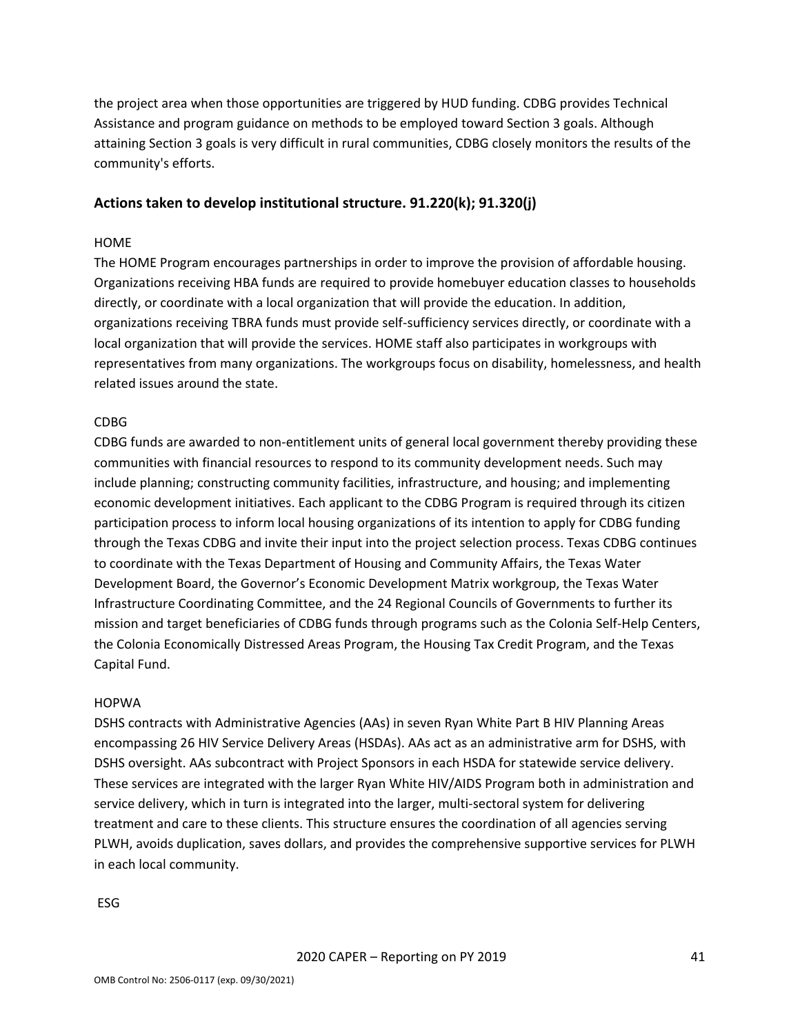the project area when those opportunities are triggered by HUD funding. CDBG provides Technical Assistance and program guidance on methods to be employed toward Section 3 goals. Although attaining Section 3 goals is very difficult in rural communities, CDBG closely monitors the results of the community's efforts.

## Actions taken to develop institutional structure. 91.220(k); 91.320(j)

HOME

The HOME Program encourages partnerships in order to improve the provision of affordable housing. Organizations receiving HBA funds are required to provide homebuyer education classes to households directly, or coordinate with a local organization that will provide the education. In addition, organizations receiving TBRA funds must provide self-sufficiency services directly, or coordinate with a local organization that will provide the services. HOME staff also participates in workgroups with representatives from many organizations. The workgroups focus on disability, homelessness, and health related issues around the state.

CDBG

CDBG funds are awarded to non-entitlement units of general local government thereby providing these communities with financial resources to respond to its community development needs. Such may include planning; constructing community facilities, infrastructure, and housing; and implementing economic development initiatives. Each applicant to the CDBG Program is required through its citizen participation process to inform local housing organizations of its intention to apply for CDBG funding through the Texas CDBG and invite their input into the project selection process. Texas CDBG continues to coordinate with the Texas Department of Housing and Community Affairs, the Texas Water Development Board, the Governor's Economic Development Matrix workgroup, the Texas Water Infrastructure Coordinating Committee, and the 24 Regional Councils of Governments to further its mission and target beneficiaries of CDBG funds through programs such as the Colonia Self-Help Centers, the Colonia Economically Distressed Areas Program, the Housing Tax Credit Program, and the Texas Capital Fund.

HOPWA

DSHS contracts with Administrative Agencies (AAs) in seven Ryan White Part B HIV Planning Areas encompassing 26 HIV Service Delivery Areas (HSDAs). AAs act as an administrative arm for DSHS, with DSHS oversight. AAs subcontract with Project Sponsors in each HSDA for statewide service delivery. These services are integrated with the larger Ryan White HIV/AIDS Program both in administration and service delivery, which in turn is integrated into the larger, multi-sectoral system for delivering treatment and care to these clients. This structure ensures the coordination of all agencies serving PLWH, avoids duplication, saves dollars, and provides the comprehensive supportive services for PLWH in each local community.

ESG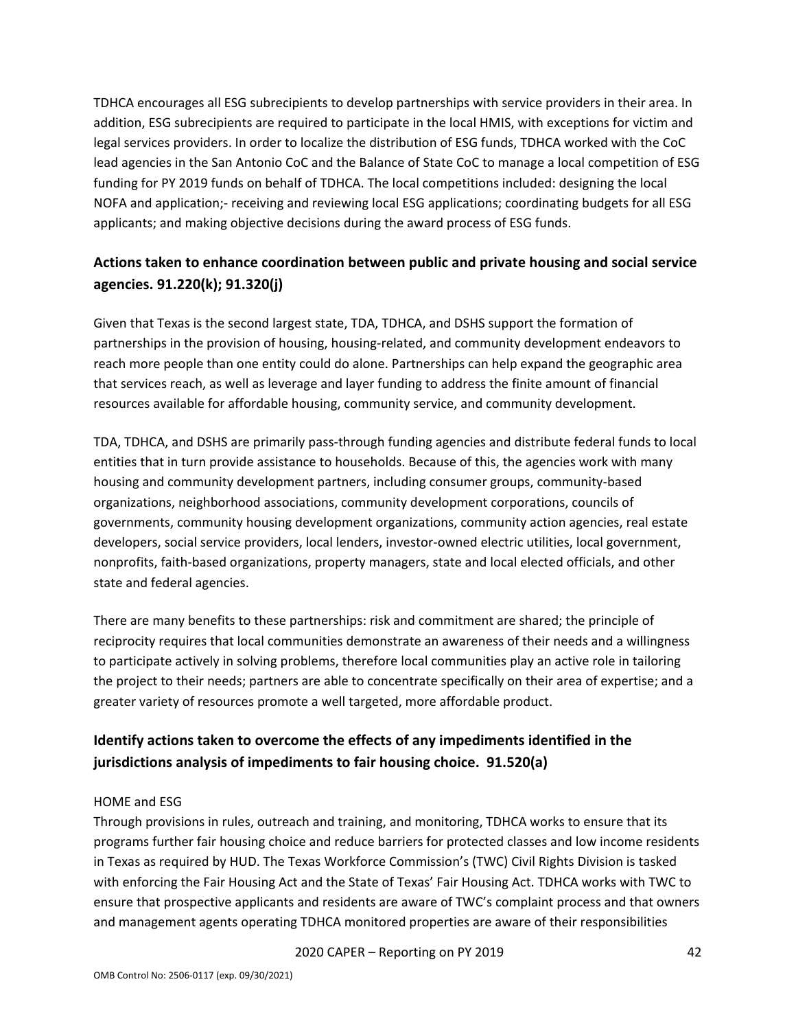TDHCA encourages all ESG subrecipients to develop partnerships with service providers in their area. In addition, ESG subrecipients are required to participate in the local HMIS, with exceptions for victim and legal services providers. In order to localize the distribution of ESG funds, TDHCA worked with the CoC lead agencies in the San Antonio CoC and the Balance of State CoC to manage a local competition of ESG funding for PY 2019 funds on behalf of TDHCA. The local competitions included: designing the local NOFA and application;- receiving and reviewing local ESG applications; coordinating budgets for all ESG applicants; and making objective decisions during the award process of ESG funds.

## Actions taken to enhance coordination between public and private housing and social service agencies. 91.220(k); 91.320(j)

Given that Texas is the second largest state, TDA, TDHCA, and DSHS support the formation of partnerships in the provision of housing, housing-related, and community development endeavors to reach more people than one entity could do alone. Partnerships can help expand the geographic area that services reach, as well as leverage and layer funding to address the finite amount of financial resources available for affordable housing, community service, and community development.

TDA, TDHCA, and DSHS are primarily pass-through funding agencies and distribute federal funds to local entities that in turn provide assistance to households. Because of this, the agencies work with many housing and community development partners, including consumer groups, community-based organizations, neighborhood associations, community development corporations, councils of governments, community housing development organizations, community action agencies, real estate developers, social service providers, local lenders, investor-owned electric utilities, local government, nonprofits, faith-based organizations, property managers, state and local elected officials, and other state and federal agencies.

There are many benefits to these partnerships: risk and commitment are shared; the principle of reciprocity requires that local communities demonstrate an awareness of their needs and a willingness to participate actively in solving problems, therefore local communities play an active role in tailoring the project to their needs; partners are able to concentrate specifically on their area of expertise; and a greater variety of resources promote a well targeted, more affordable product.

## Identify actions taken to overcome the effects of any impediments identified in the jurisdictions analysis of impediments to fair housing choice. 91.520(a)

HOME and ESG

Through provisions in rules, outreach and training, and monitoring, TDHCA works to ensure that its programs further fair housing choice and reduce barriers for protected classes and low income residents in Texas as required by HUD. The Texas Workforce Commission's (TWC) Civil Rights Division is tasked with enforcing the Fair Housing Act and the State of Texas' Fair Housing Act. TDHCA works with TWC to ensure that prospective applicants and residents are aware of TWC's complaint process and that owners and management agents operating TDHCA monitored properties are aware of their responsibilities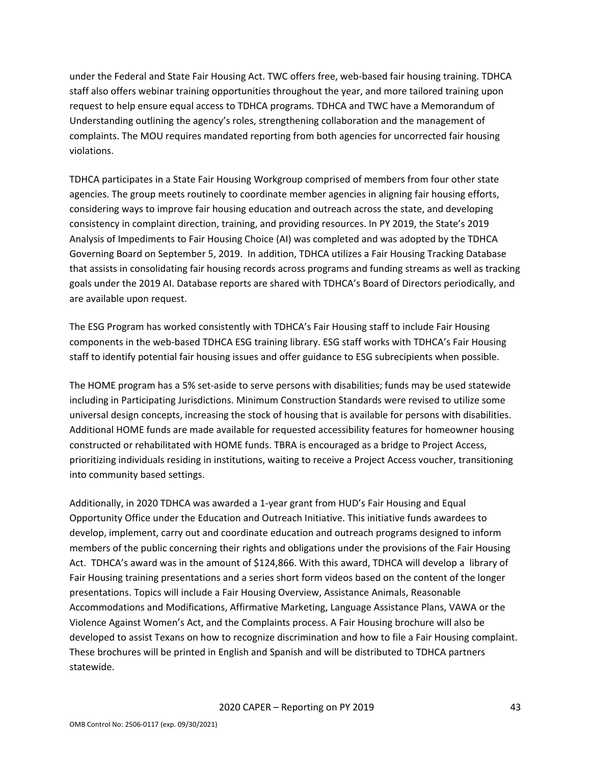under the Federal and State Fair Housing Act. TWC offers free, web-based fair housing training. TDHCA staff also offers webinar training opportunities throughout the year, and more tailored training upon request to help ensure equal access to TDHCA programs. TDHCA and TWC have a Memorandum of Understanding outlining the agency's roles, strengthening collaboration and the management of complaints. The MOU requires mandated reporting from both agencies for uncorrected fair housing violations.

TDHCA participates in a State Fair Housing Workgroup comprised of members from four other state agencies. The group meets routinely to coordinate member agencies in aligning fair housing efforts, considering ways to improve fair housing education and outreach across the state, and developing consistency in complaint direction, training, and providing resources. In PY 2019, the State's 2019 Analysis of Impediments to Fair Housing Choice (AI) was completed and was adopted by the TDHCA Governing Board on September 5, 2019. In addition, TDHCA utilizes a Fair Housing Tracking Database that assists in consolidating fair housing records across programs and funding streams as well as tracking goals under the 2019 AI. Database reports are shared with TDHCA's Board of Directors periodically, and are available upon request.

The ESG Program has worked consistently with TDHCA's Fair Housing staff to include Fair Housing components in the web-based TDHCA ESG training library. ESG staff works with TDHCA's Fair Housing staff to identify potential fair housing issues and offer guidance to ESG subrecipients when possible.

The HOME program has a 5% set-aside to serve persons with disabilities; funds may be used statewide including in Participating Jurisdictions. Minimum Construction Standards were revised to utilize some universal design concepts, increasing the stock of housing that is available for persons with disabilities. Additional HOME funds are made available for requested accessibility features for homeowner housing constructed or rehabilitated with HOME funds. TBRA is encouraged as a bridge to Project Access, prioritizing individuals residing in institutions, waiting to receive a Project Access voucher, transitioning into community based settings.

Additionally, in 2020 TDHCA was awarded a 1-year grant from HUD's Fair Housing and Equal Opportunity Office under the Education and Outreach Initiative. This initiative funds awardees to develop, implement, carry out and coordinate education and outreach programs designed to inform members of the public concerning their rights and obligations under the provisions of the Fair Housing Act. TDHCA's award was in the amount of $124,866. With this award, TDHCA will develop a library of Fair Housing training presentations and a series short form videos based on the content of the longer presentations. Topics will include a Fair Housing Overview, Assistance Animals, Reasonable Accommodations and Modifications, Affirmative Marketing, Language Assistance Plans, VAWA or the Violence Against Women's Act, and the Complaints process. A Fair Housing brochure will also be developed to assist Texans on how to recognize discrimination and how to file a Fair Housing complaint. These brochures will be printed in English and Spanish and will be distributed to TDHCA partners statewide.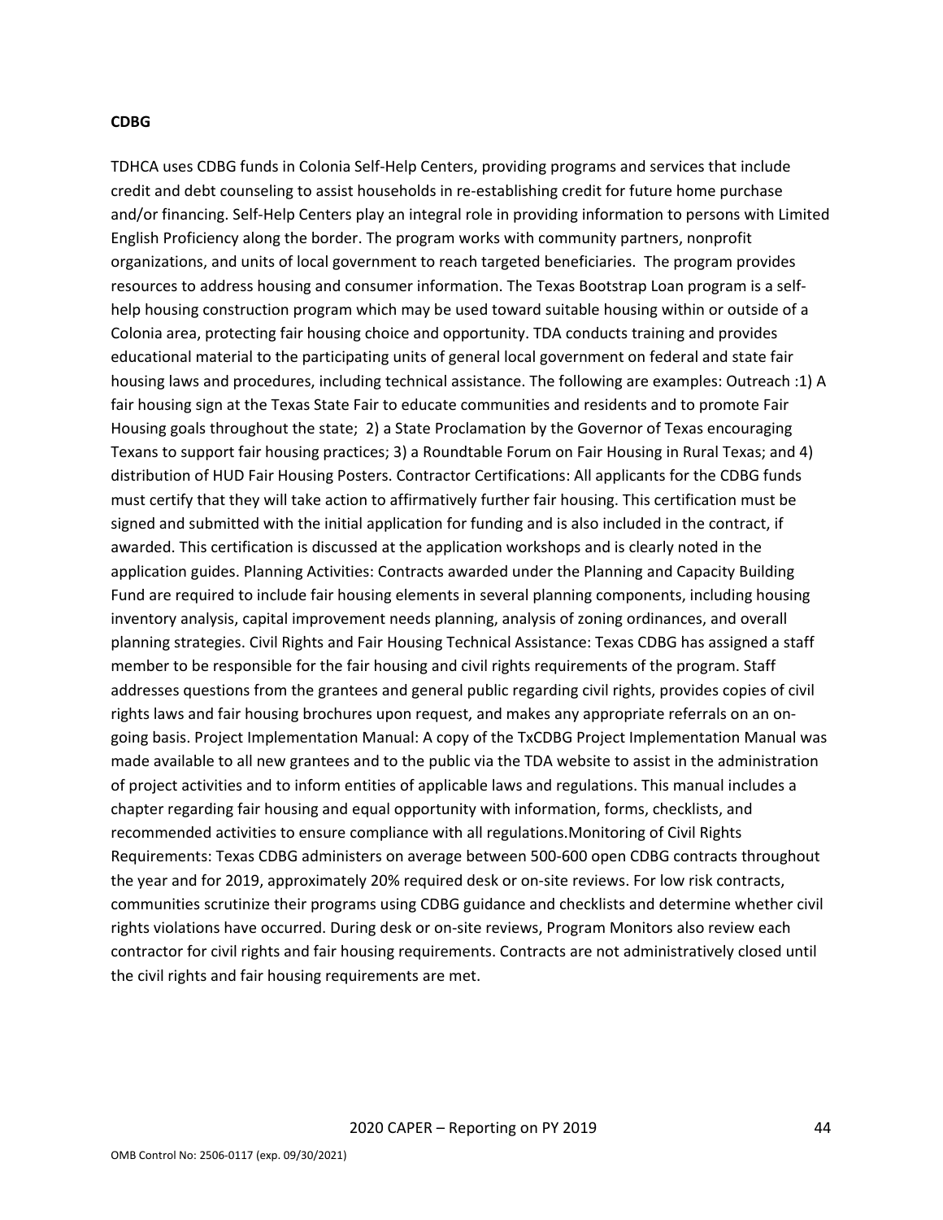**CDBG**

TDHCA uses CDBG funds in Colonia Self-Help Centers, providing programs and services that include credit and debt counseling to assist households in re-establishing credit for future home purchase and/or financing. Self-Help Centers play an integral role in providing information to persons with Limited English Proficiency along the border. The program works with community partners, nonprofit organizations, and units of local government to reach targeted beneficiaries. The program provides resources to address housing and consumer information. The Texas Bootstrap Loan program is a self-help housing construction program which may be used toward suitable housing within or outside of a Colonia area, protecting fair housing choice and opportunity. TDA conducts training and provides educational material to the participating units of general local government on federal and state fair housing laws and procedures, including technical assistance. The following are examples: Outreach :1) A fair housing sign at the Texas State Fair to educate communities and residents and to promote Fair Housing goals throughout the state; 2) a State Proclamation by the Governor of Texas encouraging Texans to support fair housing practices; 3) a Roundtable Forum on Fair Housing in Rural Texas; and 4) distribution of HUD Fair Housing Posters. Contractor Certifications: All applicants for the CDBG funds must certify that they will take action to affirmatively further fair housing. This certification must be signed and submitted with the initial application for funding and is also included in the contract, if awarded. This certification is discussed at the application workshops and is clearly noted in the application guides. Planning Activities: Contracts awarded under the Planning and Capacity Building Fund are required to include fair housing elements in several planning components, including housing inventory analysis, capital improvement needs planning, analysis of zoning ordinances, and overall planning strategies. Civil Rights and Fair Housing Technical Assistance: Texas CDBG has assigned a staff member to be responsible for the fair housing and civil rights requirements of the program. Staff addresses questions from the grantees and general public regarding civil rights, provides copies of civil rights laws and fair housing brochures upon request, and makes any appropriate referrals on an on-going basis. Project Implementation Manual: A copy of the TxCDBG Project Implementation Manual was made available to all new grantees and to the public via the TDA website to assist in the administration of project activities and to inform entities of applicable laws and regulations. This manual includes a chapter regarding fair housing and equal opportunity with information, forms, checklists, and recommended activities to ensure compliance with all regulations.Monitoring of Civil Rights Requirements: Texas CDBG administers on average between 500-600 open CDBG contracts throughout the year and for 2019, approximately 20% required desk or on-site reviews. For low risk contracts, communities scrutinize their programs using CDBG guidance and checklists and determine whether civil rights violations have occurred. During desk or on-site reviews, Program Monitors also review each contractor for civil rights and fair housing requirements. Contracts are not administratively closed until the civil rights and fair housing requirements are met.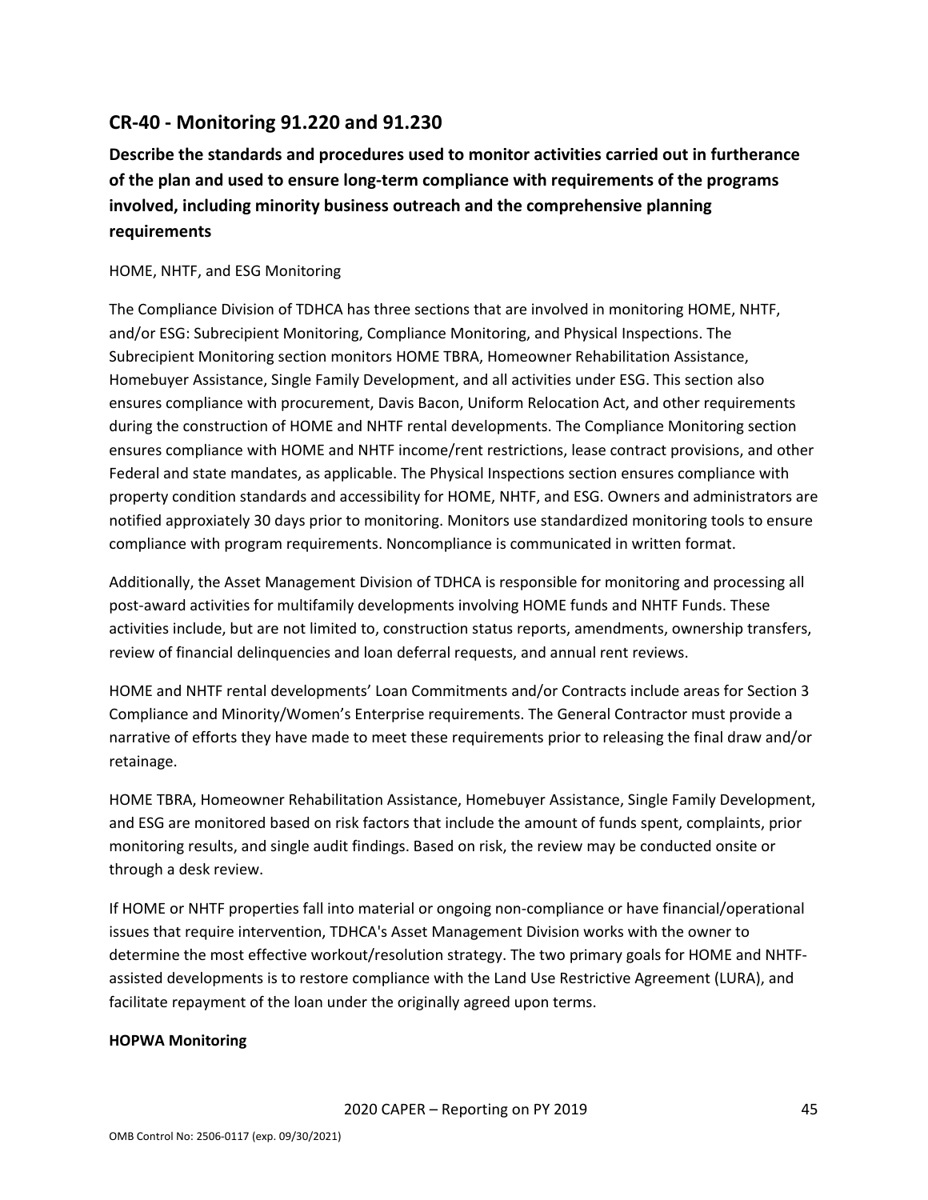## CR-40 - Monitoring 91.220 and 91.230

**Describe the standards and procedures used to monitor activities carried out in furtherance of the plan and used to ensure long-term compliance with requirements of the programs involved, including minority business outreach and the comprehensive planning requirements**

HOME, NHTF, and ESG Monitoring

The Compliance Division of TDHCA has three sections that are involved in monitoring HOME, NHTF, and/or ESG: Subrecipient Monitoring, Compliance Monitoring, and Physical Inspections. The Subrecipient Monitoring section monitors HOME TBRA, Homeowner Rehabilitation Assistance, Homebuyer Assistance, Single Family Development, and all activities under ESG. This section also ensures compliance with procurement, Davis Bacon, Uniform Relocation Act, and other requirements during the construction of HOME and NHTF rental developments. The Compliance Monitoring section ensures compliance with HOME and NHTF income/rent restrictions, lease contract provisions, and other Federal and state mandates, as applicable. The Physical Inspections section ensures compliance with property condition standards and accessibility for HOME, NHTF, and ESG. Owners and administrators are notified approximately 30 days prior to monitoring. Monitors use standardized monitoring tools to ensure compliance with program requirements. Noncompliance is communicated in written format.

Additionally, the Asset Management Division of TDHCA is responsible for monitoring and processing all post-award activities for multifamily developments involving HOME funds and NHTF Funds. These activities include, but are not limited to, construction status reports, amendments, ownership transfers, review of financial delinquencies and loan deferral requests, and annual rent reviews.

HOME and NHTF rental developments' Loan Commitments and/or Contracts include areas for Section 3 Compliance and Minority/Women's Enterprise requirements. The General Contractor must provide a narrative of efforts they have made to meet these requirements prior to releasing the final draw and/or retainage.

HOME TBRA, Homeowner Rehabilitation Assistance, Homebuyer Assistance, Single Family Development, and ESG are monitored based on risk factors that include the amount of funds spent, complaints, prior monitoring results, and single audit findings. Based on risk, the review may be conducted onsite or through a desk review.

If HOME or NHTF properties fall into material or ongoing non-compliance or have financial/operational issues that require intervention, TDHCA's Asset Management Division works with the owner to determine the most effective workout/resolution strategy. The two primary goals for HOME and NHTF-assisted developments is to restore compliance with the Land Use Restrictive Agreement (LURA), and facilitate repayment of the loan under the originally agreed upon terms.

**HOPWA Monitoring**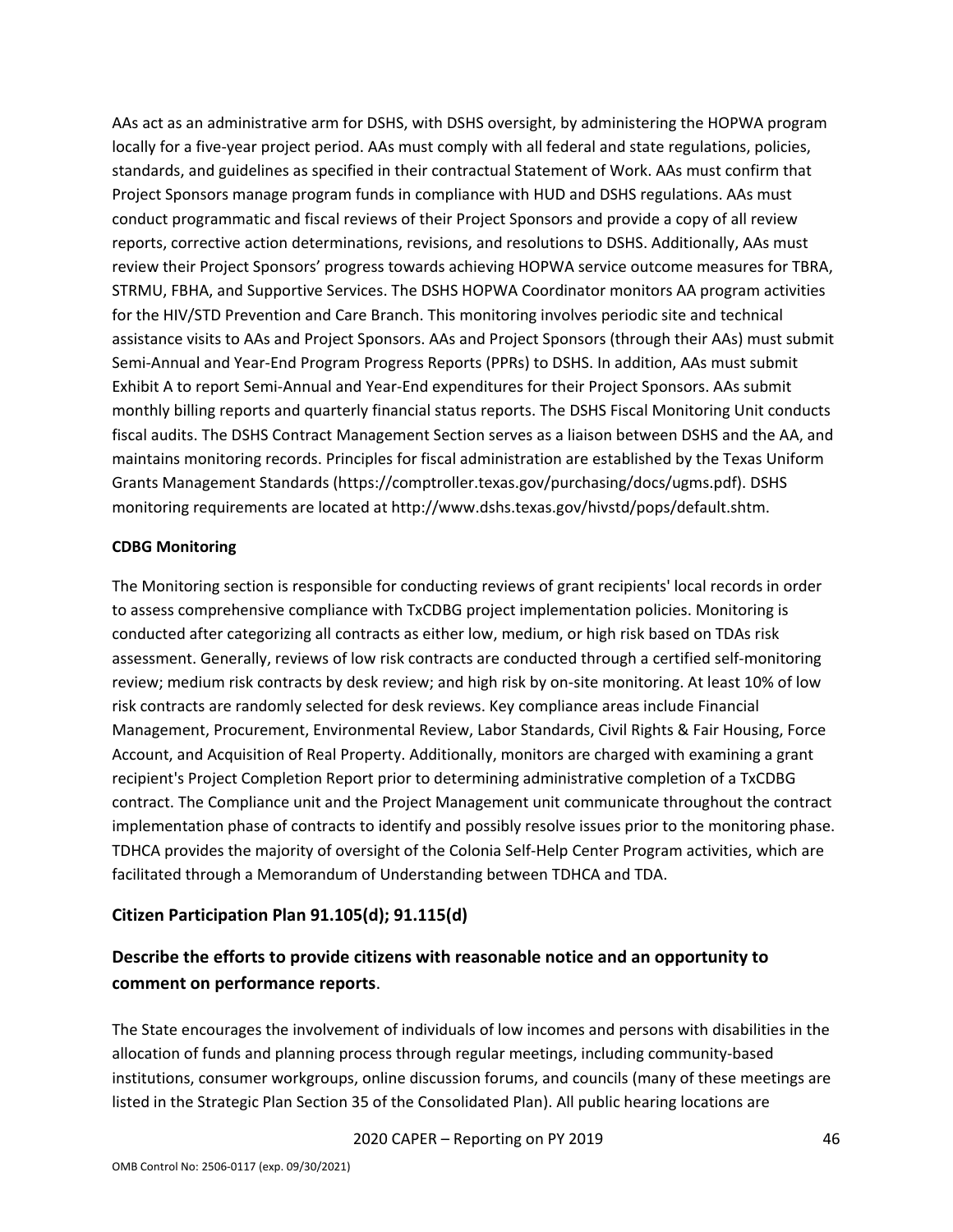AAs act as an administrative arm for DSHS, with DSHS oversight, by administering the HOPWA program locally for a five-year project period. AAs must comply with all federal and state regulations, policies, standards, and guidelines as specified in their contractual Statement of Work. AAs must confirm that Project Sponsors manage program funds in compliance with HUD and DSHS regulations. AAs must conduct programmatic and fiscal reviews of their Project Sponsors and provide a copy of all review reports, corrective action determinations, revisions, and resolutions to DSHS. Additionally, AAs must review their Project Sponsors' progress towards achieving HOPWA service outcome measures for TBRA, STRMU, FBHA, and Supportive Services. The DSHS HOPWA Coordinator monitors AA program activities for the HIV/STD Prevention and Care Branch. This monitoring involves periodic site and technical assistance visits to AAs and Project Sponsors. AAs and Project Sponsors (through their AAs) must submit Semi-Annual and Year-End Program Progress Reports (PPRs) to DSHS. In addition, AAs must submit Exhibit A to report Semi-Annual and Year-End expenditures for their Project Sponsors. AAs submit monthly billing reports and quarterly financial status reports. The DSHS Fiscal Monitoring Unit conducts fiscal audits. The DSHS Contract Management Section serves as a liaison between DSHS and the AA, and maintains monitoring records. Principles for fiscal administration are established by the Texas Uniform Grants Management Standards (https://comptroller.texas.gov/purchasing/docs/ugms.pdf). DSHS monitoring requirements are located at http://www.dshs.texas.gov/hivstd/pops/default.shtm.

**CDBG Monitoring**

The Monitoring section is responsible for conducting reviews of grant recipients' local records in order to assess comprehensive compliance with TxCDBG project implementation policies. Monitoring is conducted after categorizing all contracts as either low, medium, or high risk based on TDAs risk assessment. Generally, reviews of low risk contracts are conducted through a certified self-monitoring review; medium risk contracts by desk review; and high risk by on-site monitoring. At least 10% of low risk contracts are randomly selected for desk reviews. Key compliance areas include Financial Management, Procurement, Environmental Review, Labor Standards, Civil Rights & Fair Housing, Force Account, and Acquisition of Real Property. Additionally, monitors are charged with examining a grant recipient's Project Completion Report prior to determining administrative completion of a TxCDBG contract. The Compliance unit and the Project Management unit communicate throughout the contract implementation phase of contracts to identify and possibly resolve issues prior to the monitoring phase. TDHCA provides the majority of oversight of the Colonia Self-Help Center Program activities, which are facilitated through a Memorandum of Understanding between TDHCA and TDA.

## Citizen Participation Plan 91.105(d); 91.115(d)

## Describe the efforts to provide citizens with reasonable notice and an opportunity to comment on performance reports.

The State encourages the involvement of individuals of low incomes and persons with disabilities in the allocation of funds and planning process through regular meetings, including community-based institutions, consumer workgroups, online discussion forums, and councils (many of these meetings are listed in the Strategic Plan Section 35 of the Consolidated Plan). All public hearing locations are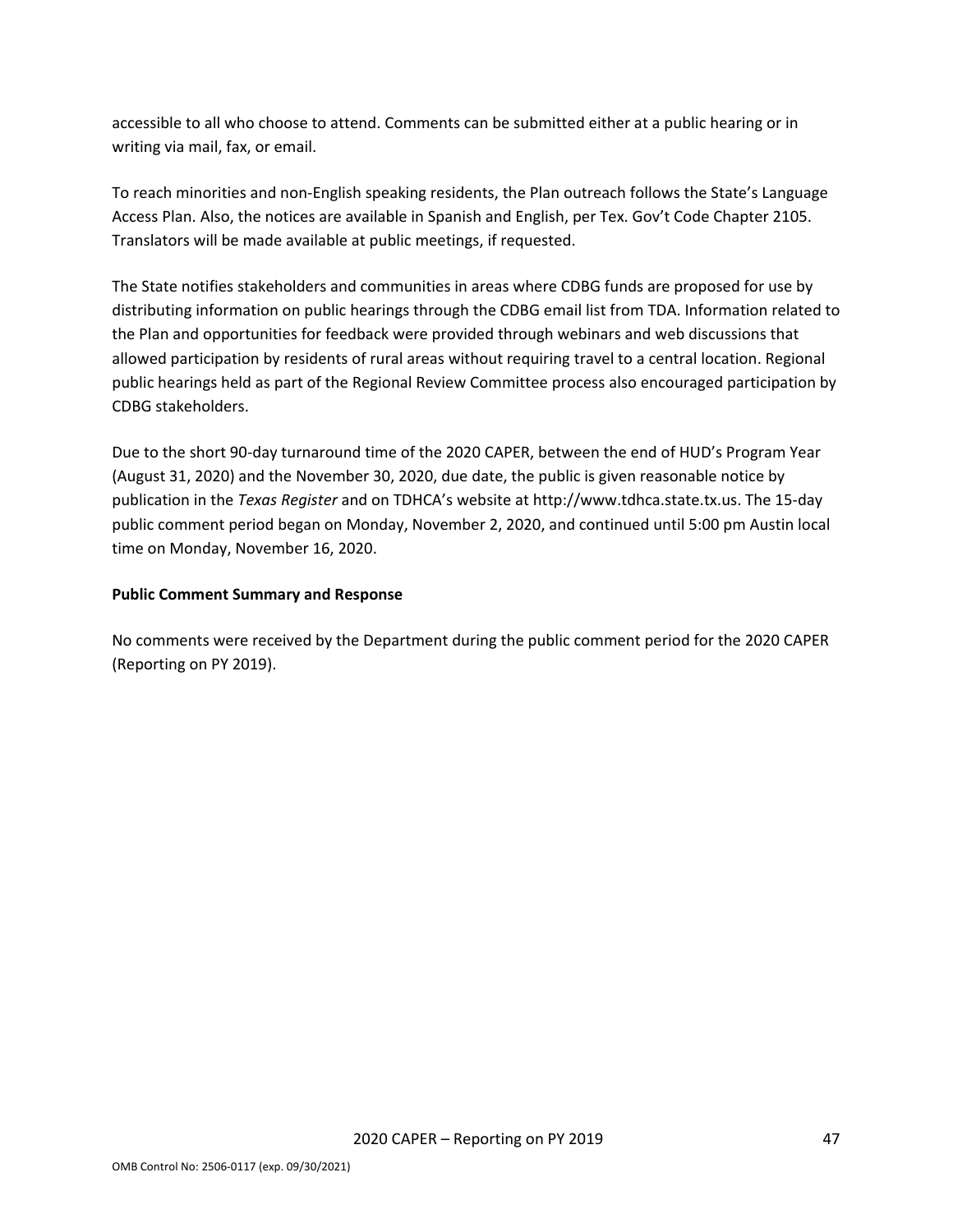accessible to all who choose to attend. Comments can be submitted either at a public hearing or in writing via mail, fax, or email.

To reach minorities and non-English speaking residents, the Plan outreach follows the State's Language Access Plan. Also, the notices are available in Spanish and English, per Tex. Gov't Code Chapter 2105. Translators will be made available at public meetings, if requested.

The State notifies stakeholders and communities in areas where CDBG funds are proposed for use by distributing information on public hearings through the CDBG email list from TDA. Information related to the Plan and opportunities for feedback were provided through webinars and web discussions that allowed participation by residents of rural areas without requiring travel to a central location. Regional public hearings held as part of the Regional Review Committee process also encouraged participation by CDBG stakeholders.

Due to the short 90-day turnaround time of the 2020 CAPER, between the end of HUD's Program Year (August 31, 2020) and the November 30, 2020, due date, the public is given reasonable notice by publication in the *Texas Register* and on TDHCA's website at http://www.tdhca.state.tx.us. The 15-day public comment period began on Monday, November 2, 2020, and continued until 5:00 pm Austin local time on Monday, November 16, 2020.

**Public Comment Summary and Response**

No comments were received by the Department during the public comment period for the 2020 CAPER (Reporting on PY 2019).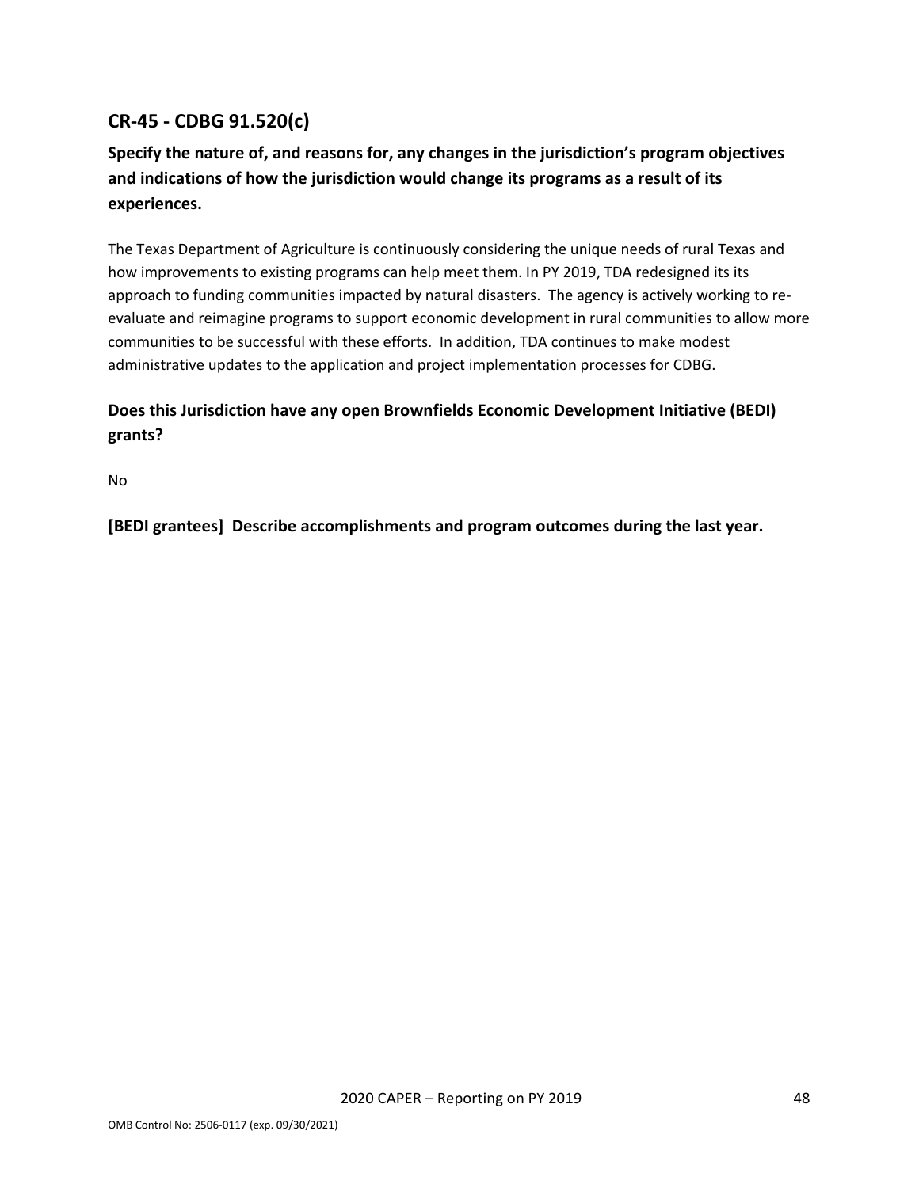## CR-45 - CDBG 91.520(c)

### Specify the nature of, and reasons for, any changes in the jurisdiction's program objectives and indications of how the jurisdiction would change its programs as a result of its experiences.

The Texas Department of Agriculture is continuously considering the unique needs of rural Texas and how improvements to existing programs can help meet them. In PY 2019, TDA redesigned its its approach to funding communities impacted by natural disasters. The agency is actively working to re-evaluate and reimagine programs to support economic development in rural communities to allow more communities to be successful with these efforts. In addition, TDA continues to make modest administrative updates to the application and project implementation processes for CDBG.

### Does this Jurisdiction have any open Brownfields Economic Development Initiative (BEDI) grants?

No

### [BEDI grantees] Describe accomplishments and program outcomes during the last year.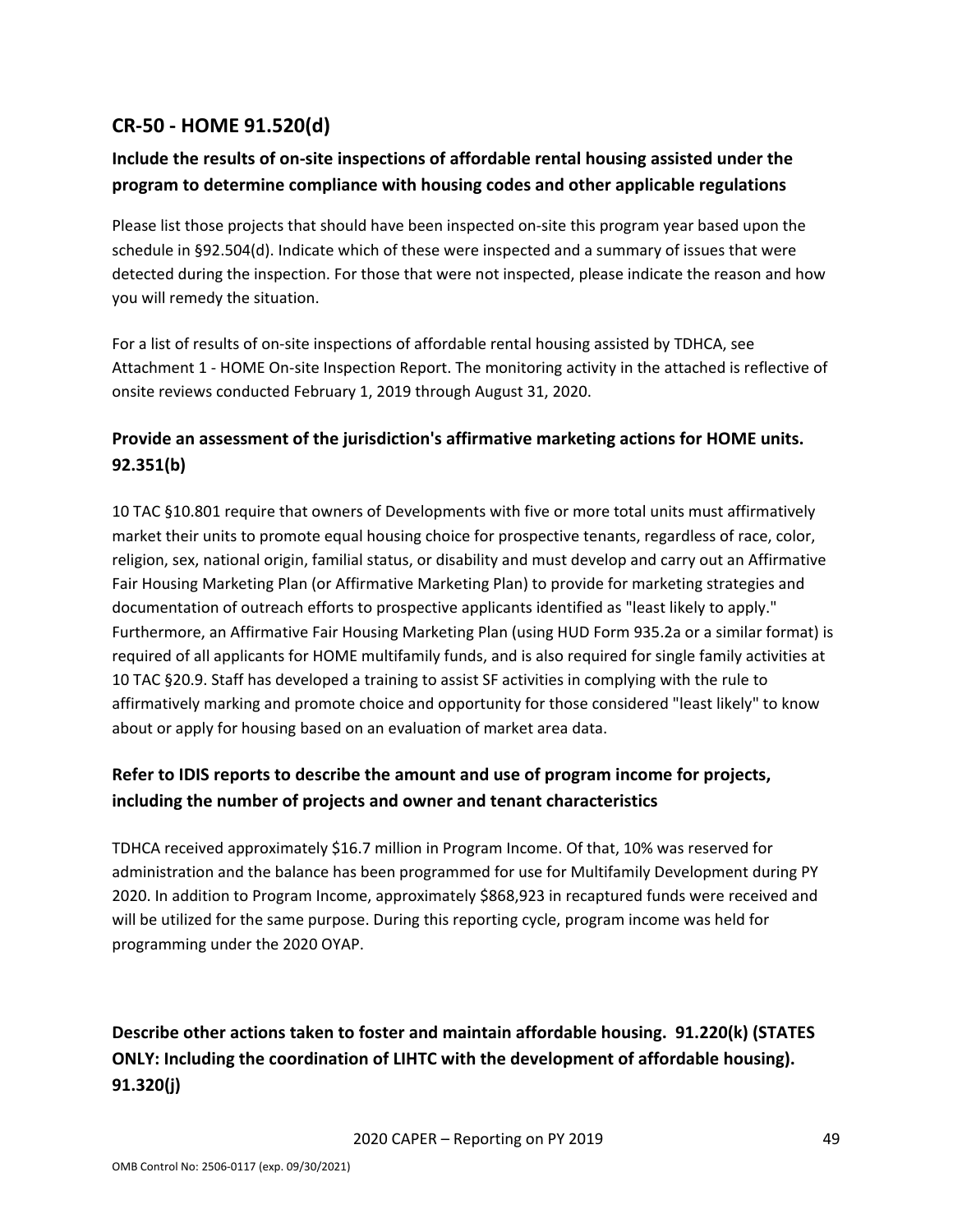## CR-50 - HOME 91.520(d)

### Include the results of on-site inspections of affordable rental housing assisted under the program to determine compliance with housing codes and other applicable regulations

Please list those projects that should have been inspected on-site this program year based upon the schedule in §92.504(d). Indicate which of these were inspected and a summary of issues that were detected during the inspection. For those that were not inspected, please indicate the reason and how you will remedy the situation.

For a list of results of on-site inspections of affordable rental housing assisted by TDHCA, see Attachment 1 - HOME On-site Inspection Report. The monitoring activity in the attached is reflective of onsite reviews conducted February 1, 2019 through August 31, 2020.

### Provide an assessment of the jurisdiction's affirmative marketing actions for HOME units. 92.351(b)

10 TAC §10.801 require that owners of Developments with five or more total units must affirmatively market their units to promote equal housing choice for prospective tenants, regardless of race, color, religion, sex, national origin, familial status, or disability and must develop and carry out an Affirmative Fair Housing Marketing Plan (or Affirmative Marketing Plan) to provide for marketing strategies and documentation of outreach efforts to prospective applicants identified as "least likely to apply." Furthermore, an Affirmative Fair Housing Marketing Plan (using HUD Form 935.2a or a similar format) is required of all applicants for HOME multifamily funds, and is also required for single family activities at 10 TAC §20.9. Staff has developed a training to assist SF activities in complying with the rule to affirmatively marking and promote choice and opportunity for those considered "least likely" to know about or apply for housing based on an evaluation of market area data.

### Refer to IDIS reports to describe the amount and use of program income for projects, including the number of projects and owner and tenant characteristics

TDHCA received approximately $16.7 million in Program Income. Of that, 10% was reserved for administration and the balance has been programmed for use for Multifamily Development during PY 2020. In addition to Program Income, approximately $868,923 in recaptured funds were received and will be utilized for the same purpose. During this reporting cycle, program income was held for programming under the 2020 OYAP.

### Describe other actions taken to foster and maintain affordable housing. 91.220(k) (STATES ONLY: Including the coordination of LIHTC with the development of affordable housing). 91.320(j)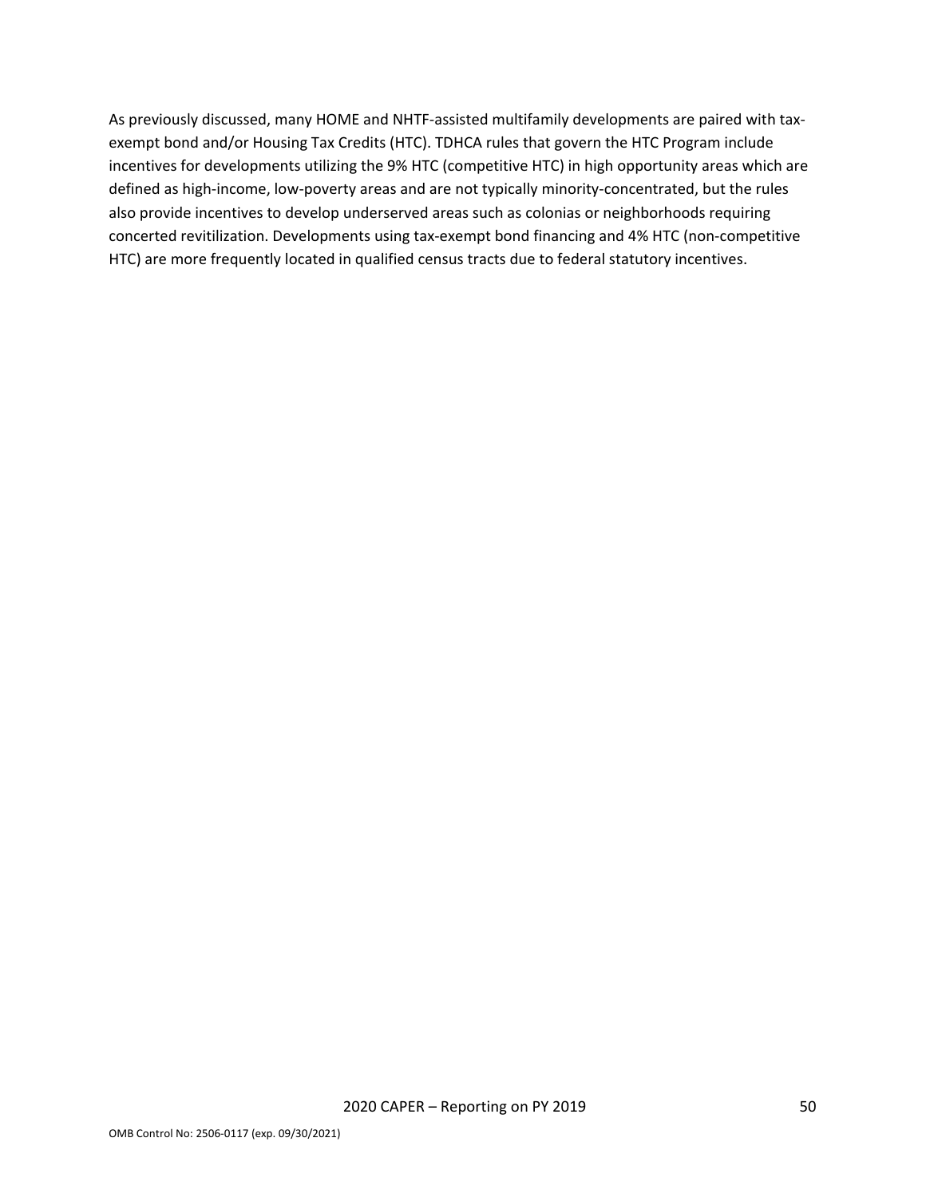As previously discussed, many HOME and NHTF-assisted multifamily developments are paired with tax-exempt bond and/or Housing Tax Credits (HTC). TDHCA rules that govern the HTC Program include incentives for developments utilizing the 9% HTC (competitive HTC) in high opportunity areas which are defined as high-income, low-poverty areas and are not typically minority-concentrated, but the rules also provide incentives to develop underserved areas such as colonias or neighborhoods requiring concerted revitilization. Developments using tax-exempt bond financing and 4% HTC (non-competitive HTC) are more frequently located in qualified census tracts due to federal statutory incentives.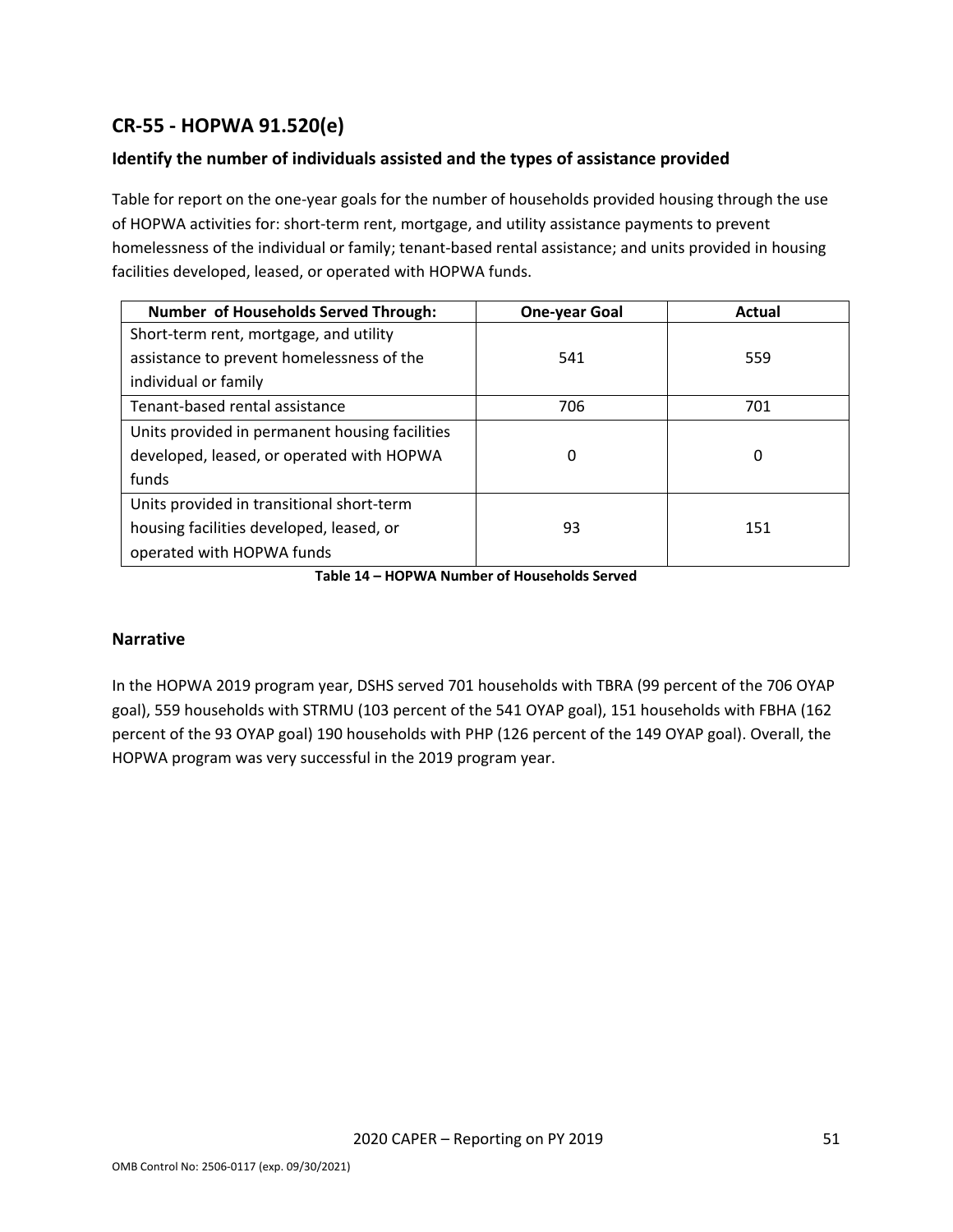## CR-55 - HOPWA 91.520(e)

### Identify the number of individuals assisted and the types of assistance provided

Table for report on the one-year goals for the number of households provided housing through the use of HOPWA activities for: short-term rent, mortgage, and utility assistance payments to prevent homelessness of the individual or family; tenant-based rental assistance; and units provided in housing facilities developed, leased, or operated with HOPWA funds.

| Number of Households Served Through: | One-year Goal | Actual |
|---|---|---|
| Short-term rent, mortgage, and utility assistance to prevent homelessness of the individual or family | 541 | 559 |
| Tenant-based rental assistance | 706 | 701 |
| Units provided in permanent housing facilities developed, leased, or operated with HOPWA funds | 0 | 0 |
| Units provided in transitional short-term housing facilities developed, leased, or operated with HOPWA funds | 93 | 151 |

**Table 14 – HOPWA Number of Households Served**

### Narrative

In the HOPWA 2019 program year, DSHS served 701 households with TBRA (99 percent of the 706 OYAP goal), 559 households with STRMU (103 percent of the 541 OYAP goal), 151 households with FBHA (162 percent of the 93 OYAP goal) 190 households with PHP (126 percent of the 149 OYAP goal). Overall, the HOPWA program was very successful in the 2019 program year.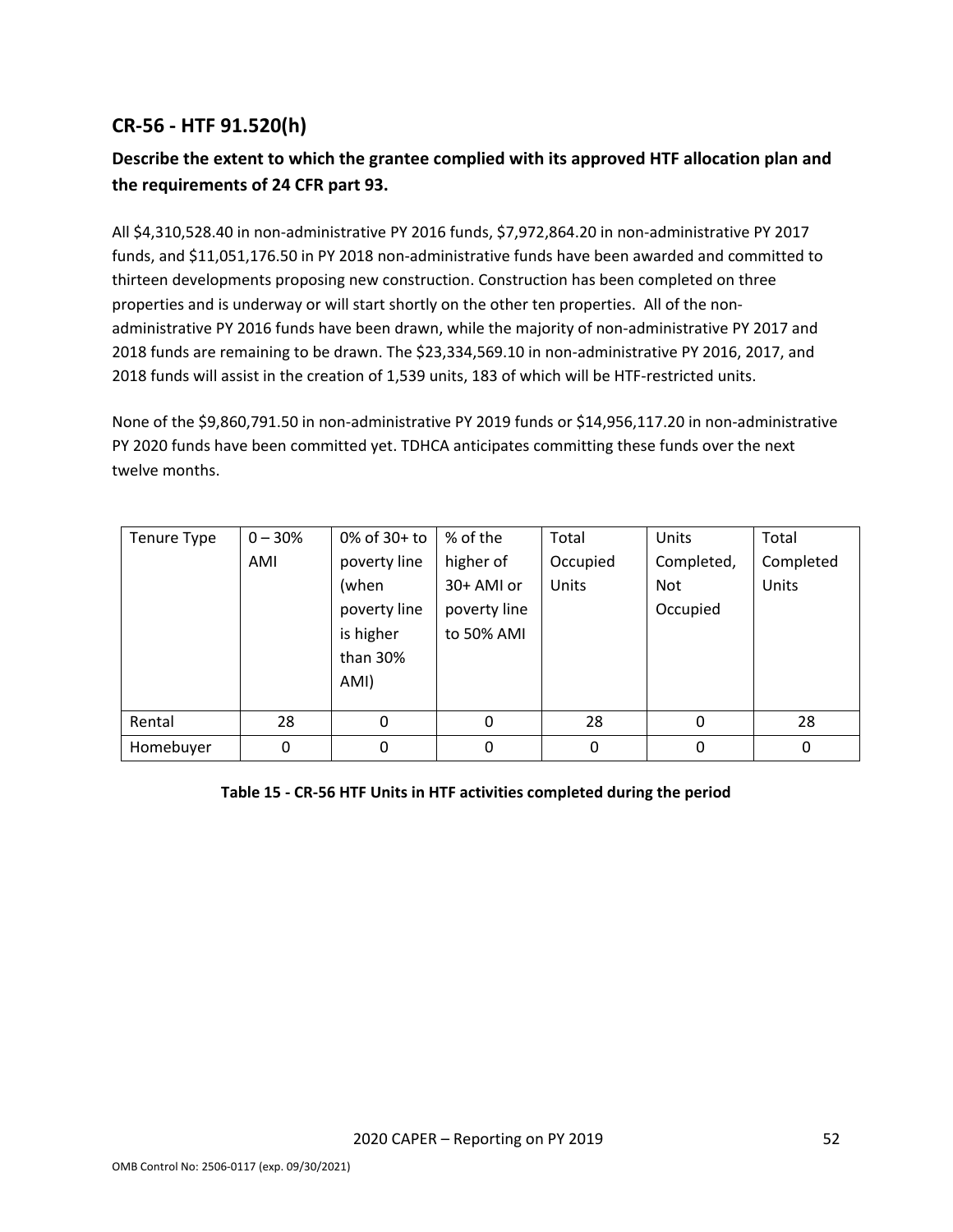## CR-56 - HTF 91.520(h)

### Describe the extent to which the grantee complied with its approved HTF allocation plan and the requirements of 24 CFR part 93.

All $4,310,528.40 in non-administrative PY 2016 funds, $7,972,864.20 in non-administrative PY 2017 funds, and $11,051,176.50 in PY 2018 non-administrative funds have been awarded and committed to thirteen developments proposing new construction. Construction has been completed on three properties and is underway or will start shortly on the other ten properties. All of the non-administrative PY 2016 funds have been drawn, while the majority of non-administrative PY 2017 and 2018 funds are remaining to be drawn. The $23,334,569.10 in non-administrative PY 2016, 2017, and 2018 funds will assist in the creation of 1,539 units, 183 of which will be HTF-restricted units.

None of the $9,860,791.50 in non-administrative PY 2019 funds or $14,956,117.20 in non-administrative PY 2020 funds have been committed yet. TDHCA anticipates committing these funds over the next twelve months.

| Tenure Type | 0 – 30% AMI | 0% of 30+ to poverty line (when poverty line is higher than 30% AMI) | % of the higher of 30+ AMI or poverty line to 50% AMI | Total Occupied Units | Units Completed, Not Occupied | Total Completed Units |
|---|---|---|---|---|---|---|
| Rental | 28 | 0 | 0 | 28 | 0 | 28 |
| Homebuyer | 0 | 0 | 0 | 0 | 0 | 0 |

**Table 15 - CR-56 HTF Units in HTF activities completed during the period**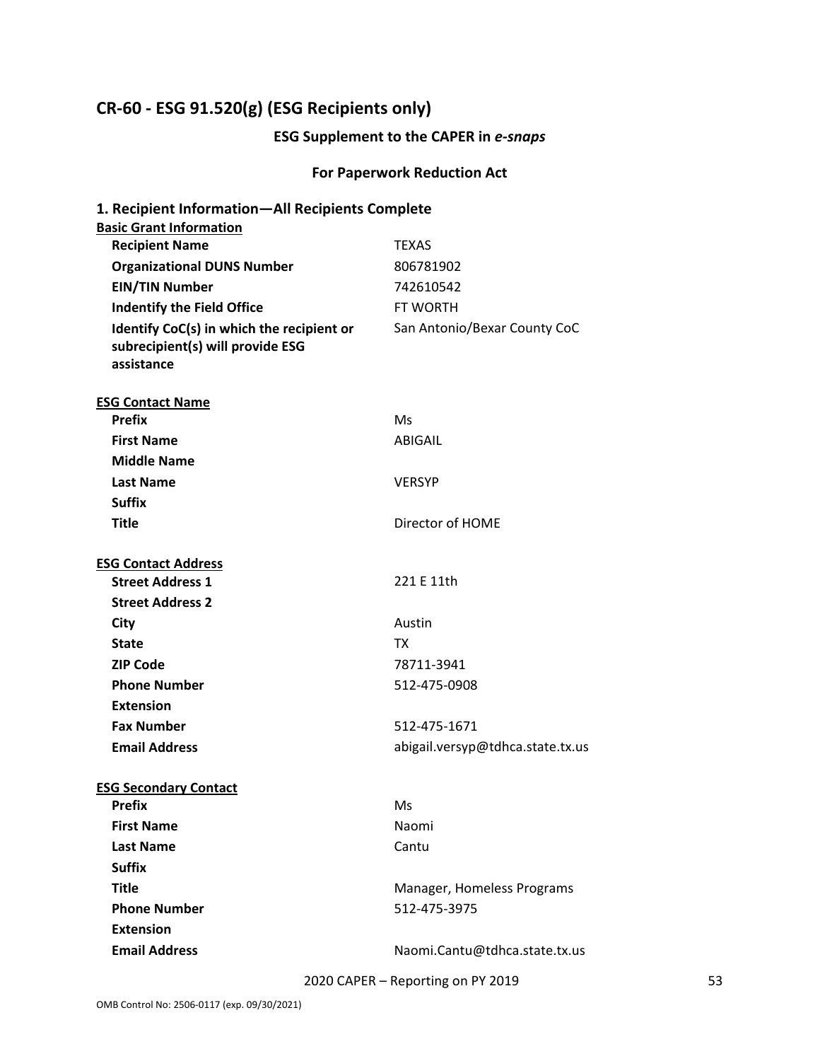## CR-60 - ESG 91.520(g) (ESG Recipients only)

### ESG Supplement to the CAPER in *e-snaps*

### For Paperwork Reduction Act

### 1. Recipient Information—All Recipients Complete

**Basic Grant Information**

| | |
|---|---|
| **Recipient Name** | TEXAS |
| **Organizational DUNS Number** | 806781902 |
| **EIN/TIN Number** | 742610542 |
| **Indentify the Field Office** | FT WORTH |
| **Identify CoC(s) in which the recipient or subrecipient(s) will provide ESG assistance** | San Antonio/Bexar County CoC |

**ESG Contact Name**

| | |
|---|---|
| **Prefix** | Ms |
| **First Name** | ABIGAIL |
| **Middle Name** | |
| **Last Name** | VERSYP |
| **Suffix** | |
| **Title** | Director of HOME |

**ESG Contact Address**

| | |
|---|---|
| **Street Address 1** | 221 E 11th |
| **Street Address 2** | |
| **City** | Austin |
| **State** | TX |
| **ZIP Code** | 78711-3941 |
| **Phone Number** | 512-475-0908 |
| **Extension** | |
| **Fax Number** | 512-475-1671 |
| **Email Address** | abigail.versyp@tdhca.state.tx.us |

**ESG Secondary Contact**

| | |
|---|---|
| **Prefix** | Ms |
| **First Name** | Naomi |
| **Last Name** | Cantu |
| **Suffix** | |
| **Title** | Manager, Homeless Programs |
| **Phone Number** | 512-475-3975 |
| **Extension** | |
| **Email Address** | Naomi.Cantu@tdhca.state.tx.us |

OMB Control No: 2506-0117 (exp. 09/30/2021)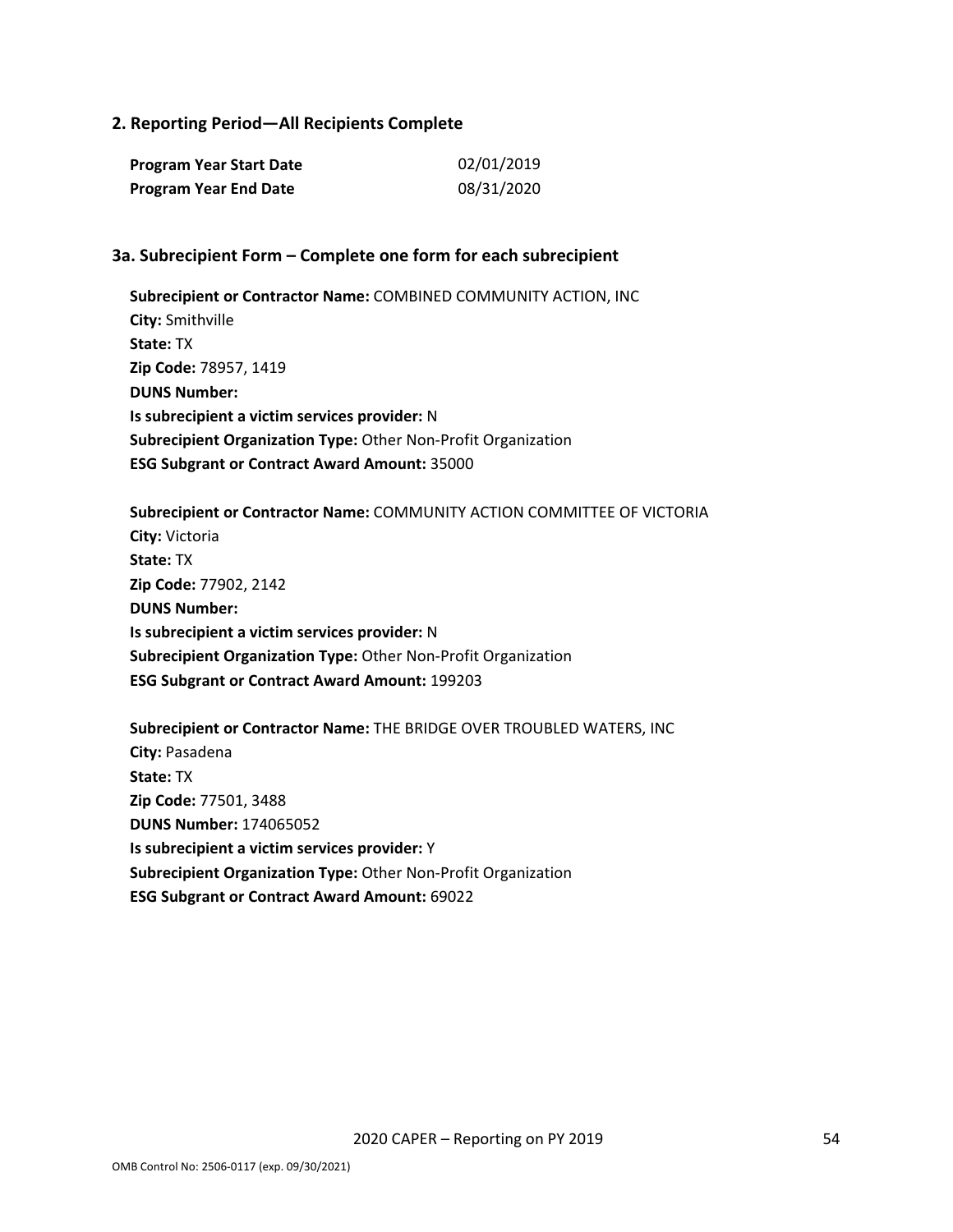## 2. Reporting Period—All Recipients Complete

| | |
|---|---|
| **Program Year Start Date** | 02/01/2019 |
| **Program Year End Date** | 08/31/2020 |

## 3a. Subrecipient Form – Complete one form for each subrecipient

**Subrecipient or Contractor Name:** COMBINED COMMUNITY ACTION, INC
**City:** Smithville
**State:** TX
**Zip Code:** 78957, 1419
**DUNS Number:**
**Is subrecipient a victim services provider:** N
**Subrecipient Organization Type:** Other Non-Profit Organization
**ESG Subgrant or Contract Award Amount:** 35000

**Subrecipient or Contractor Name:** COMMUNITY ACTION COMMITTEE OF VICTORIA
**City:** Victoria
**State:** TX
**Zip Code:** 77902, 2142
**DUNS Number:**
**Is subrecipient a victim services provider:** N
**Subrecipient Organization Type:** Other Non-Profit Organization
**ESG Subgrant or Contract Award Amount:** 199203

**Subrecipient or Contractor Name:** THE BRIDGE OVER TROUBLED WATERS, INC
**City:** Pasadena
**State:** TX
**Zip Code:** 77501, 3488
**DUNS Number:** 174065052
**Is subrecipient a victim services provider:** Y
**Subrecipient Organization Type:** Other Non-Profit Organization
**ESG Subgrant or Contract Award Amount:** 69022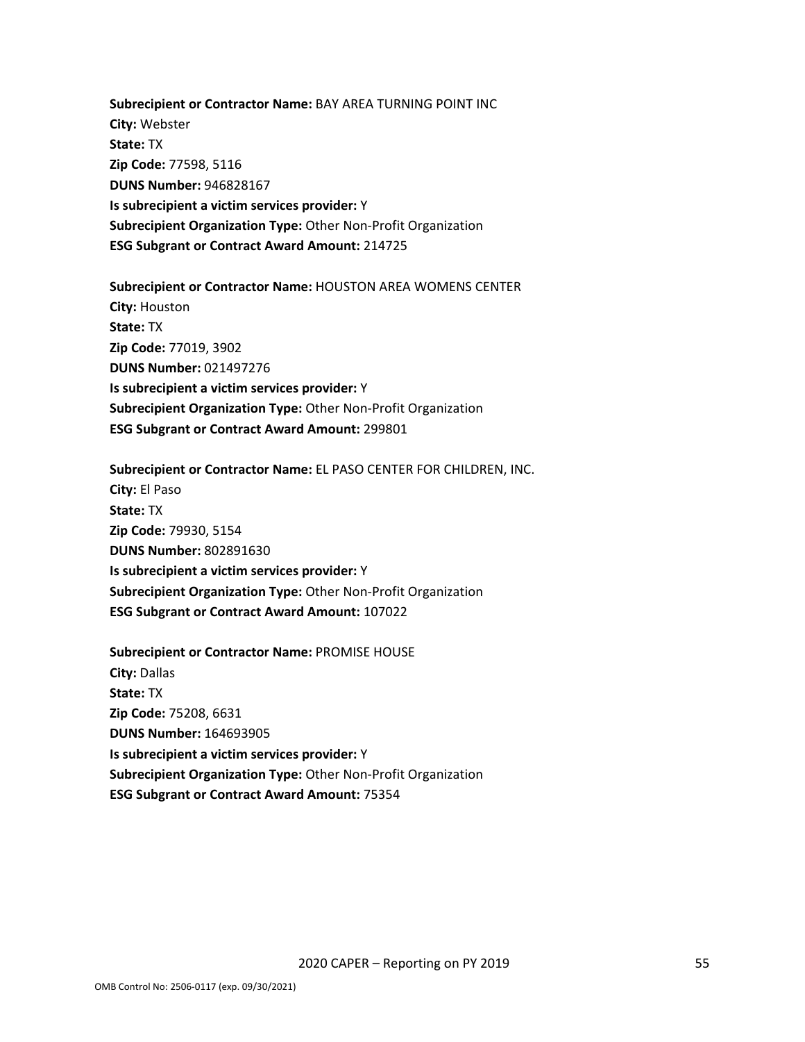**Subrecipient or Contractor Name:** BAY AREA TURNING POINT INC
**City:** Webster
**State:** TX
**Zip Code:** 77598, 5116
**DUNS Number:** 946828167
**Is subrecipient a victim services provider:** Y
**Subrecipient Organization Type:** Other Non-Profit Organization
**ESG Subgrant or Contract Award Amount:** 214725

**Subrecipient or Contractor Name:** HOUSTON AREA WOMENS CENTER
**City:** Houston
**State:** TX
**Zip Code:** 77019, 3902
**DUNS Number:** 021497276
**Is subrecipient a victim services provider:** Y
**Subrecipient Organization Type:** Other Non-Profit Organization
**ESG Subgrant or Contract Award Amount:** 299801

**Subrecipient or Contractor Name:** EL PASO CENTER FOR CHILDREN, INC.
**City:** El Paso
**State:** TX
**Zip Code:** 79930, 5154
**DUNS Number:** 802891630
**Is subrecipient a victim services provider:** Y
**Subrecipient Organization Type:** Other Non-Profit Organization
**ESG Subgrant or Contract Award Amount:** 107022

**Subrecipient or Contractor Name:** PROMISE HOUSE
**City:** Dallas
**State:** TX
**Zip Code:** 75208, 6631
**DUNS Number:** 164693905
**Is subrecipient a victim services provider:** Y
**Subrecipient Organization Type:** Other Non-Profit Organization
**ESG Subgrant or Contract Award Amount:** 75354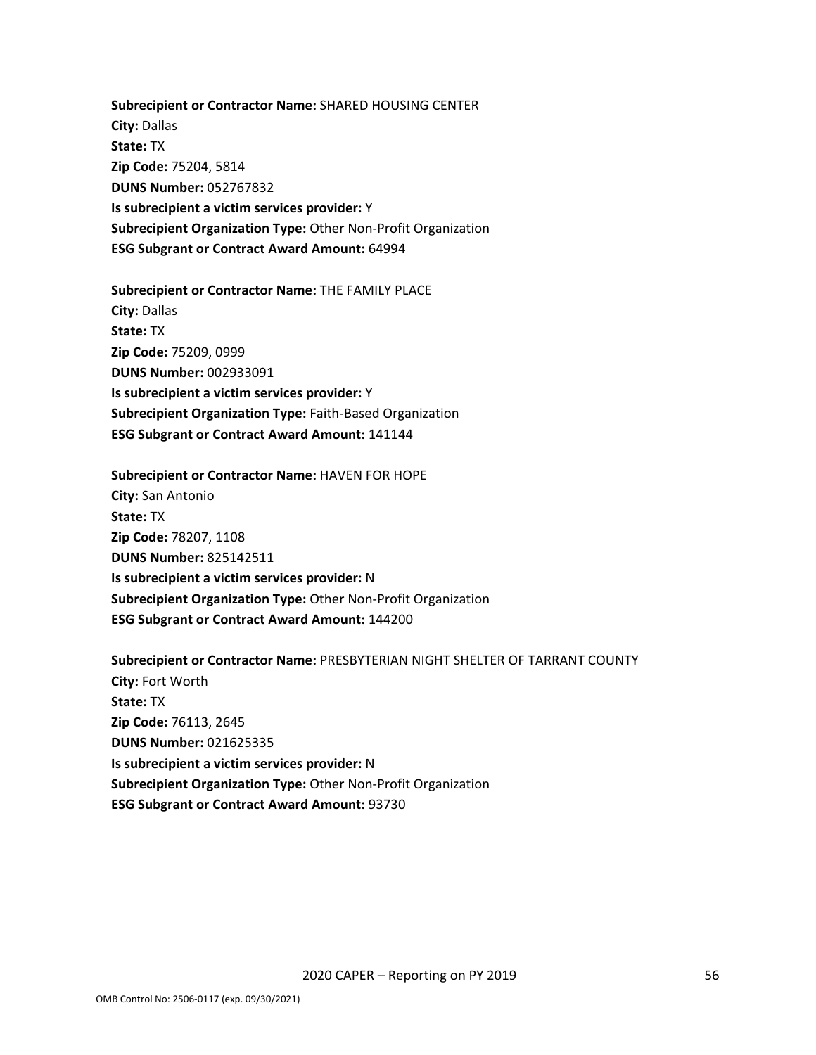**Subrecipient or Contractor Name:** SHARED HOUSING CENTER
**City:** Dallas
**State:** TX
**Zip Code:** 75204, 5814
**DUNS Number:** 052767832
**Is subrecipient a victim services provider:** Y
**Subrecipient Organization Type:** Other Non-Profit Organization
**ESG Subgrant or Contract Award Amount:** 64994

**Subrecipient or Contractor Name:** THE FAMILY PLACE
**City:** Dallas
**State:** TX
**Zip Code:** 75209, 0999
**DUNS Number:** 002933091
**Is subrecipient a victim services provider:** Y
**Subrecipient Organization Type:** Faith-Based Organization
**ESG Subgrant or Contract Award Amount:** 141144

**Subrecipient or Contractor Name:** HAVEN FOR HOPE
**City:** San Antonio
**State:** TX
**Zip Code:** 78207, 1108
**DUNS Number:** 825142511
**Is subrecipient a victim services provider:** N
**Subrecipient Organization Type:** Other Non-Profit Organization
**ESG Subgrant or Contract Award Amount:** 144200

**Subrecipient or Contractor Name:** PRESBYTERIAN NIGHT SHELTER OF TARRANT COUNTY
**City:** Fort Worth
**State:** TX
**Zip Code:** 76113, 2645
**DUNS Number:** 021625335
**Is subrecipient a victim services provider:** N
**Subrecipient Organization Type:** Other Non-Profit Organization
**ESG Subgrant or Contract Award Amount:** 93730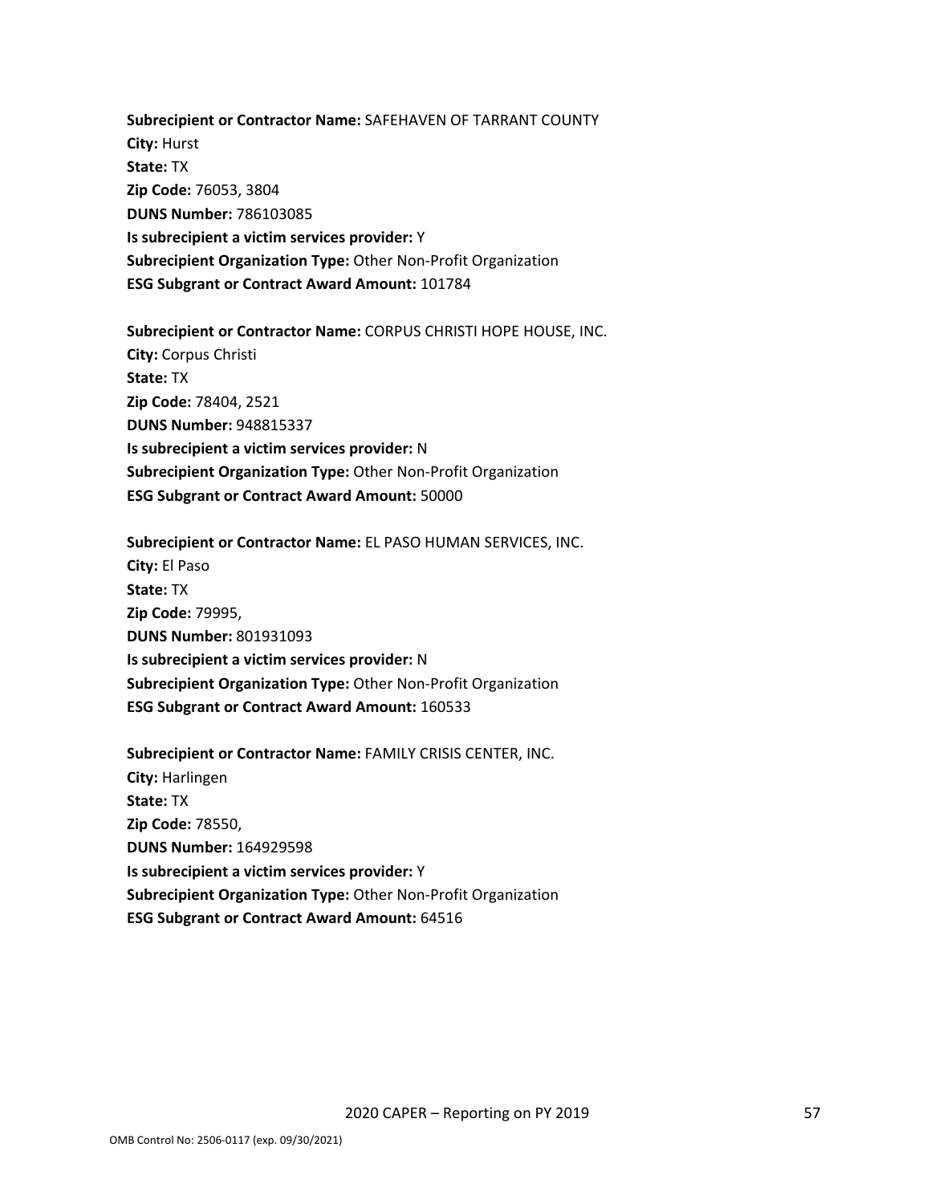**Subrecipient or Contractor Name:** SAFEHAVEN OF TARRANT COUNTY
**City:** Hurst
**State:** TX
**Zip Code:** 76053, 3804
**DUNS Number:** 786103085
**Is subrecipient a victim services provider:** Y
**Subrecipient Organization Type:** Other Non-Profit Organization
**ESG Subgrant or Contract Award Amount:** 101784

**Subrecipient or Contractor Name:** CORPUS CHRISTI HOPE HOUSE, INC.
**City:** Corpus Christi
**State:** TX
**Zip Code:** 78404, 2521
**DUNS Number:** 948815337
**Is subrecipient a victim services provider:** N
**Subrecipient Organization Type:** Other Non-Profit Organization
**ESG Subgrant or Contract Award Amount:** 50000

**Subrecipient or Contractor Name:** EL PASO HUMAN SERVICES, INC.
**City:** El Paso
**State:** TX
**Zip Code:** 79995,
**DUNS Number:** 801931093
**Is subrecipient a victim services provider:** N
**Subrecipient Organization Type:** Other Non-Profit Organization
**ESG Subgrant or Contract Award Amount:** 160533

**Subrecipient or Contractor Name:** FAMILY CRISIS CENTER, INC.
**City:** Harlingen
**State:** TX
**Zip Code:** 78550,
**DUNS Number:** 164929598
**Is subrecipient a victim services provider:** Y
**Subrecipient Organization Type:** Other Non-Profit Organization
**ESG Subgrant or Contract Award Amount:** 64516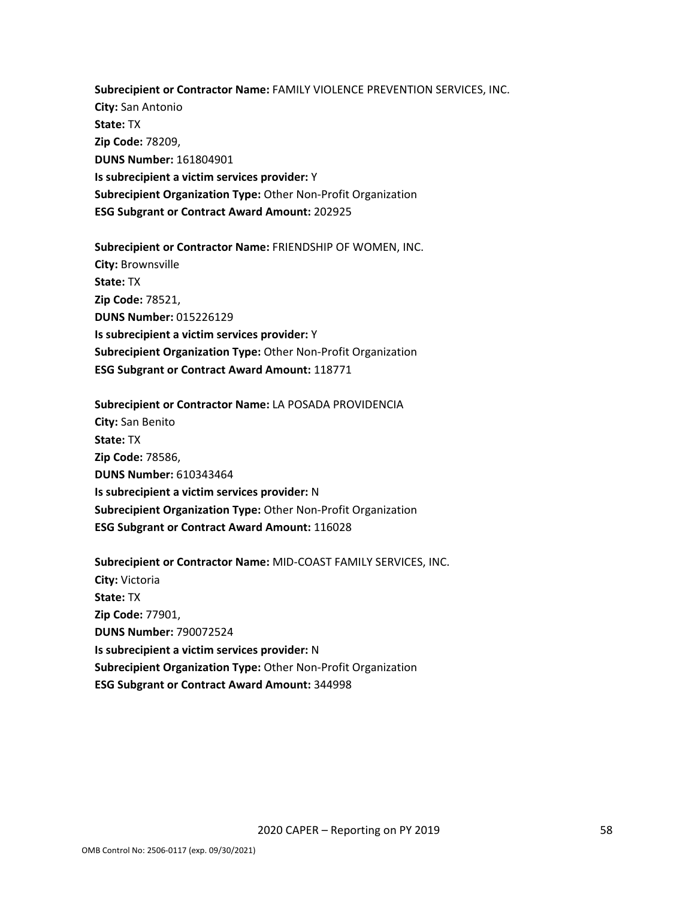**Subrecipient or Contractor Name:** FAMILY VIOLENCE PREVENTION SERVICES, INC.
**City:** San Antonio
**State:** TX
**Zip Code:** 78209,
**DUNS Number:** 161804901
**Is subrecipient a victim services provider:** Y
**Subrecipient Organization Type:** Other Non-Profit Organization
**ESG Subgrant or Contract Award Amount:** 202925

**Subrecipient or Contractor Name:** FRIENDSHIP OF WOMEN, INC.
**City:** Brownsville
**State:** TX
**Zip Code:** 78521,
**DUNS Number:** 015226129
**Is subrecipient a victim services provider:** Y
**Subrecipient Organization Type:** Other Non-Profit Organization
**ESG Subgrant or Contract Award Amount:** 118771

**Subrecipient or Contractor Name:** LA POSADA PROVIDENCIA
**City:** San Benito
**State:** TX
**Zip Code:** 78586,
**DUNS Number:** 610343464
**Is subrecipient a victim services provider:** N
**Subrecipient Organization Type:** Other Non-Profit Organization
**ESG Subgrant or Contract Award Amount:** 116028

**Subrecipient or Contractor Name:** MID-COAST FAMILY SERVICES, INC.
**City:** Victoria
**State:** TX
**Zip Code:** 77901,
**DUNS Number:** 790072524
**Is subrecipient a victim services provider:** N
**Subrecipient Organization Type:** Other Non-Profit Organization
**ESG Subgrant or Contract Award Amount:** 344998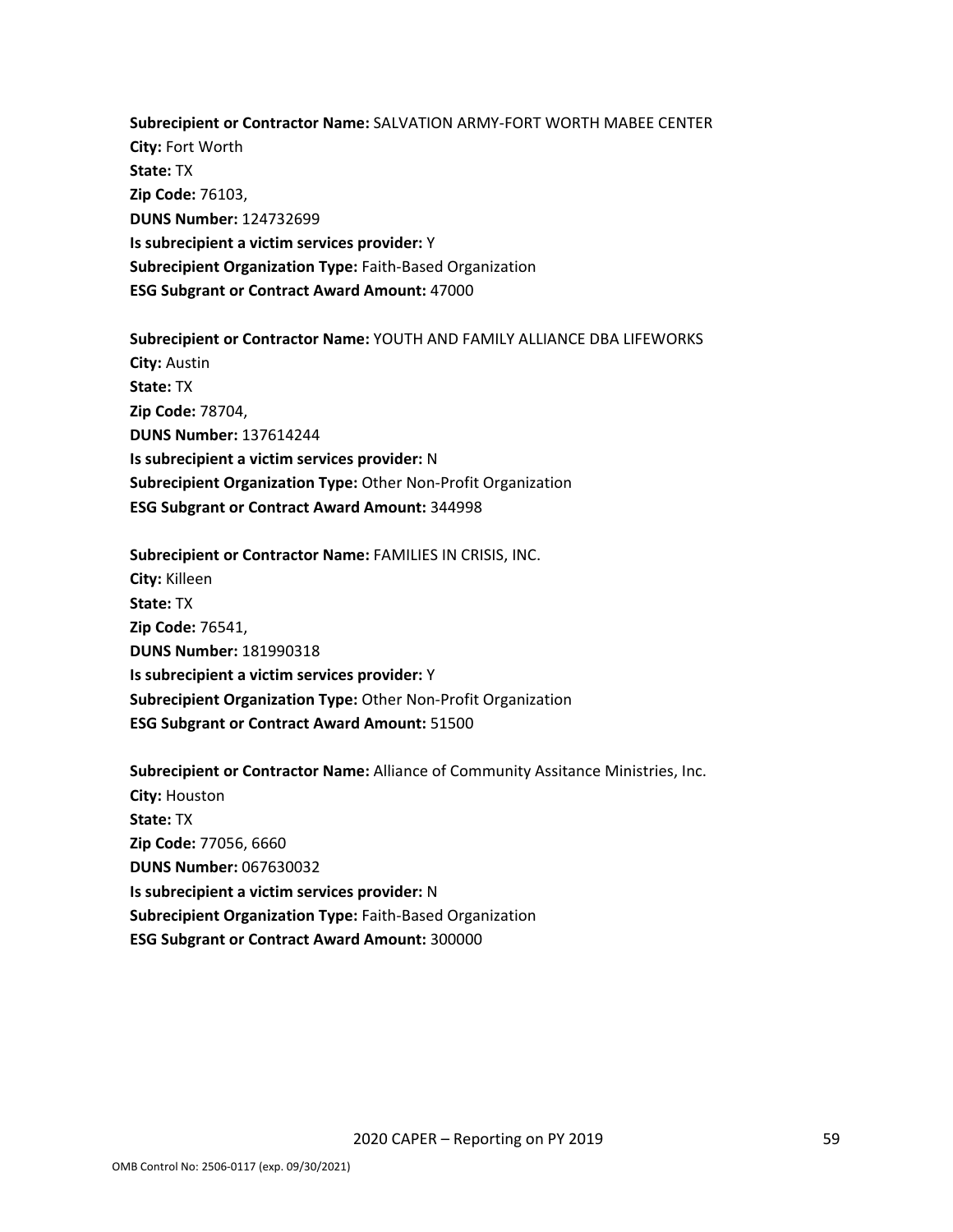**Subrecipient or Contractor Name:** SALVATION ARMY-FORT WORTH MABEE CENTER
**City:** Fort Worth
**State:** TX
**Zip Code:** 76103,
**DUNS Number:** 124732699
**Is subrecipient a victim services provider:** Y
**Subrecipient Organization Type:** Faith-Based Organization
**ESG Subgrant or Contract Award Amount:** 47000

**Subrecipient or Contractor Name:** YOUTH AND FAMILY ALLIANCE DBA LIFEWORKS
**City:** Austin
**State:** TX
**Zip Code:** 78704,
**DUNS Number:** 137614244
**Is subrecipient a victim services provider:** N
**Subrecipient Organization Type:** Other Non-Profit Organization
**ESG Subgrant or Contract Award Amount:** 344998

**Subrecipient or Contractor Name:** FAMILIES IN CRISIS, INC.
**City:** Killeen
**State:** TX
**Zip Code:** 76541,
**DUNS Number:** 181990318
**Is subrecipient a victim services provider:** Y
**Subrecipient Organization Type:** Other Non-Profit Organization
**ESG Subgrant or Contract Award Amount:** 51500

**Subrecipient or Contractor Name:** Alliance of Community Assitance Ministries, Inc.
**City:** Houston
**State:** TX
**Zip Code:** 77056, 6660
**DUNS Number:** 067630032
**Is subrecipient a victim services provider:** N
**Subrecipient Organization Type:** Faith-Based Organization
**ESG Subgrant or Contract Award Amount:** 300000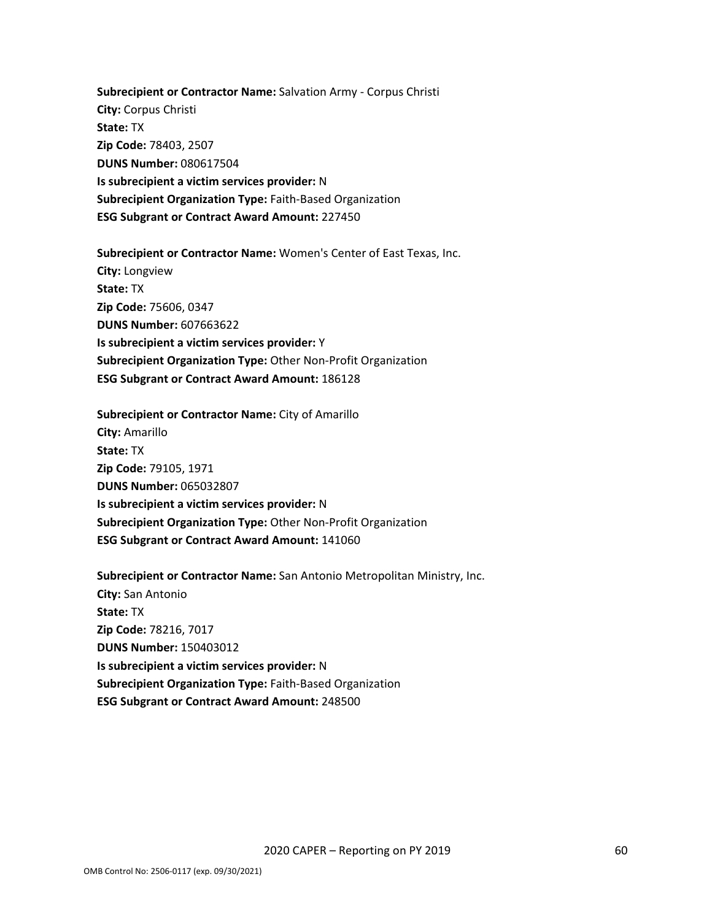**Subrecipient or Contractor Name:** Salvation Army - Corpus Christi
**City:** Corpus Christi
**State:** TX
**Zip Code:** 78403, 2507
**DUNS Number:** 080617504
**Is subrecipient a victim services provider:** N
**Subrecipient Organization Type:** Faith-Based Organization
**ESG Subgrant or Contract Award Amount:** 227450

**Subrecipient or Contractor Name:** Women's Center of East Texas, Inc.
**City:** Longview
**State:** TX
**Zip Code:** 75606, 0347
**DUNS Number:** 607663622
**Is subrecipient a victim services provider:** Y
**Subrecipient Organization Type:** Other Non-Profit Organization
**ESG Subgrant or Contract Award Amount:** 186128

**Subrecipient or Contractor Name:** City of Amarillo
**City:** Amarillo
**State:** TX
**Zip Code:** 79105, 1971
**DUNS Number:** 065032807
**Is subrecipient a victim services provider:** N
**Subrecipient Organization Type:** Other Non-Profit Organization
**ESG Subgrant or Contract Award Amount:** 141060

**Subrecipient or Contractor Name:** San Antonio Metropolitan Ministry, Inc.
**City:** San Antonio
**State:** TX
**Zip Code:** 78216, 7017
**DUNS Number:** 150403012
**Is subrecipient a victim services provider:** N
**Subrecipient Organization Type:** Faith-Based Organization
**ESG Subgrant or Contract Award Amount:** 248500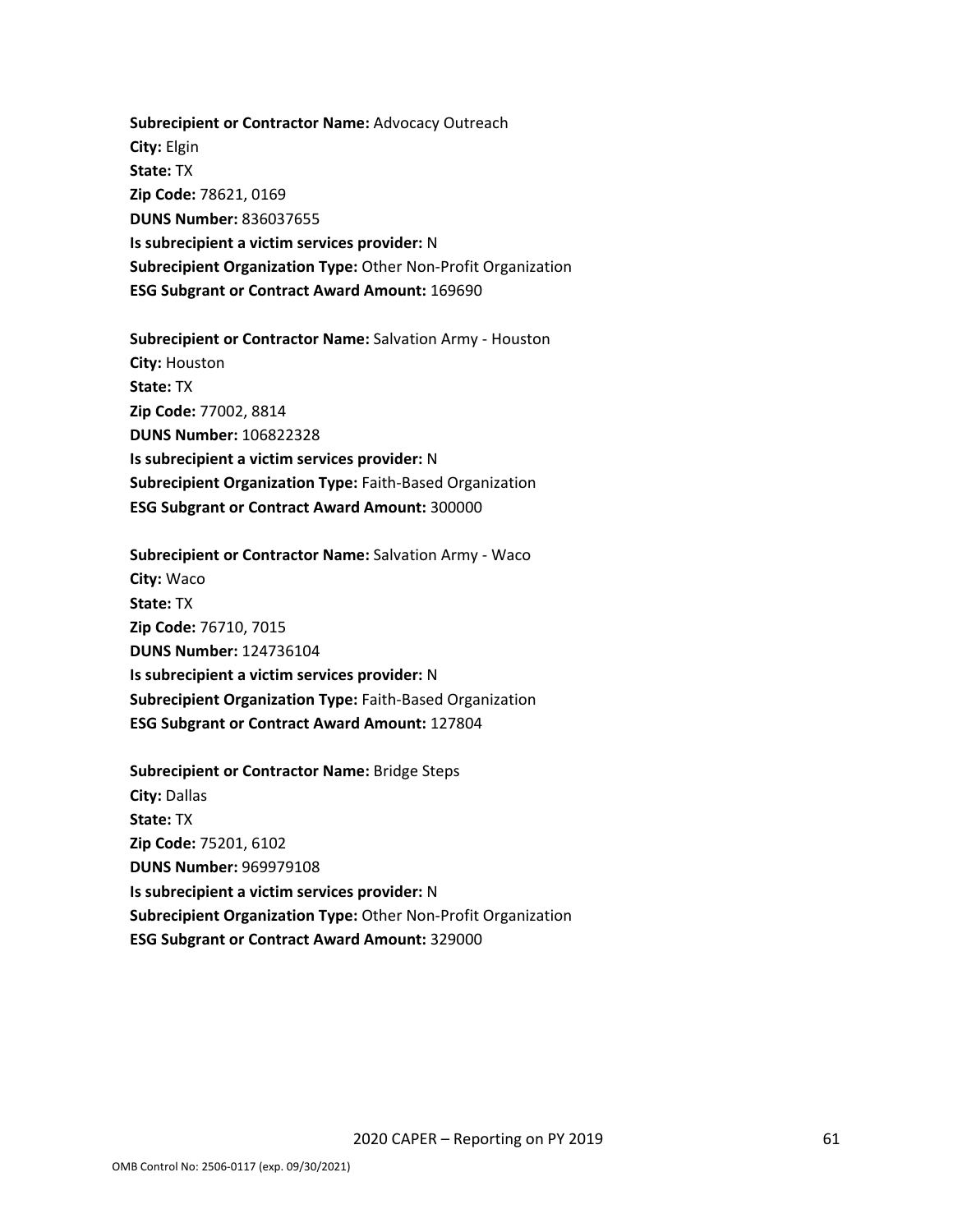**Subrecipient or Contractor Name:** Advocacy Outreach
**City:** Elgin
**State:** TX
**Zip Code:** 78621, 0169
**DUNS Number:** 836037655
**Is subrecipient a victim services provider:** N
**Subrecipient Organization Type:** Other Non-Profit Organization
**ESG Subgrant or Contract Award Amount:** 169690

**Subrecipient or Contractor Name:** Salvation Army - Houston
**City:** Houston
**State:** TX
**Zip Code:** 77002, 8814
**DUNS Number:** 106822328
**Is subrecipient a victim services provider:** N
**Subrecipient Organization Type:** Faith-Based Organization
**ESG Subgrant or Contract Award Amount:** 300000

**Subrecipient or Contractor Name:** Salvation Army - Waco
**City:** Waco
**State:** TX
**Zip Code:** 76710, 7015
**DUNS Number:** 124736104
**Is subrecipient a victim services provider:** N
**Subrecipient Organization Type:** Faith-Based Organization
**ESG Subgrant or Contract Award Amount:** 127804

**Subrecipient or Contractor Name:** Bridge Steps
**City:** Dallas
**State:** TX
**Zip Code:** 75201, 6102
**DUNS Number:** 969979108
**Is subrecipient a victim services provider:** N
**Subrecipient Organization Type:** Other Non-Profit Organization
**ESG Subgrant or Contract Award Amount:** 329000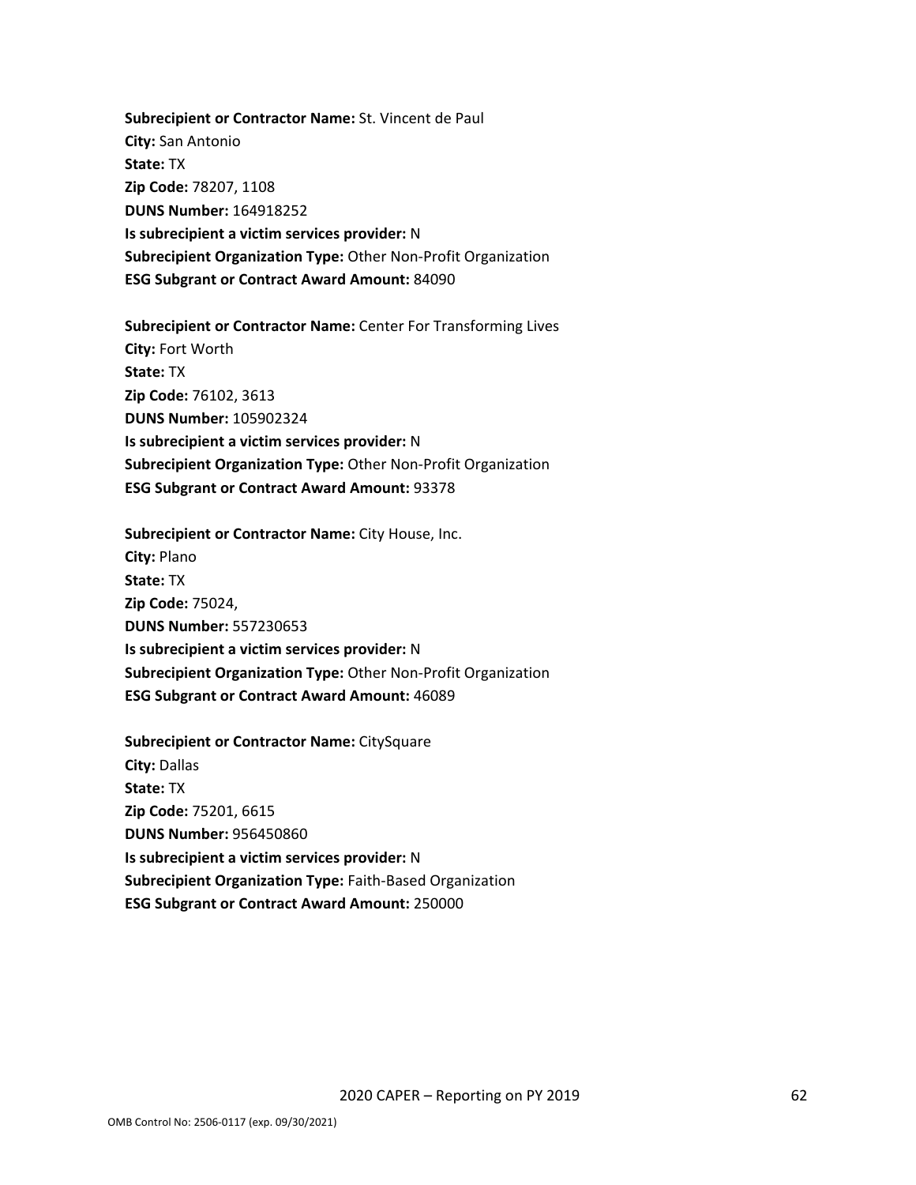**Subrecipient or Contractor Name:** St. Vincent de Paul
**City:** San Antonio
**State:** TX
**Zip Code:** 78207, 1108
**DUNS Number:** 164918252
**Is subrecipient a victim services provider:** N
**Subrecipient Organization Type:** Other Non-Profit Organization
**ESG Subgrant or Contract Award Amount:** 84090

**Subrecipient or Contractor Name:** Center For Transforming Lives
**City:** Fort Worth
**State:** TX
**Zip Code:** 76102, 3613
**DUNS Number:** 105902324
**Is subrecipient a victim services provider:** N
**Subrecipient Organization Type:** Other Non-Profit Organization
**ESG Subgrant or Contract Award Amount:** 93378

**Subrecipient or Contractor Name:** City House, Inc.
**City:** Plano
**State:** TX
**Zip Code:** 75024,
**DUNS Number:** 557230653
**Is subrecipient a victim services provider:** N
**Subrecipient Organization Type:** Other Non-Profit Organization
**ESG Subgrant or Contract Award Amount:** 46089

**Subrecipient or Contractor Name:** CitySquare
**City:** Dallas
**State:** TX
**Zip Code:** 75201, 6615
**DUNS Number:** 956450860
**Is subrecipient a victim services provider:** N
**Subrecipient Organization Type:** Faith-Based Organization
**ESG Subgrant or Contract Award Amount:** 250000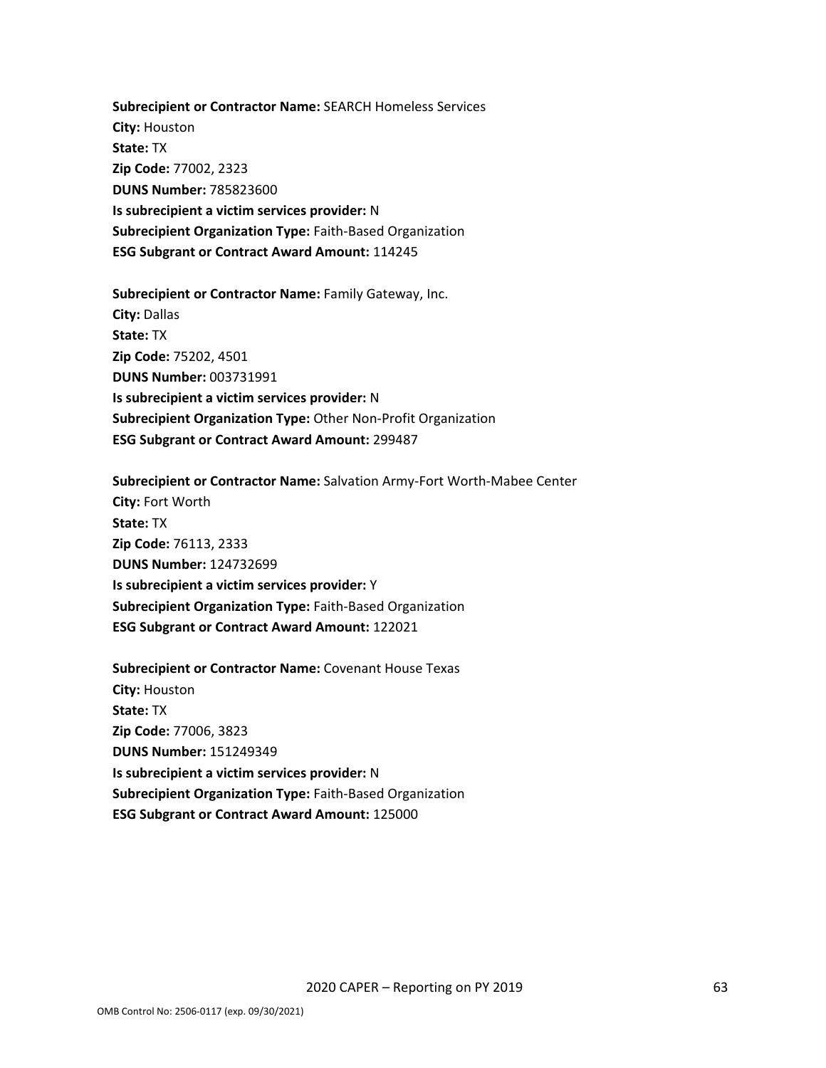**Subrecipient or Contractor Name:** SEARCH Homeless Services
**City:** Houston
**State:** TX
**Zip Code:** 77002, 2323
**DUNS Number:** 785823600
**Is subrecipient a victim services provider:** N
**Subrecipient Organization Type:** Faith-Based Organization
**ESG Subgrant or Contract Award Amount:** 114245

**Subrecipient or Contractor Name:** Family Gateway, Inc.
**City:** Dallas
**State:** TX
**Zip Code:** 75202, 4501
**DUNS Number:** 003731991
**Is subrecipient a victim services provider:** N
**Subrecipient Organization Type:** Other Non-Profit Organization
**ESG Subgrant or Contract Award Amount:** 299487

**Subrecipient or Contractor Name:** Salvation Army-Fort Worth-Mabee Center
**City:** Fort Worth
**State:** TX
**Zip Code:** 76113, 2333
**DUNS Number:** 124732699
**Is subrecipient a victim services provider:** Y
**Subrecipient Organization Type:** Faith-Based Organization
**ESG Subgrant or Contract Award Amount:** 122021

**Subrecipient or Contractor Name:** Covenant House Texas
**City:** Houston
**State:** TX
**Zip Code:** 77006, 3823
**DUNS Number:** 151249349
**Is subrecipient a victim services provider:** N
**Subrecipient Organization Type:** Faith-Based Organization
**ESG Subgrant or Contract Award Amount:** 125000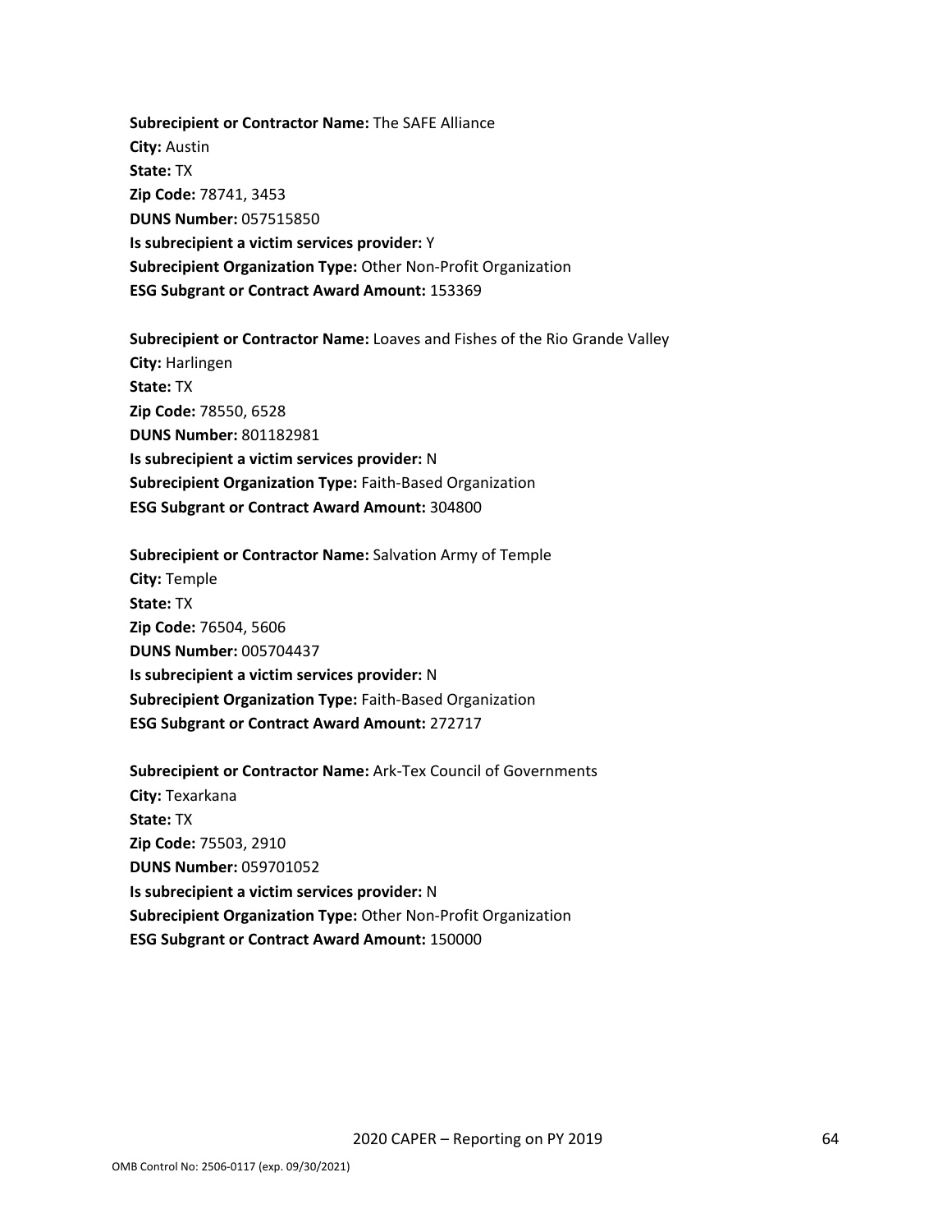**Subrecipient or Contractor Name:** The SAFE Alliance
**City:** Austin
**State:** TX
**Zip Code:** 78741, 3453
**DUNS Number:** 057515850
**Is subrecipient a victim services provider:** Y
**Subrecipient Organization Type:** Other Non-Profit Organization
**ESG Subgrant or Contract Award Amount:** 153369

**Subrecipient or Contractor Name:** Loaves and Fishes of the Rio Grande Valley
**City:** Harlingen
**State:** TX
**Zip Code:** 78550, 6528
**DUNS Number:** 801182981
**Is subrecipient a victim services provider:** N
**Subrecipient Organization Type:** Faith-Based Organization
**ESG Subgrant or Contract Award Amount:** 304800

**Subrecipient or Contractor Name:** Salvation Army of Temple
**City:** Temple
**State:** TX
**Zip Code:** 76504, 5606
**DUNS Number:** 005704437
**Is subrecipient a victim services provider:** N
**Subrecipient Organization Type:** Faith-Based Organization
**ESG Subgrant or Contract Award Amount:** 272717

**Subrecipient or Contractor Name:** Ark-Tex Council of Governments
**City:** Texarkana
**State:** TX
**Zip Code:** 75503, 2910
**DUNS Number:** 059701052
**Is subrecipient a victim services provider:** N
**Subrecipient Organization Type:** Other Non-Profit Organization
**ESG Subgrant or Contract Award Amount:** 150000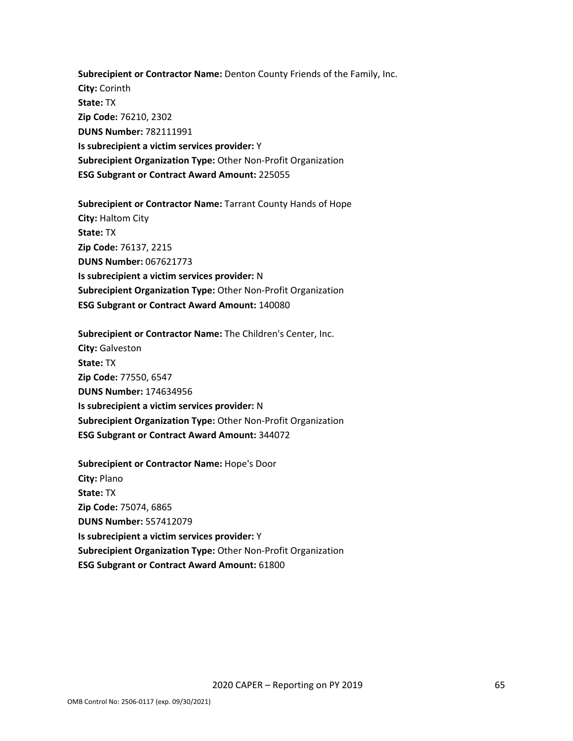**Subrecipient or Contractor Name:** Denton County Friends of the Family, Inc.
**City:** Corinth
**State:** TX
**Zip Code:** 76210, 2302
**DUNS Number:** 782111991
**Is subrecipient a victim services provider:** Y
**Subrecipient Organization Type:** Other Non-Profit Organization
**ESG Subgrant or Contract Award Amount:** 225055

**Subrecipient or Contractor Name:** Tarrant County Hands of Hope
**City:** Haltom City
**State:** TX
**Zip Code:** 76137, 2215
**DUNS Number:** 067621773
**Is subrecipient a victim services provider:** N
**Subrecipient Organization Type:** Other Non-Profit Organization
**ESG Subgrant or Contract Award Amount:** 140080

**Subrecipient or Contractor Name:** The Children's Center, Inc.
**City:** Galveston
**State:** TX
**Zip Code:** 77550, 6547
**DUNS Number:** 174634956
**Is subrecipient a victim services provider:** N
**Subrecipient Organization Type:** Other Non-Profit Organization
**ESG Subgrant or Contract Award Amount:** 344072

**Subrecipient or Contractor Name:** Hope's Door
**City:** Plano
**State:** TX
**Zip Code:** 75074, 6865
**DUNS Number:** 557412079
**Is subrecipient a victim services provider:** Y
**Subrecipient Organization Type:** Other Non-Profit Organization
**ESG Subgrant or Contract Award Amount:** 61800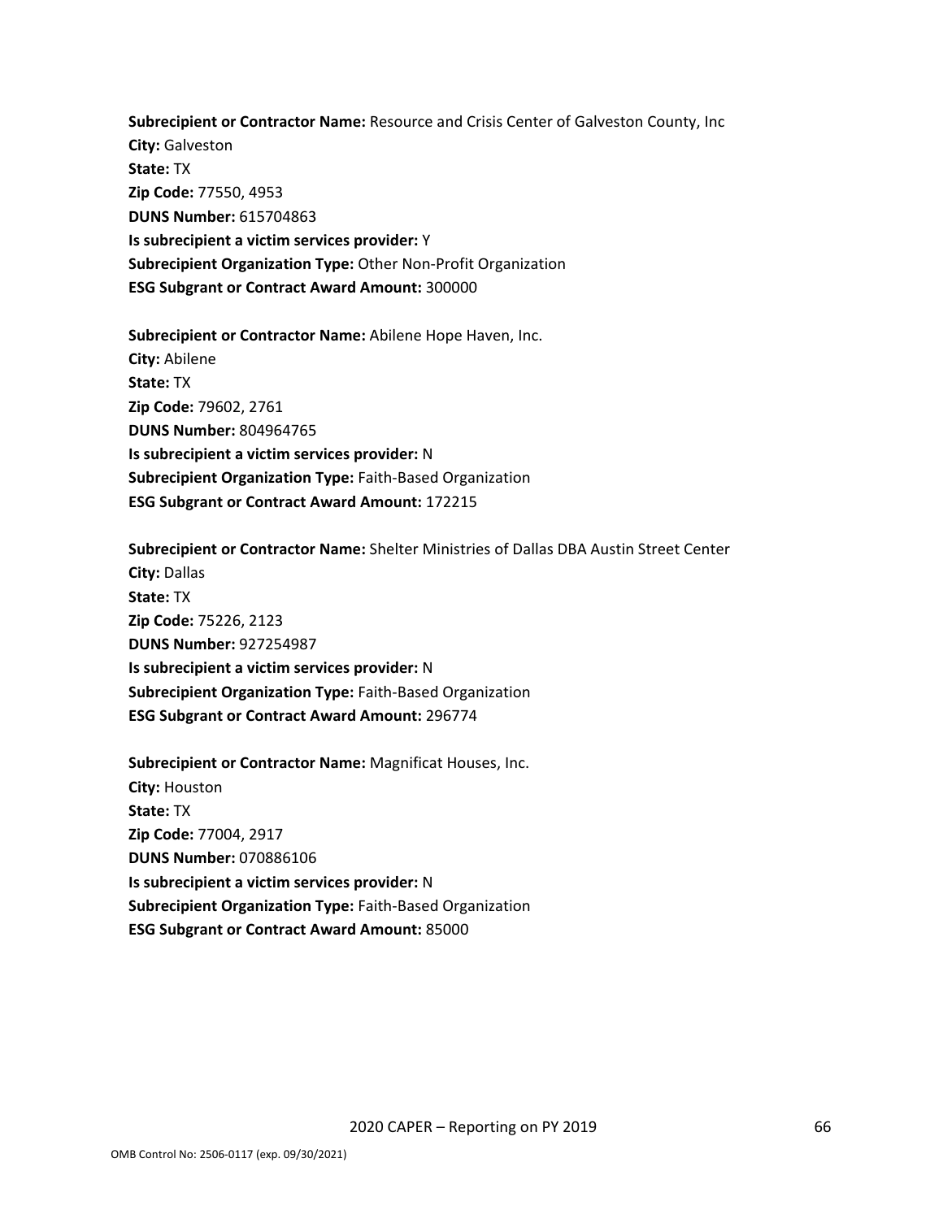**Subrecipient or Contractor Name:** Resource and Crisis Center of Galveston County, Inc
**City:** Galveston
**State:** TX
**Zip Code:** 77550, 4953
**DUNS Number:** 615704863
**Is subrecipient a victim services provider:** Y
**Subrecipient Organization Type:** Other Non-Profit Organization
**ESG Subgrant or Contract Award Amount:** 300000

**Subrecipient or Contractor Name:** Abilene Hope Haven, Inc.
**City:** Abilene
**State:** TX
**Zip Code:** 79602, 2761
**DUNS Number:** 804964765
**Is subrecipient a victim services provider:** N
**Subrecipient Organization Type:** Faith-Based Organization
**ESG Subgrant or Contract Award Amount:** 172215

**Subrecipient or Contractor Name:** Shelter Ministries of Dallas DBA Austin Street Center
**City:** Dallas
**State:** TX
**Zip Code:** 75226, 2123
**DUNS Number:** 927254987
**Is subrecipient a victim services provider:** N
**Subrecipient Organization Type:** Faith-Based Organization
**ESG Subgrant or Contract Award Amount:** 296774

**Subrecipient or Contractor Name:** Magnificat Houses, Inc.
**City:** Houston
**State:** TX
**Zip Code:** 77004, 2917
**DUNS Number:** 070886106
**Is subrecipient a victim services provider:** N
**Subrecipient Organization Type:** Faith-Based Organization
**ESG Subgrant or Contract Award Amount:** 85000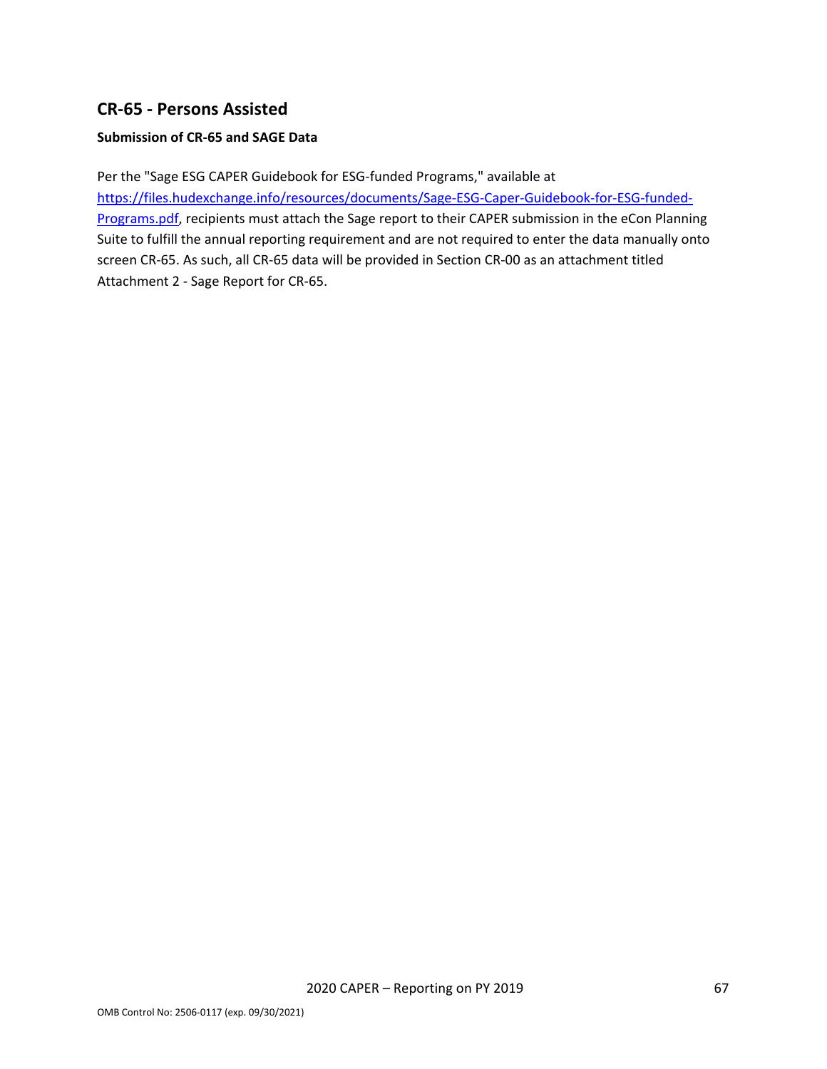## CR-65 - Persons Assisted

**Submission of CR-65 and SAGE Data**

Per the "Sage ESG CAPER Guidebook for ESG-funded Programs," available at [https://files.hudexchange.info/resources/documents/Sage-ESG-Caper-Guidebook-for-ESG-funded-Programs.pdf](https://files.hudexchange.info/resources/documents/Sage-ESG-Caper-Guidebook-for-ESG-funded-Programs.pdf), recipients must attach the Sage report to their CAPER submission in the eCon Planning Suite to fulfill the annual reporting requirement and are not required to enter the data manually onto screen CR-65. As such, all CR-65 data will be provided in Section CR-00 as an attachment titled Attachment 2 - Sage Report for CR-65.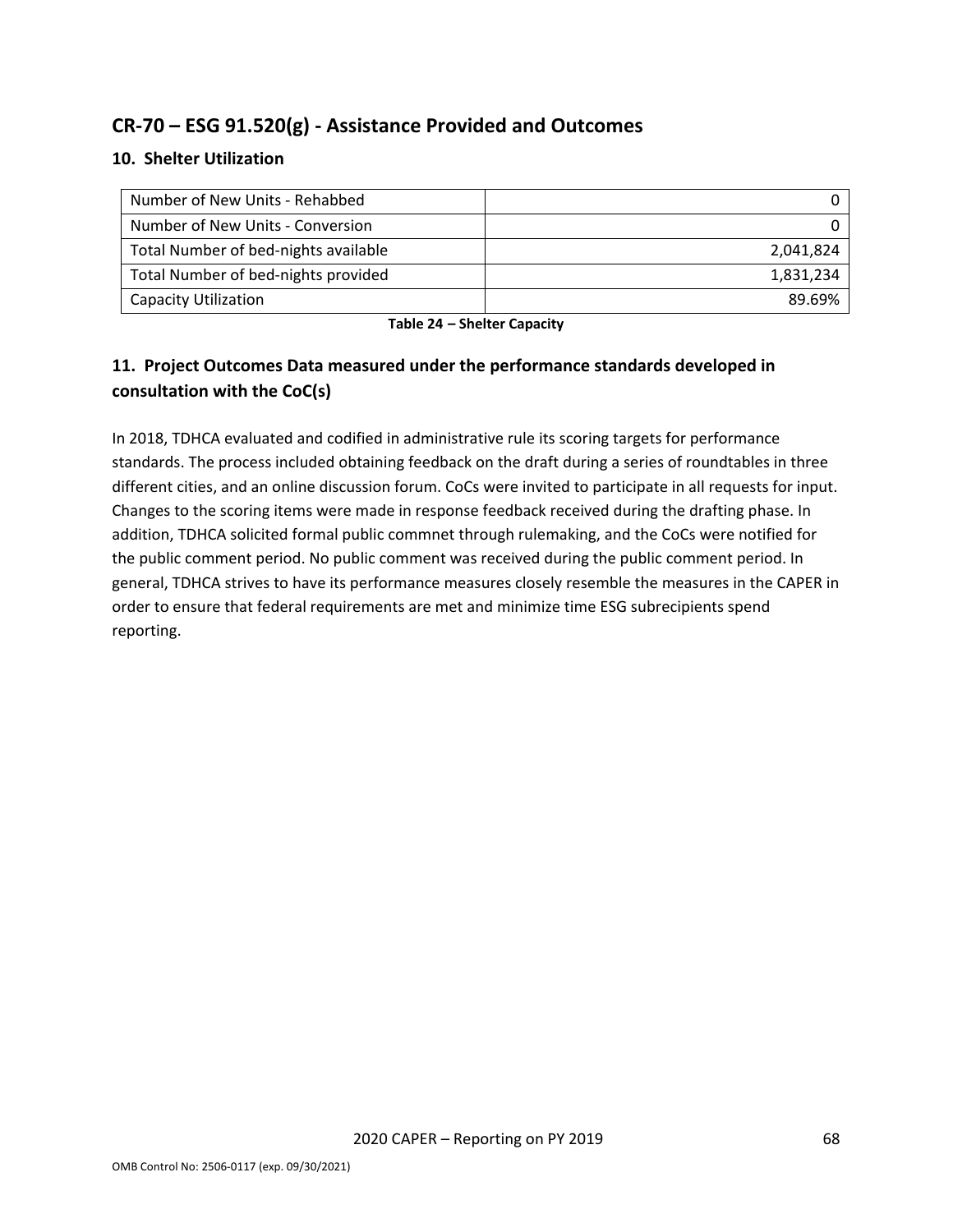## CR-70 – ESG 91.520(g) - Assistance Provided and Outcomes

### 10. Shelter Utilization

| | |
|---|---|
| Number of New Units - Rehabbed | 0 |
| Number of New Units - Conversion | 0 |
| Total Number of bed-nights available | 2,041,824 |
| Total Number of bed-nights provided | 1,831,234 |
| Capacity Utilization | 89.69% |

**Table 24 – Shelter Capacity**

### 11. Project Outcomes Data measured under the performance standards developed in consultation with the CoC(s)

In 2018, TDHCA evaluated and codified in administrative rule its scoring targets for performance standards. The process included obtaining feedback on the draft during a series of roundtables in three different cities, and an online discussion forum. CoCs were invited to participate in all requests for input. Changes to the scoring items were made in response feedback received during the drafting phase. In addition, TDHCA solicited formal public commnet through rulemaking, and the CoCs were notified for the public comment period. No public comment was received during the public comment period. In general, TDHCA strives to have its performance measures closely resemble the measures in the CAPER in order to ensure that federal requirements are met and minimize time ESG subrecipients spend reporting.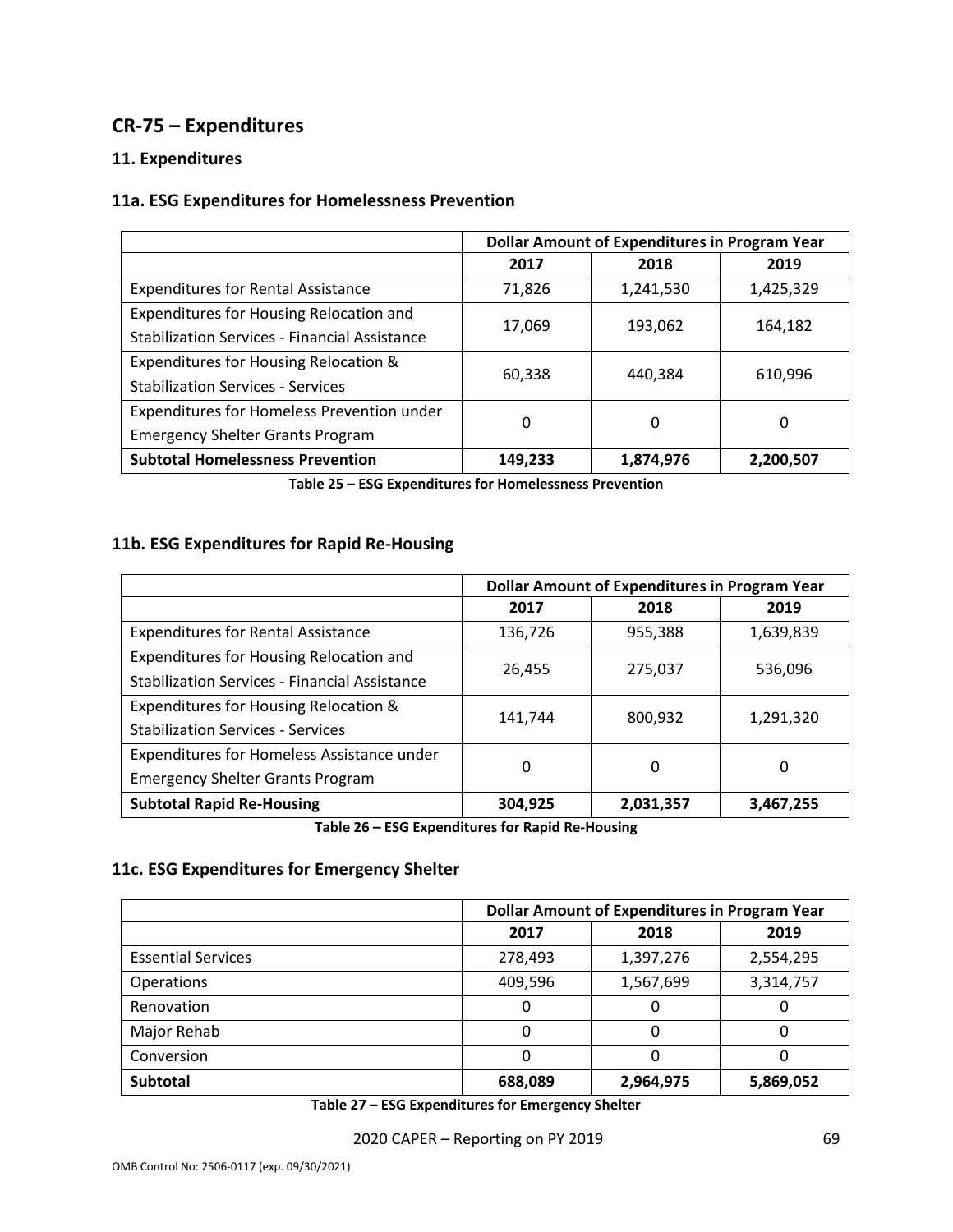## CR-75 – Expenditures

### 11. Expenditures

### 11a. ESG Expenditures for Homelessness Prevention

| | Dollar Amount of Expenditures in Program Year | | |
|---|---|---|---|
| | 2017 | 2018 | 2019 |
| Expenditures for Rental Assistance | 71,826 | 1,241,530 | 1,425,329 |
| Expenditures for Housing Relocation and Stabilization Services - Financial Assistance | 17,069 | 193,062 | 164,182 |
| Expenditures for Housing Relocation & Stabilization Services - Services | 60,338 | 440,384 | 610,996 |
| Expenditures for Homeless Prevention under Emergency Shelter Grants Program | 0 | 0 | 0 |
| **Subtotal Homelessness Prevention** | **149,233** | **1,874,976** | **2,200,507** |

**Table 25 – ESG Expenditures for Homelessness Prevention**

### 11b. ESG Expenditures for Rapid Re-Housing

| | Dollar Amount of Expenditures in Program Year | | |
|---|---|---|---|
| | 2017 | 2018 | 2019 |
| Expenditures for Rental Assistance | 136,726 | 955,388 | 1,639,839 |
| Expenditures for Housing Relocation and Stabilization Services - Financial Assistance | 26,455 | 275,037 | 536,096 |
| Expenditures for Housing Relocation & Stabilization Services - Services | 141,744 | 800,932 | 1,291,320 |
| Expenditures for Homeless Assistance under Emergency Shelter Grants Program | 0 | 0 | 0 |
| **Subtotal Rapid Re-Housing** | **304,925** | **2,031,357** | **3,467,255** |

**Table 26 – ESG Expenditures for Rapid Re-Housing**

### 11c. ESG Expenditures for Emergency Shelter

| | Dollar Amount of Expenditures in Program Year | | |
|---|---|---|---|
| | 2017 | 2018 | 2019 |
| Essential Services | 278,493 | 1,397,276 | 2,554,295 |
| Operations | 409,596 | 1,567,699 | 3,314,757 |
| Renovation | 0 | 0 | 0 |
| Major Rehab | 0 | 0 | 0 |
| Conversion | 0 | 0 | 0 |
| **Subtotal** | **688,089** | **2,964,975** | **5,869,052** |

**Table 27 – ESG Expenditures for Emergency Shelter**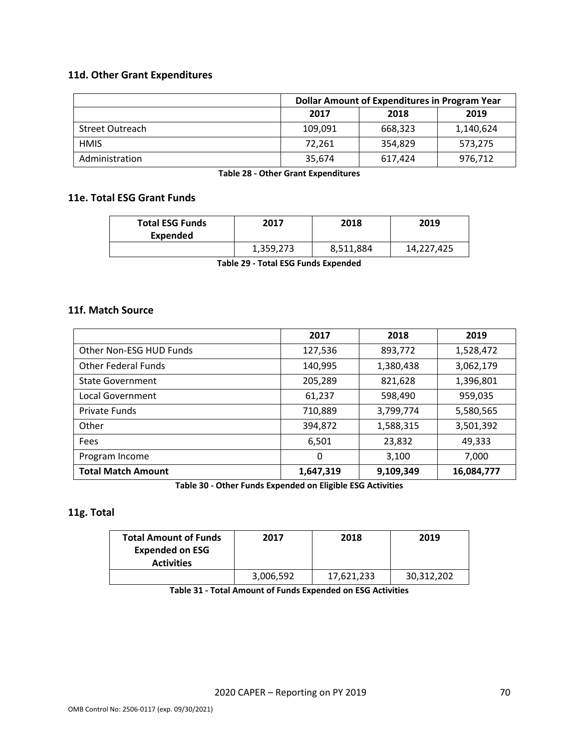### 11d. Other Grant Expenditures

| | Dollar Amount of Expenditures in Program Year | | |
|---|---|---|---|
| | 2017 | 2018 | 2019 |
| Street Outreach | 109,091 | 668,323 | 1,140,624 |
| HMIS | 72,261 | 354,829 | 573,275 |
| Administration | 35,674 | 617,424 | 976,712 |

**Table 28 - Other Grant Expenditures**

### 11e. Total ESG Grant Funds

| Total ESG Funds Expended | 2017 | 2018 | 2019 |
|---|---|---|---|
| | 1,359,273 | 8,511,884 | 14,227,425 |

**Table 29 - Total ESG Funds Expended**

### 11f. Match Source

| | 2017 | 2018 | 2019 |
|---|---|---|---|
| Other Non-ESG HUD Funds | 127,536 | 893,772 | 1,528,472 |
| Other Federal Funds | 140,995 | 1,380,438 | 3,062,179 |
| State Government | 205,289 | 821,628 | 1,396,801 |
| Local Government | 61,237 | 598,490 | 959,035 |
| Private Funds | 710,889 | 3,799,774 | 5,580,565 |
| Other | 394,872 | 1,588,315 | 3,501,392 |
| Fees | 6,501 | 23,832 | 49,333 |
| Program Income | 0 | 3,100 | 7,000 |
| **Total Match Amount** | **1,647,319** | **9,109,349** | **16,084,777** |

**Table 30 - Other Funds Expended on Eligible ESG Activities**

### 11g. Total

| Total Amount of Funds Expended on ESG Activities | 2017 | 2018 | 2019 |
|---|---|---|---|
| | 3,006,592 | 17,621,233 | 30,312,202 |

**Table 31 - Total Amount of Funds Expended on ESG Activities**